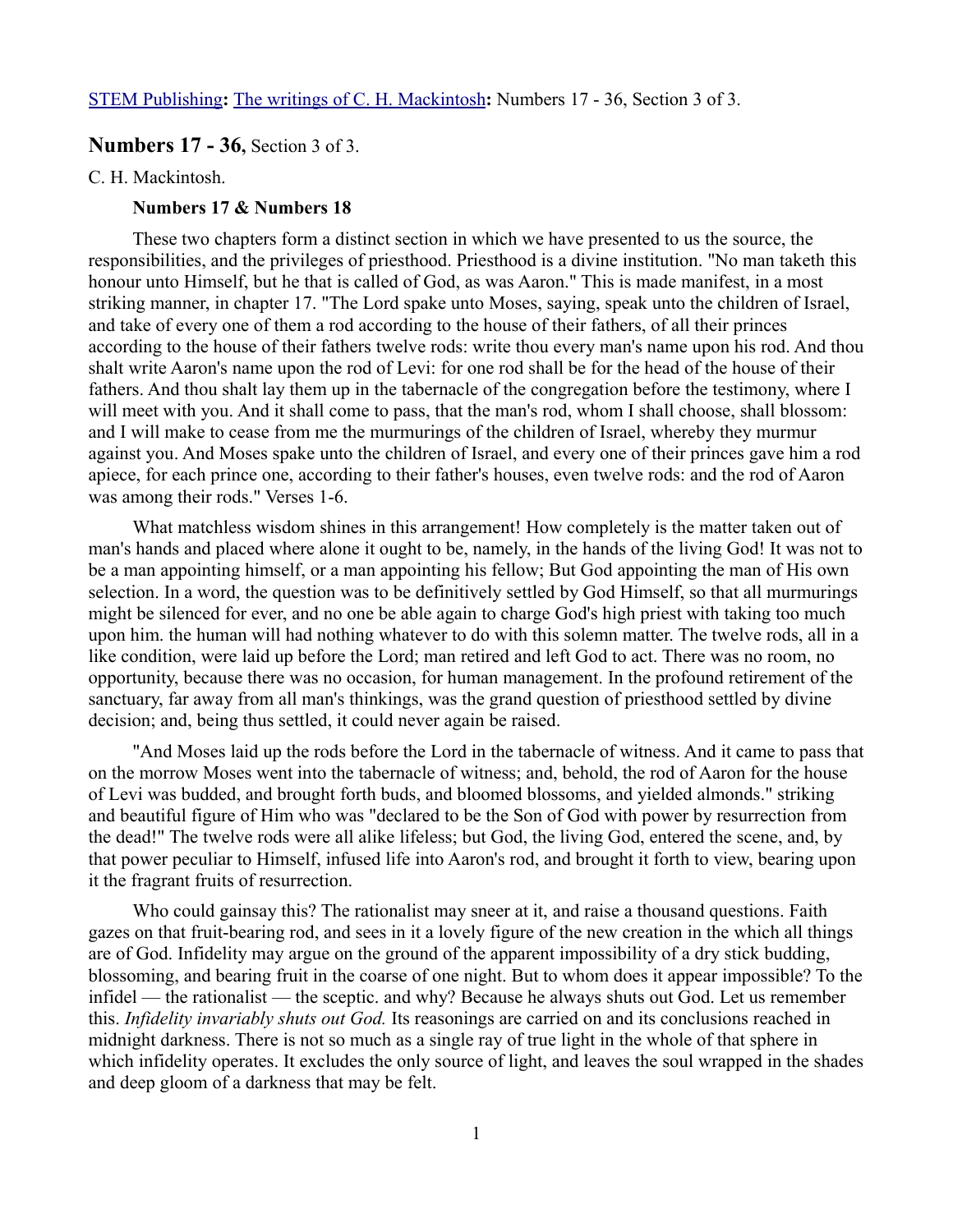STEM Publishing**:** The writings of C. H. Mackintosh**:** Numbers 17 - 36, Section 3 of 3.

## **Numbers 17 - 36,** Section 3 of 3.

C. H. Mackintosh.

### Numbers 17 & Numbers 18

These two chapters form a distinct section in which we have presented to us the source, the responsibilities, and the privileges of priesthood. Priesthood is a divine institution. "No man taketh this honour unto Himself, but he that is called of God, as was Aaron." This is made manifest, in a most striking manner, in chapter 17. "The Lord spake unto Moses, saying, speak unto the children of Israel, and take of every one of them a rod according to the house of their fathers, of all their princes according to the house of their fathers twelve rods: write thou every man's name upon his rod. And thou shalt write Aaron's name upon the rod of Levi: for one rod shall be for the head of the house of their fathers. And thou shalt lay them up in the tabernacle of the congregation before the testimony, where I will meet with you. And it shall come to pass, that the man's rod, whom I shall choose, shall blossom: and I will make to cease from me the murmurings of the children of Israel, whereby they murmur against you. And Moses spake unto the children of Israel, and every one of their princes gave him a rod apiece, for each prince one, according to their father's houses, even twelve rods: and the rod of Aaron was among their rods." Verses 1-6.

What matchless wisdom shines in this arrangement! How completely is the matter taken out of man's hands and placed where alone it ought to be, namely, in the hands of the living God! It was not to be a man appointing himself, or a man appointing his fellow; But God appointing the man of His own selection. In a word, the question was to be definitively settled by God Himself, so that all murmurings might be silenced for ever, and no one be able again to charge God's high priest with taking too much upon him. the human will had nothing whatever to do with this solemn matter. The twelve rods, all in a like condition, were laid up before the Lord; man retired and left God to act. There was no room, no opportunity, because there was no occasion, for human management. In the profound retirement of the sanctuary, far away from all man's thinkings, was the grand question of priesthood settled by divine decision; and, being thus settled, it could never again be raised.

"And Moses laid up the rods before the Lord in the tabernacle of witness. And it came to pass that on the morrow Moses went into the tabernacle of witness; and, behold, the rod of Aaron for the house of Levi was budded, and brought forth buds, and bloomed blossoms, and yielded almonds." striking and beautiful figure of Him who was "declared to be the Son of God with power by resurrection from the dead!" The twelve rods were all alike lifeless; but God, the living God, entered the scene, and, by that power peculiar to Himself, infused life into Aaron's rod, and brought it forth to view, bearing upon it the fragrant fruits of resurrection.

Who could gainsay this? The rationalist may sneer at it, and raise a thousand questions. Faith gazes on that fruit-bearing rod, and sees in it a lovely figure of the new creation in the which all things are of God. Infidelity may argue on the ground of the apparent impossibility of a dry stick budding, blossoming, and bearing fruit in the coarse of one night. But to whom does it appear impossible? To the infidel — the rationalist — the sceptic. and why? Because he always shuts out God. Let us remember this. *Infidelity invariably shuts out God.* Its reasonings are carried on and its conclusions reached in midnight darkness. There is not so much as a single ray of true light in the whole of that sphere in which infidelity operates. It excludes the only source of light, and leaves the soul wrapped in the shades and deep gloom of a darkness that may be felt.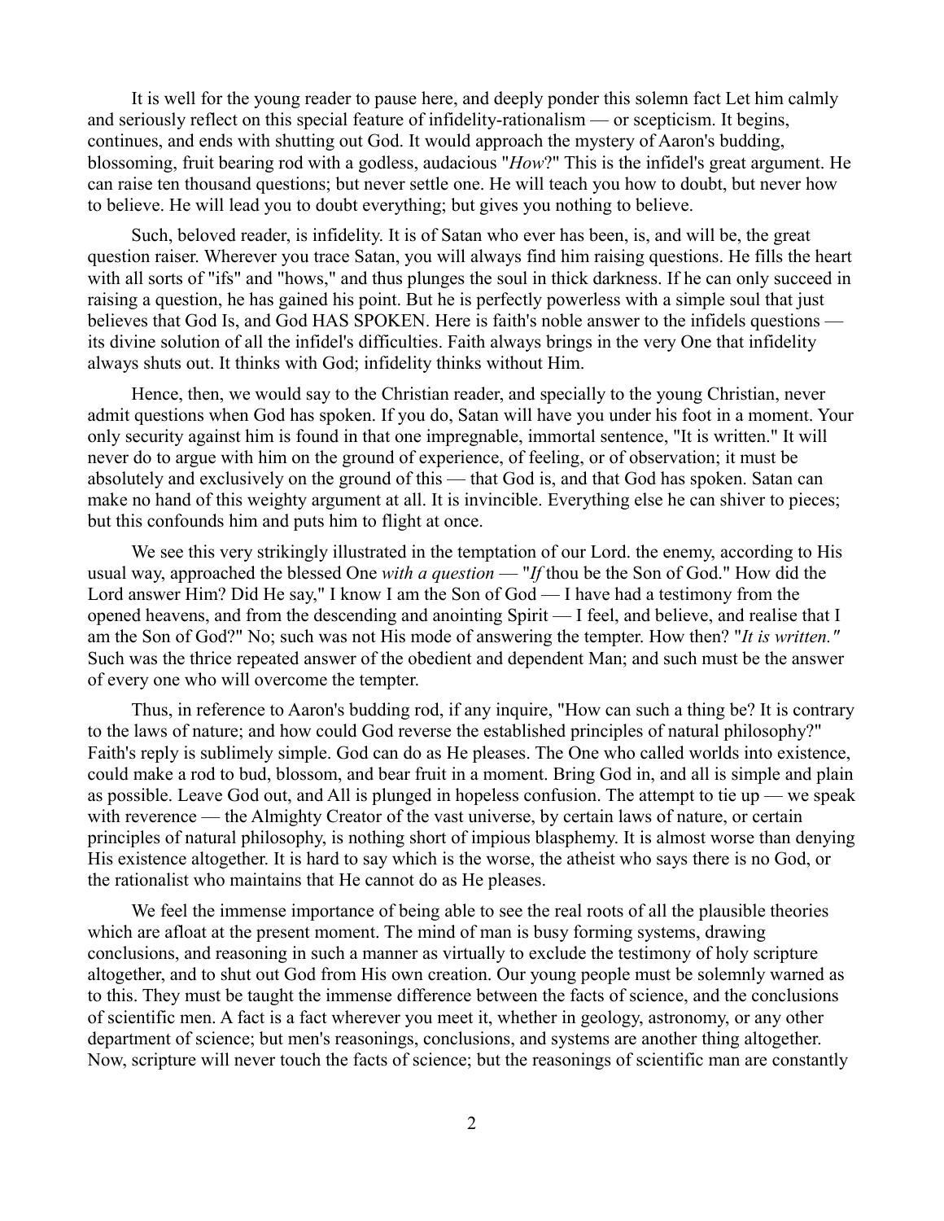It is well for the young reader to pause here, and deeply ponder this solemn fact Let him calmly and seriously reflect on this special feature of infidelity-rationalism — or scepticism. It begins, continues, and ends with shutting out God. It would approach the mystery of Aaron's budding, blossoming, fruit bearing rod with a godless, audacious "*How*?" This is the infidel's great argument. He can raise ten thousand questions; but never settle one. He will teach you how to doubt, but never how to believe. He will lead you to doubt everything; but gives you nothing to believe.

Such, beloved reader, is infidelity. It is of Satan who ever has been, is, and will be, the great question raiser. Wherever you trace Satan, you will always find him raising questions. He fills the heart with all sorts of "ifs" and "hows," and thus plunges the soul in thick darkness. If he can only succeed in raising a question, he has gained his point. But he is perfectly powerless with a simple soul that just believes that God Is, and God HAS SPOKEN. Here is faith's noble answer to the infidels questions — its divine solution of all the infidel's difficulties. Faith always brings in the very One that infidelity always shuts out. It thinks with God; infidelity thinks without Him.

Hence, then, we would say to the Christian reader, and specially to the young Christian, never admit questions when God has spoken. If you do, Satan will have you under his foot in a moment. Your only security against him is found in that one impregnable, immortal sentence, "It is written." It will never do to argue with him on the ground of experience, of feeling, or of observation; it must be absolutely and exclusively on the ground of this — that God is, and that God has spoken. Satan can make no hand of this weighty argument at all. It is invincible. Everything else he can shiver to pieces; but this confounds him and puts him to flight at once.

We see this very strikingly illustrated in the temptation of our Lord. the enemy, according to His usual way, approached the blessed One *with a question* — "*If* thou be the Son of God." How did the Lord answer Him? Did He say," I know I am the Son of God — I have had a testimony from the opened heavens, and from the descending and anointing Spirit — I feel, and believe, and realise that I am the Son of God?" No; such was not His mode of answering the tempter. How then? "*It is written."* Such was the thrice repeated answer of the obedient and dependent Man; and such must be the answer of every one who will overcome the tempter.

Thus, in reference to Aaron's budding rod, if any inquire, "How can such a thing be? It is contrary to the laws of nature; and how could God reverse the established principles of natural philosophy?" Faith's reply is sublimely simple. God can do as He pleases. The One who called worlds into existence, could make a rod to bud, blossom, and bear fruit in a moment. Bring God in, and all is simple and plain as possible. Leave God out, and All is plunged in hopeless confusion. The attempt to tie up — we speak with reverence — the Almighty Creator of the vast universe, by certain laws of nature, or certain principles of natural philosophy, is nothing short of impious blasphemy. It is almost worse than denying His existence altogether. It is hard to say which is the worse, the atheist who says there is no God, or the rationalist who maintains that He cannot do as He pleases.

We feel the immense importance of being able to see the real roots of all the plausible theories which are afloat at the present moment. The mind of man is busy forming systems, drawing conclusions, and reasoning in such a manner as virtually to exclude the testimony of holy scripture altogether, and to shut out God from His own creation. Our young people must be solemnly warned as to this. They must be taught the immense difference between the facts of science, and the conclusions of scientific men. A fact is a fact wherever you meet it, whether in geology, astronomy, or any other department of science; but men's reasonings, conclusions, and systems are another thing altogether. Now, scripture will never touch the facts of science; but the reasonings of scientific man are constantly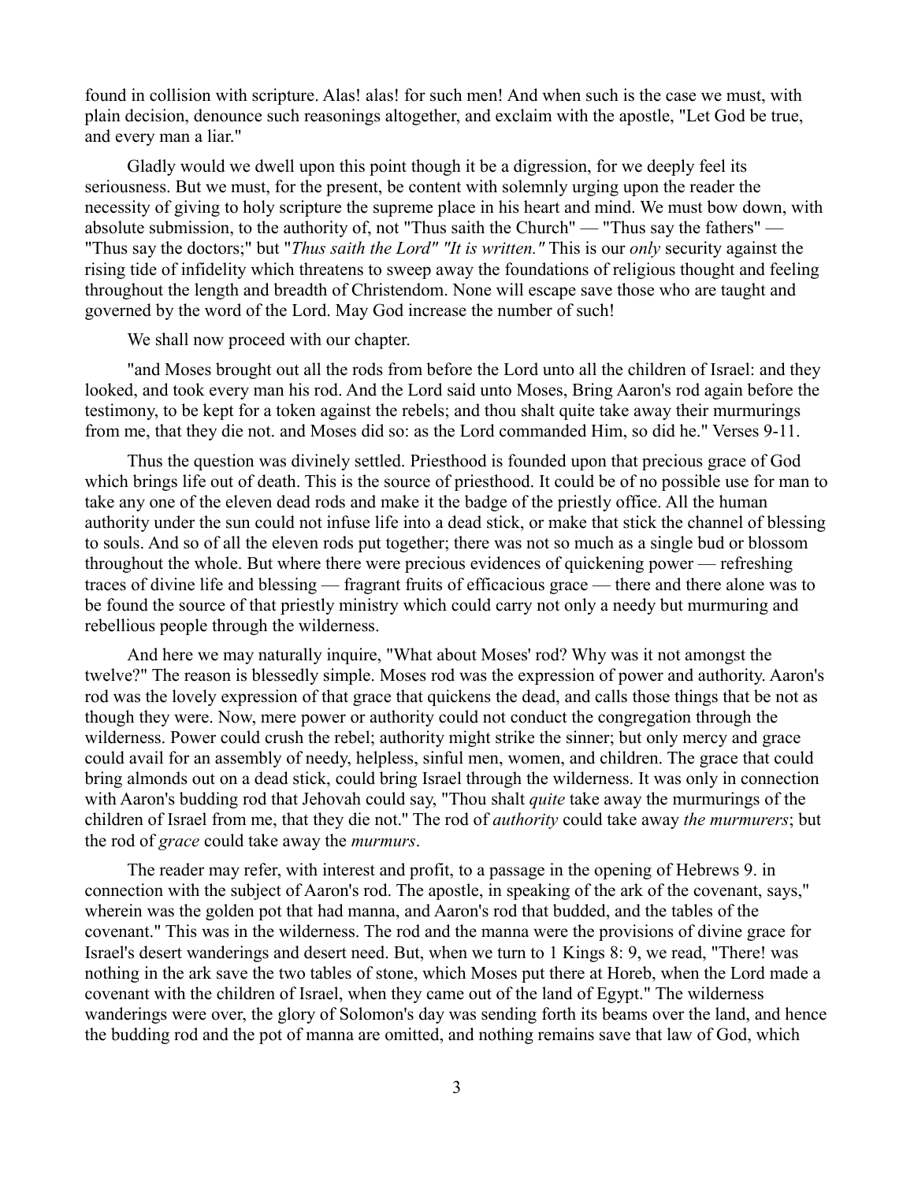found in collision with scripture. Alas! alas! for such men! And when such is the case we must, with plain decision, denounce such reasonings altogether, and exclaim with the apostle, "Let God be true, and every man a liar."

Gladly would we dwell upon this point though it be a digression, for we deeply feel its seriousness. But we must, for the present, be content with solemnly urging upon the reader the necessity of giving to holy scripture the supreme place in his heart and mind. We must bow down, with absolute submission, to the authority of, not "Thus saith the Church" — "Thus say the fathers" — "Thus say the doctors;" but "*Thus saith the Lord" "It is written."* This is our *only* security against the rising tide of infidelity which threatens to sweep away the foundations of religious thought and feeling throughout the length and breadth of Christendom. None will escape save those who are taught and governed by the word of the Lord. May God increase the number of such!

We shall now proceed with our chapter.

"and Moses brought out all the rods from before the Lord unto all the children of Israel: and they looked, and took every man his rod. And the Lord said unto Moses, Bring Aaron's rod again before the testimony, to be kept for a token against the rebels; and thou shalt quite take away their murmurings from me, that they die not. and Moses did so: as the Lord commanded Him, so did he." Verses 9-11.

Thus the question was divinely settled. Priesthood is founded upon that precious grace of God which brings life out of death. This is the source of priesthood. It could be of no possible use for man to take any one of the eleven dead rods and make it the badge of the priestly office. All the human authority under the sun could not infuse life into a dead stick, or make that stick the channel of blessing to souls. And so of all the eleven rods put together; there was not so much as a single bud or blossom throughout the whole. But where there were precious evidences of quickening power — refreshing traces of divine life and blessing — fragrant fruits of efficacious grace — there and there alone was to be found the source of that priestly ministry which could carry not only a needy but murmuring and rebellious people through the wilderness.

And here we may naturally inquire, "What about Moses' rod? Why was it not amongst the twelve?" The reason is blessedly simple. Moses rod was the expression of power and authority. Aaron's rod was the lovely expression of that grace that quickens the dead, and calls those things that be not as though they were. Now, mere power or authority could not conduct the congregation through the wilderness. Power could crush the rebel; authority might strike the sinner; but only mercy and grace could avail for an assembly of needy, helpless, sinful men, women, and children. The grace that could bring almonds out on a dead stick, could bring Israel through the wilderness. It was only in connection with Aaron's budding rod that Jehovah could say, "Thou shalt *quite* take away the murmurings of the children of Israel from me, that they die not." The rod of *authority* could take away *the murmurers*; but the rod of *grace* could take away the *murmurs*.

The reader may refer, with interest and profit, to a passage in the opening of Hebrews 9. in connection with the subject of Aaron's rod. The apostle, in speaking of the ark of the covenant, says," wherein was the golden pot that had manna, and Aaron's rod that budded, and the tables of the covenant." This was in the wilderness. The rod and the manna were the provisions of divine grace for Israel's desert wanderings and desert need. But, when we turn to 1 Kings 8: 9, we read, "There! was nothing in the ark save the two tables of stone, which Moses put there at Horeb, when the Lord made a covenant with the children of Israel, when they came out of the land of Egypt." The wilderness wanderings were over, the glory of Solomon's day was sending forth its beams over the land, and hence the budding rod and the pot of manna are omitted, and nothing remains save that law of God, which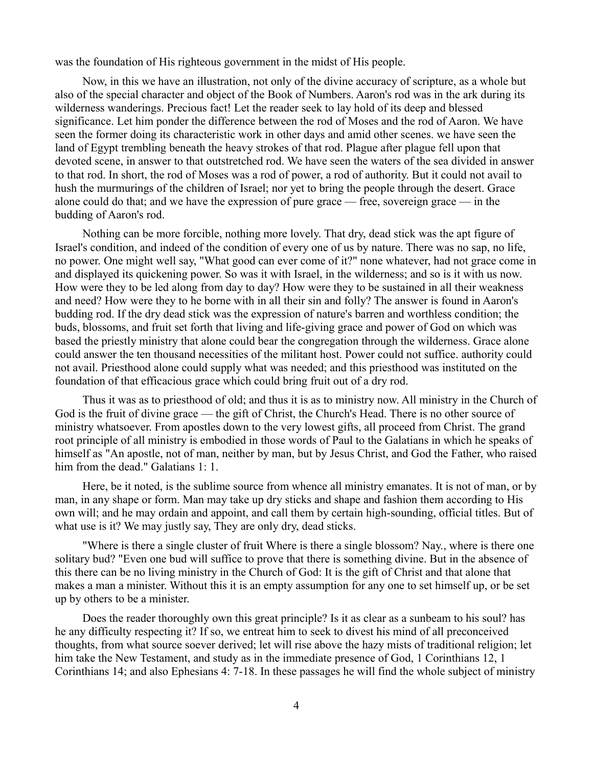was the foundation of His righteous government in the midst of His people.

Now, in this we have an illustration, not only of the divine accuracy of scripture, as a whole but also of the special character and object of the Book of Numbers. Aaron's rod was in the ark during its wilderness wanderings. Precious fact! Let the reader seek to lay hold of its deep and blessed significance. Let him ponder the difference between the rod of Moses and the rod of Aaron. We have seen the former doing its characteristic work in other days and amid other scenes. we have seen the land of Egypt trembling beneath the heavy strokes of that rod. Plague after plague fell upon that devoted scene, in answer to that outstretched rod. We have seen the waters of the sea divided in answer to that rod. In short, the rod of Moses was a rod of power, a rod of authority. But it could not avail to hush the murmurings of the children of Israel; nor yet to bring the people through the desert. Grace alone could do that; and we have the expression of pure grace — free, sovereign grace — in the budding of Aaron's rod.

Nothing can be more forcible, nothing more lovely. That dry, dead stick was the apt figure of Israel's condition, and indeed of the condition of every one of us by nature. There was no sap, no life, no power. One might well say, "What good can ever come of it?" none whatever, had not grace come in and displayed its quickening power. So was it with Israel, in the wilderness; and so is it with us now. How were they to be led along from day to day? How were they to be sustained in all their weakness and need? How were they to he borne with in all their sin and folly? The answer is found in Aaron's budding rod. If the dry dead stick was the expression of nature's barren and worthless condition; the buds, blossoms, and fruit set forth that living and life-giving grace and power of God on which was based the priestly ministry that alone could bear the congregation through the wilderness. Grace alone could answer the ten thousand necessities of the militant host. Power could not suffice. authority could not avail. Priesthood alone could supply what was needed; and this priesthood was instituted on the foundation of that efficacious grace which could bring fruit out of a dry rod.

Thus it was as to priesthood of old; and thus it is as to ministry now. All ministry in the Church of God is the fruit of divine grace — the gift of Christ, the Church's Head. There is no other source of ministry whatsoever. From apostles down to the very lowest gifts, all proceed from Christ. The grand root principle of all ministry is embodied in those words of Paul to the Galatians in which he speaks of himself as "An apostle, not of man, neither by man, but by Jesus Christ, and God the Father, who raised him from the dead." Galatians 1: 1.

Here, be it noted, is the sublime source from whence all ministry emanates. It is not of man, or by man, in any shape or form. Man may take up dry sticks and shape and fashion them according to His own will; and he may ordain and appoint, and call them by certain high-sounding, official titles. But of what use is it? We may justly say, They are only dry, dead sticks.

"Where is there a single cluster of fruit Where is there a single blossom? Nay., where is there one solitary bud? "Even one bud will suffice to prove that there is something divine. But in the absence of this there can be no living ministry in the Church of God: It is the gift of Christ and that alone that makes a man a minister. Without this it is an empty assumption for any one to set himself up, or be set up by others to be a minister.

Does the reader thoroughly own this great principle? Is it as clear as a sunbeam to his soul? has he any difficulty respecting it? If so, we entreat him to seek to divest his mind of all preconceived thoughts, from what source soever derived; let will rise above the hazy mists of traditional religion; let him take the New Testament, and study as in the immediate presence of God, 1 Corinthians 12, 1 Corinthians 14; and also Ephesians 4: 7-18. In these passages he will find the whole subject of ministry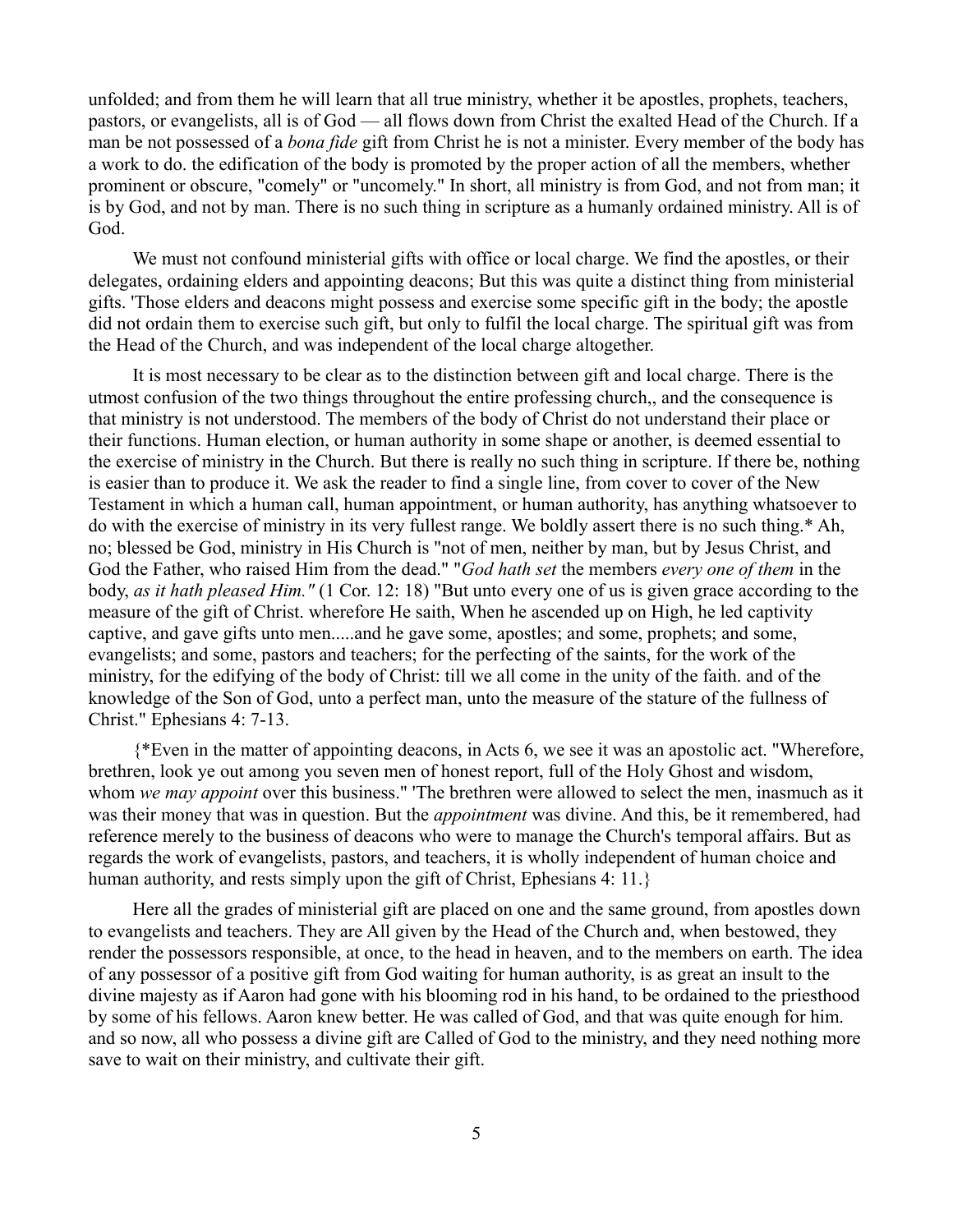unfolded; and from them he will learn that all true ministry, whether it be apostles, prophets, teachers, pastors, or evangelists, all is of God — all flows down from Christ the exalted Head of the Church. If a man be not possessed of a *bona fide* gift from Christ he is not a minister. Every member of the body has a work to do. the edification of the body is promoted by the proper action of all the members, whether prominent or obscure, "comely" or "uncomely." In short, all ministry is from God, and not from man; it is by God, and not by man. There is no such thing in scripture as a humanly ordained ministry. All is of God.

We must not confound ministerial gifts with office or local charge. We find the apostles, or their delegates, ordaining elders and appointing deacons; But this was quite a distinct thing from ministerial gifts. 'Those elders and deacons might possess and exercise some specific gift in the body; the apostle did not ordain them to exercise such gift, but only to fulfil the local charge. The spiritual gift was from the Head of the Church, and was independent of the local charge altogether.

It is most necessary to be clear as to the distinction between gift and local charge. There is the utmost confusion of the two things throughout the entire professing church,, and the consequence is that ministry is not understood. The members of the body of Christ do not understand their place or their functions. Human election, or human authority in some shape or another, is deemed essential to the exercise of ministry in the Church. But there is really no such thing in scripture. If there be, nothing is easier than to produce it. We ask the reader to find a single line, from cover to cover of the New Testament in which a human call, human appointment, or human authority, has anything whatsoever to do with the exercise of ministry in its very fullest range. We boldly assert there is no such thing.* Ah, no; blessed be God, ministry in His Church is "not of men, neither by man, but by Jesus Christ, and God the Father, who raised Him from the dead." "*God hath set* the members *every one of them* in the body, *as it hath pleased Him."* (1 Cor. 12: 18) "But unto every one of us is given grace according to the measure of the gift of Christ. wherefore He saith, When he ascended up on High, he led captivity captive, and gave gifts unto men.....and he gave some, apostles; and some, prophets; and some, evangelists; and some, pastors and teachers; for the perfecting of the saints, for the work of the ministry, for the edifying of the body of Christ: till we all come in the unity of the faith. and of the knowledge of the Son of God, unto a perfect man, unto the measure of the stature of the fullness of Christ." Ephesians 4: 7-13.

{*Even in the matter of appointing deacons, in Acts 6, we see it was an apostolic act. "Wherefore, brethren, look ye out among you seven men of honest report, full of the Holy Ghost and wisdom, whom *we may appoint* over this business." 'The brethren were allowed to select the men, inasmuch as it was their money that was in question. But the *appointment* was divine. And this, be it remembered, had reference merely to the business of deacons who were to manage the Church's temporal affairs. But as regards the work of evangelists, pastors, and teachers, it is wholly independent of human choice and human authority, and rests simply upon the gift of Christ, Ephesians 4: 11.}

Here all the grades of ministerial gift are placed on one and the same ground, from apostles down to evangelists and teachers. They are All given by the Head of the Church and, when bestowed, they render the possessors responsible, at once, to the head in heaven, and to the members on earth. The idea of any possessor of a positive gift from God waiting for human authority, is as great an insult to the divine majesty as if Aaron had gone with his blooming rod in his hand, to be ordained to the priesthood by some of his fellows. Aaron knew better. He was called of God, and that was quite enough for him. and so now, all who possess a divine gift are Called of God to the ministry, and they need nothing more save to wait on their ministry, and cultivate their gift.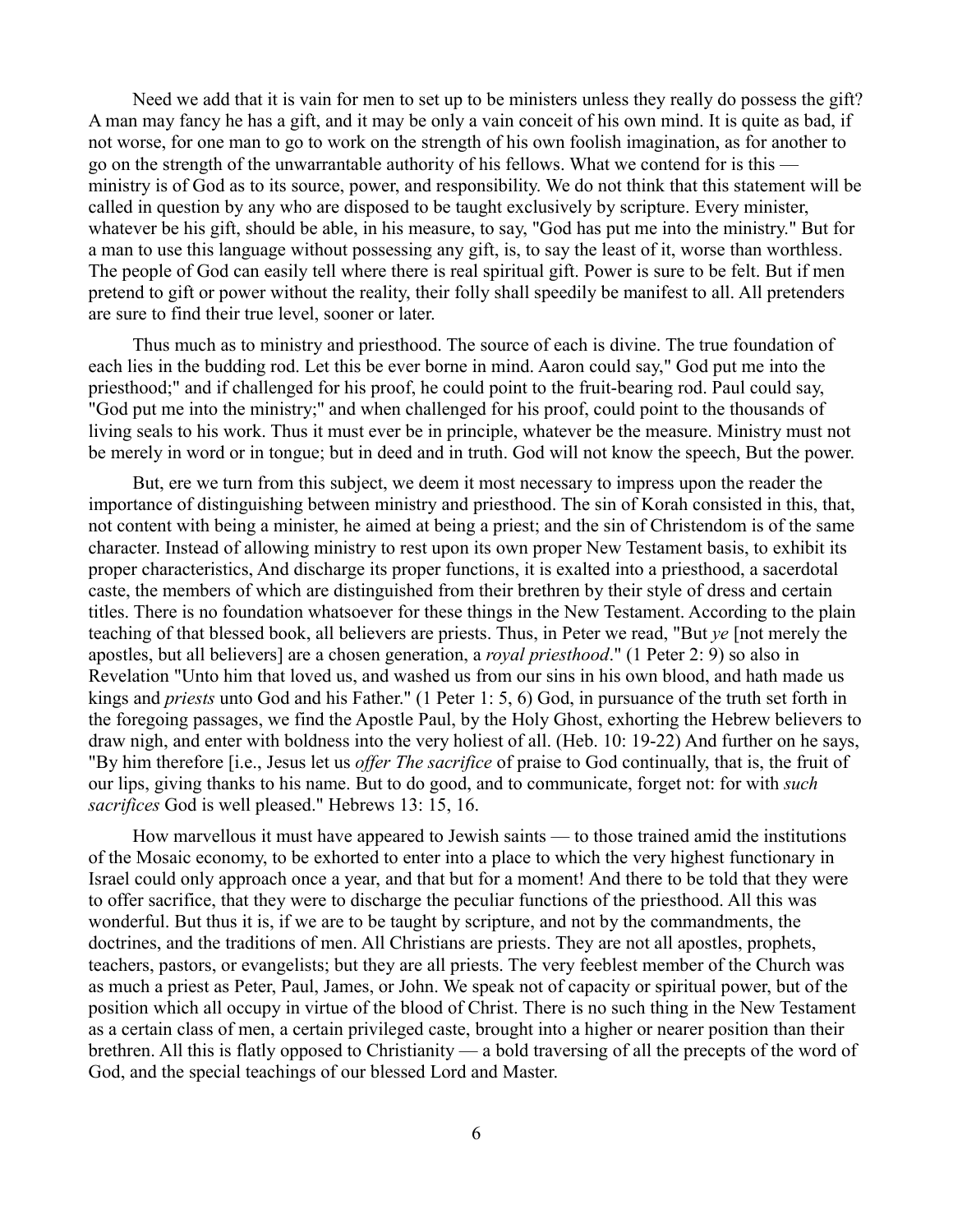Need we add that it is vain for men to set up to be ministers unless they really do possess the gift? A man may fancy he has a gift, and it may be only a vain conceit of his own mind. It is quite as bad, if not worse, for one man to go to work on the strength of his own foolish imagination, as for another to go on the strength of the unwarrantable authority of his fellows. What we contend for is this — ministry is of God as to its source, power, and responsibility. We do not think that this statement will be called in question by any who are disposed to be taught exclusively by scripture. Every minister, whatever be his gift, should be able, in his measure, to say, "God has put me into the ministry." But for a man to use this language without possessing any gift, is, to say the least of it, worse than worthless. The people of God can easily tell where there is real spiritual gift. Power is sure to be felt. But if men pretend to gift or power without the reality, their folly shall speedily be manifest to all. All pretenders are sure to find their true level, sooner or later.

Thus much as to ministry and priesthood. The source of each is divine. The true foundation of each lies in the budding rod. Let this be ever borne in mind. Aaron could say," God put me into the priesthood;" and if challenged for his proof, he could point to the fruit-bearing rod. Paul could say, "God put me into the ministry;" and when challenged for his proof, could point to the thousands of living seals to his work. Thus it must ever be in principle, whatever be the measure. Ministry must not be merely in word or in tongue; but in deed and in truth. God will not know the speech, But the power.

But, ere we turn from this subject, we deem it most necessary to impress upon the reader the importance of distinguishing between ministry and priesthood. The sin of Korah consisted in this, that, not content with being a minister, he aimed at being a priest; and the sin of Christendom is of the same character. Instead of allowing ministry to rest upon its own proper New Testament basis, to exhibit its proper characteristics, And discharge its proper functions, it is exalted into a priesthood, a sacerdotal caste, the members of which are distinguished from their brethren by their style of dress and certain titles. There is no foundation whatsoever for these things in the New Testament. According to the plain teaching of that blessed book, all believers are priests. Thus, in Peter we read, "But *ye* [not merely the apostles, but all believers] are a chosen generation, a *royal priesthood*." (1 Peter 2: 9) so also in Revelation "Unto him that loved us, and washed us from our sins in his own blood, and hath made us kings and *priests* unto God and his Father." (1 Peter 1: 5, 6) God, in pursuance of the truth set forth in the foregoing passages, we find the Apostle Paul, by the Holy Ghost, exhorting the Hebrew believers to draw nigh, and enter with boldness into the very holiest of all. (Heb. 10: 19-22) And further on he says, "By him therefore [i.e., Jesus let us *offer The sacrifice* of praise to God continually, that is, the fruit of our lips, giving thanks to his name. But to do good, and to communicate, forget not: for with *such sacrifices* God is well pleased." Hebrews 13: 15, 16.

How marvellous it must have appeared to Jewish saints — to those trained amid the institutions of the Mosaic economy, to be exhorted to enter into a place to which the very highest functionary in Israel could only approach once a year, and that but for a moment! And there to be told that they were to offer sacrifice, that they were to discharge the peculiar functions of the priesthood. All this was wonderful. But thus it is, if we are to be taught by scripture, and not by the commandments, the doctrines, and the traditions of men. All Christians are priests. They are not all apostles, prophets, teachers, pastors, or evangelists; but they are all priests. The very feeblest member of the Church was as much a priest as Peter, Paul, James, or John. We speak not of capacity or spiritual power, but of the position which all occupy in virtue of the blood of Christ. There is no such thing in the New Testament as a certain class of men, a certain privileged caste, brought into a higher or nearer position than their brethren. All this is flatly opposed to Christianity — a bold traversing of all the precepts of the word of God, and the special teachings of our blessed Lord and Master.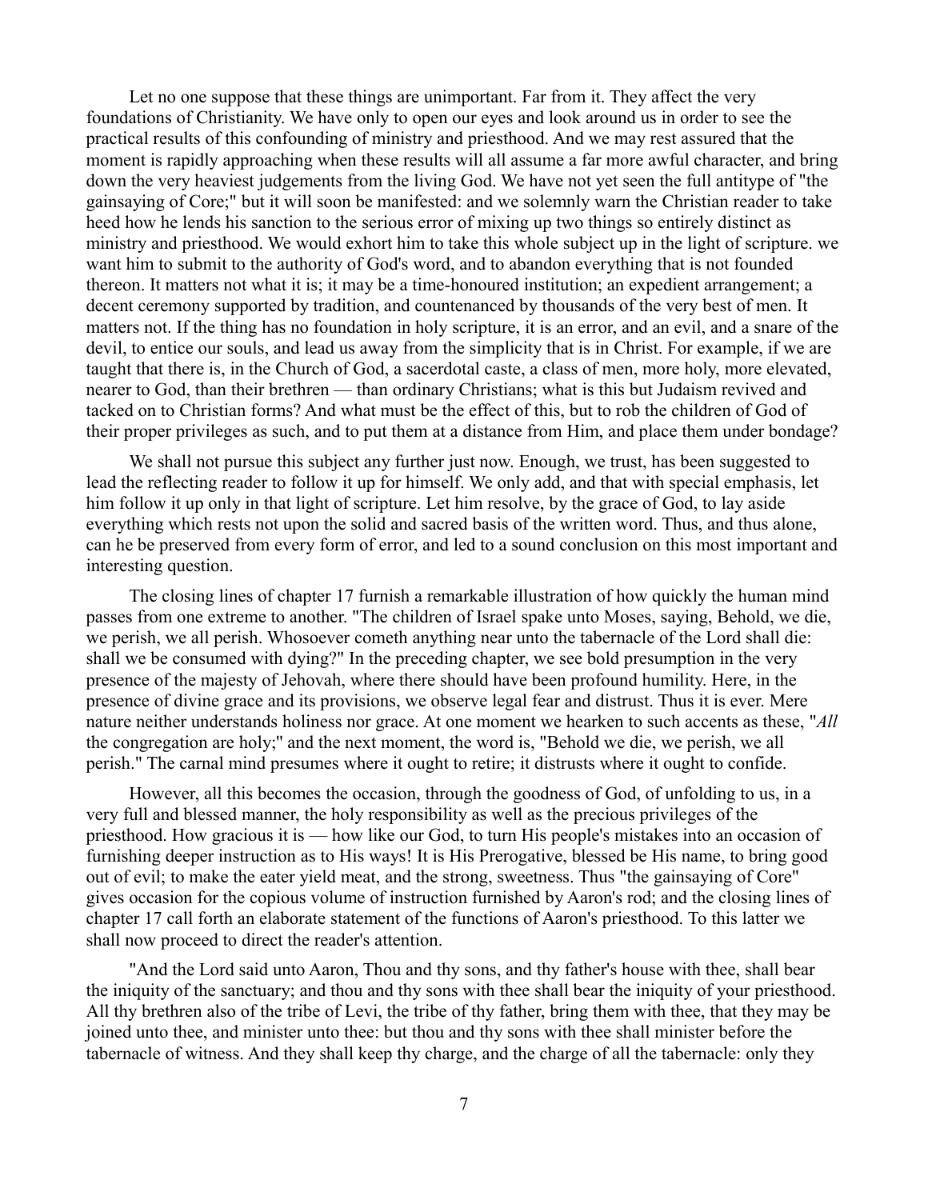Let no one suppose that these things are unimportant. Far from it. They affect the very foundations of Christianity. We have only to open our eyes and look around us in order to see the practical results of this confounding of ministry and priesthood. And we may rest assured that the moment is rapidly approaching when these results will all assume a far more awful character, and bring down the very heaviest judgements from the living God. We have not yet seen the full antitype of "the gainsaying of Core;" but it will soon be manifested: and we solemnly warn the Christian reader to take heed how he lends his sanction to the serious error of mixing up two things so entirely distinct as ministry and priesthood. We would exhort him to take this whole subject up in the light of scripture. we want him to submit to the authority of God's word, and to abandon everything that is not founded thereon. It matters not what it is; it may be a time-honoured institution; an expedient arrangement; a decent ceremony supported by tradition, and countenanced by thousands of the very best of men. It matters not. If the thing has no foundation in holy scripture, it is an error, and an evil, and a snare of the devil, to entice our souls, and lead us away from the simplicity that is in Christ. For example, if we are taught that there is, in the Church of God, a sacerdotal caste, a class of men, more holy, more elevated, nearer to God, than their brethren — than ordinary Christians; what is this but Judaism revived and tacked on to Christian forms? And what must be the effect of this, but to rob the children of God of their proper privileges as such, and to put them at a distance from Him, and place them under bondage?

We shall not pursue this subject any further just now. Enough, we trust, has been suggested to lead the reflecting reader to follow it up for himself. We only add, and that with special emphasis, let him follow it up only in that light of scripture. Let him resolve, by the grace of God, to lay aside everything which rests not upon the solid and sacred basis of the written word. Thus, and thus alone, can he be preserved from every form of error, and led to a sound conclusion on this most important and interesting question.

The closing lines of chapter 17 furnish a remarkable illustration of how quickly the human mind passes from one extreme to another. "The children of Israel spake unto Moses, saying, Behold, we die, we perish, we all perish. Whosoever cometh anything near unto the tabernacle of the Lord shall die: shall we be consumed with dying?" In the preceding chapter, we see bold presumption in the very presence of the majesty of Jehovah, where there should have been profound humility. Here, in the presence of divine grace and its provisions, we observe legal fear and distrust. Thus it is ever. Mere nature neither understands holiness nor grace. At one moment we hearken to such accents as these, "*All* the congregation are holy;" and the next moment, the word is, "Behold we die, we perish, we all perish." The carnal mind presumes where it ought to retire; it distrusts where it ought to confide.

However, all this becomes the occasion, through the goodness of God, of unfolding to us, in a very full and blessed manner, the holy responsibility as well as the precious privileges of the priesthood. How gracious it is — how like our God, to turn His people's mistakes into an occasion of furnishing deeper instruction as to His ways! It is His Prerogative, blessed be His name, to bring good out of evil; to make the eater yield meat, and the strong, sweetness. Thus "the gainsaying of Core" gives occasion for the copious volume of instruction furnished by Aaron's rod; and the closing lines of chapter 17 call forth an elaborate statement of the functions of Aaron's priesthood. To this latter we shall now proceed to direct the reader's attention.

"And the Lord said unto Aaron, Thou and thy sons, and thy father's house with thee, shall bear the iniquity of the sanctuary; and thou and thy sons with thee shall bear the iniquity of your priesthood. All thy brethren also of the tribe of Levi, the tribe of thy father, bring them with thee, that they may be joined unto thee, and minister unto thee: but thou and thy sons with thee shall minister before the tabernacle of witness. And they shall keep thy charge, and the charge of all the tabernacle: only they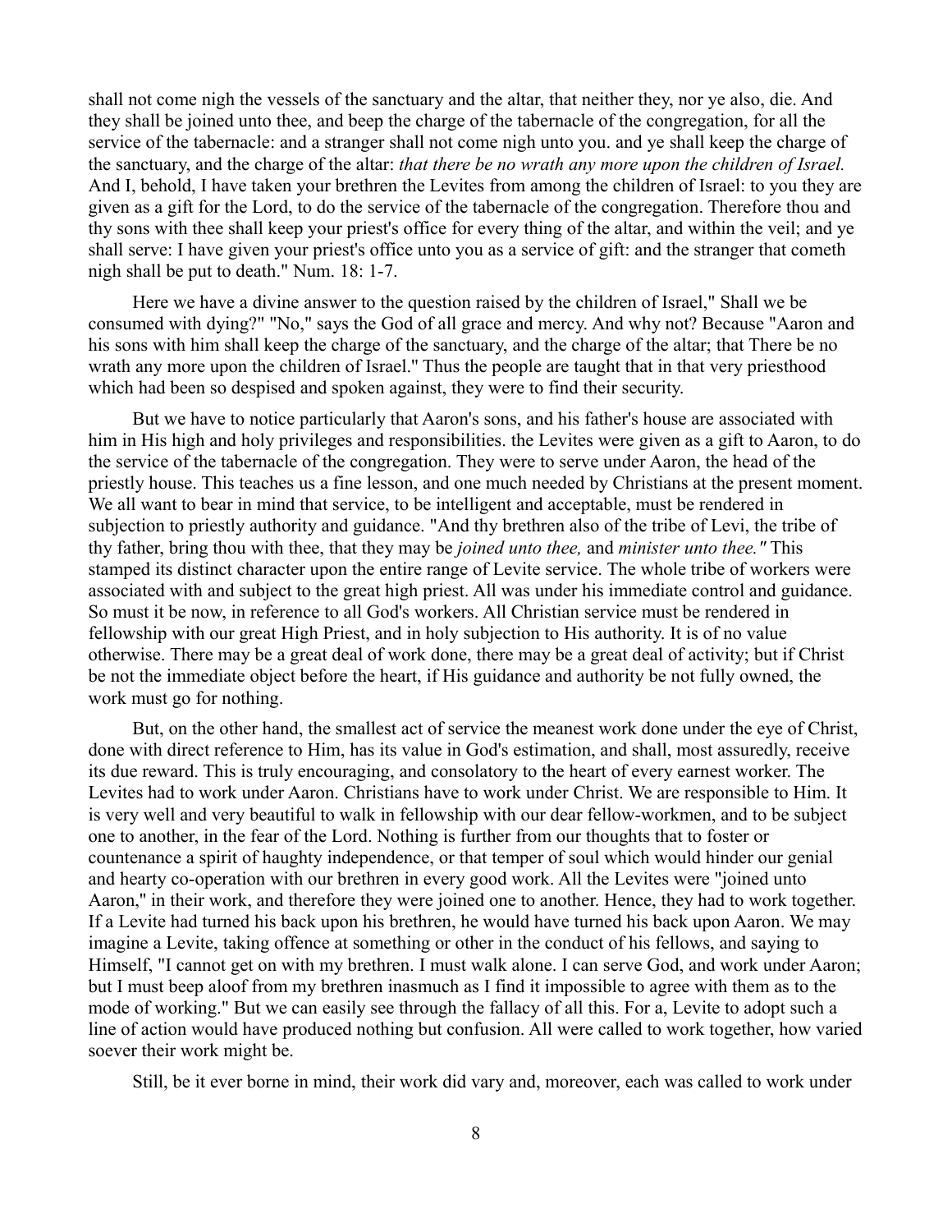shall not come nigh the vessels of the sanctuary and the altar, that neither they, nor ye also, die. And they shall be joined unto thee, and beep the charge of the tabernacle of the congregation, for all the service of the tabernacle: and a stranger shall not come nigh unto you. and ye shall keep the charge of the sanctuary, and the charge of the altar: *that there be no wrath any more upon the children of Israel.* And I, behold, I have taken your brethren the Levites from among the children of Israel: to you they are given as a gift for the Lord, to do the service of the tabernacle of the congregation. Therefore thou and thy sons with thee shall keep your priest's office for every thing of the altar, and within the veil; and ye shall serve: I have given your priest's office unto you as a service of gift: and the stranger that cometh nigh shall be put to death." Num. 18: 1-7.

Here we have a divine answer to the question raised by the children of Israel," Shall we be consumed with dying?" "No," says the God of all grace and mercy. And why not? Because "Aaron and his sons with him shall keep the charge of the sanctuary, and the charge of the altar; that There be no wrath any more upon the children of Israel." Thus the people are taught that in that very priesthood which had been so despised and spoken against, they were to find their security.

But we have to notice particularly that Aaron's sons, and his father's house are associated with him in His high and holy privileges and responsibilities. the Levites were given as a gift to Aaron, to do the service of the tabernacle of the congregation. They were to serve under Aaron, the head of the priestly house. This teaches us a fine lesson, and one much needed by Christians at the present moment. We all want to bear in mind that service, to be intelligent and acceptable, must be rendered in subjection to priestly authority and guidance. "And thy brethren also of the tribe of Levi, the tribe of thy father, bring thou with thee, that they may be *joined unto thee,* and *minister unto thee."* This stamped its distinct character upon the entire range of Levite service. The whole tribe of workers were associated with and subject to the great high priest. All was under his immediate control and guidance. So must it be now, in reference to all God's workers. All Christian service must be rendered in fellowship with our great High Priest, and in holy subjection to His authority. It is of no value otherwise. There may be a great deal of work done, there may be a great deal of activity; but if Christ be not the immediate object before the heart, if His guidance and authority be not fully owned, the work must go for nothing.

But, on the other hand, the smallest act of service the meanest work done under the eye of Christ, done with direct reference to Him, has its value in God's estimation, and shall, most assuredly, receive its due reward. This is truly encouraging, and consolatory to the heart of every earnest worker. The Levites had to work under Aaron. Christians have to work under Christ. We are responsible to Him. It is very well and very beautiful to walk in fellowship with our dear fellow-workmen, and to be subject one to another, in the fear of the Lord. Nothing is further from our thoughts that to foster or countenance a spirit of haughty independence, or that temper of soul which would hinder our genial and hearty co-operation with our brethren in every good work. All the Levites were "joined unto Aaron," in their work, and therefore they were joined one to another. Hence, they had to work together. If a Levite had turned his back upon his brethren, he would have turned his back upon Aaron. We may imagine a Levite, taking offence at something or other in the conduct of his fellows, and saying to Himself, "I cannot get on with my brethren. I must walk alone. I can serve God, and work under Aaron; but I must beep aloof from my brethren inasmuch as I find it impossible to agree with them as to the mode of working." But we can easily see through the fallacy of all this. For a, Levite to adopt such a line of action would have produced nothing but confusion. All were called to work together, how varied soever their work might be.

Still, be it ever borne in mind, their work did vary and, moreover, each was called to work under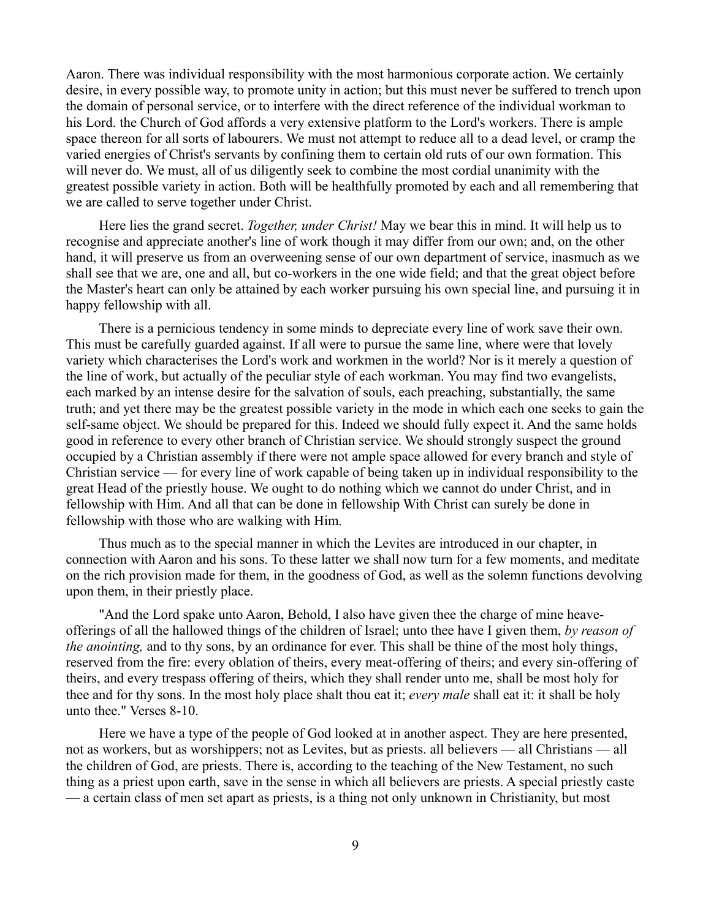Aaron. There was individual responsibility with the most harmonious corporate action. We certainly desire, in every possible way, to promote unity in action; but this must never be suffered to trench upon the domain of personal service, or to interfere with the direct reference of the individual workman to his Lord. the Church of God affords a very extensive platform to the Lord's workers. There is ample space thereon for all sorts of labourers. We must not attempt to reduce all to a dead level, or cramp the varied energies of Christ's servants by confining them to certain old ruts of our own formation. This will never do. We must, all of us diligently seek to combine the most cordial unanimity with the greatest possible variety in action. Both will be healthfully promoted by each and all remembering that we are called to serve together under Christ.

Here lies the grand secret. *Together, under Christ!* May we bear this in mind. It will help us to recognise and appreciate another's line of work though it may differ from our own; and, on the other hand, it will preserve us from an overweening sense of our own department of service, inasmuch as we shall see that we are, one and all, but co-workers in the one wide field; and that the great object before the Master's heart can only be attained by each worker pursuing his own special line, and pursuing it in happy fellowship with all.

There is a pernicious tendency in some minds to depreciate every line of work save their own. This must be carefully guarded against. If all were to pursue the same line, where were that lovely variety which characterises the Lord's work and workmen in the world? Nor is it merely a question of the line of work, but actually of the peculiar style of each workman. You may find two evangelists, each marked by an intense desire for the salvation of souls, each preaching, substantially, the same truth; and yet there may be the greatest possible variety in the mode in which each one seeks to gain the self-same object. We should be prepared for this. Indeed we should fully expect it. And the same holds good in reference to every other branch of Christian service. We should strongly suspect the ground occupied by a Christian assembly if there were not ample space allowed for every branch and style of Christian service — for every line of work capable of being taken up in individual responsibility to the great Head of the priestly house. We ought to do nothing which we cannot do under Christ, and in fellowship with Him. And all that can be done in fellowship With Christ can surely be done in fellowship with those who are walking with Him.

Thus much as to the special manner in which the Levites are introduced in our chapter, in connection with Aaron and his sons. To these latter we shall now turn for a few moments, and meditate on the rich provision made for them, in the goodness of God, as well as the solemn functions devolving upon them, in their priestly place.

"And the Lord spake unto Aaron, Behold, I also have given thee the charge of mine heave-offerings of all the hallowed things of the children of Israel; unto thee have I given them, *by reason of the anointing,* and to thy sons, by an ordinance for ever. This shall be thine of the most holy things, reserved from the fire: every oblation of theirs, every meat-offering of theirs; and every sin-offering of theirs, and every trespass offering of theirs, which they shall render unto me, shall be most holy for thee and for thy sons. In the most holy place shalt thou eat it; *every male* shall eat it: it shall be holy unto thee." Verses 8-10.

Here we have a type of the people of God looked at in another aspect. They are here presented, not as workers, but as worshippers; not as Levites, but as priests. all believers — all Christians — all the children of God, are priests. There is, according to the teaching of the New Testament, no such thing as a priest upon earth, save in the sense in which all believers are priests. A special priestly caste — a certain class of men set apart as priests, is a thing not only unknown in Christianity, but most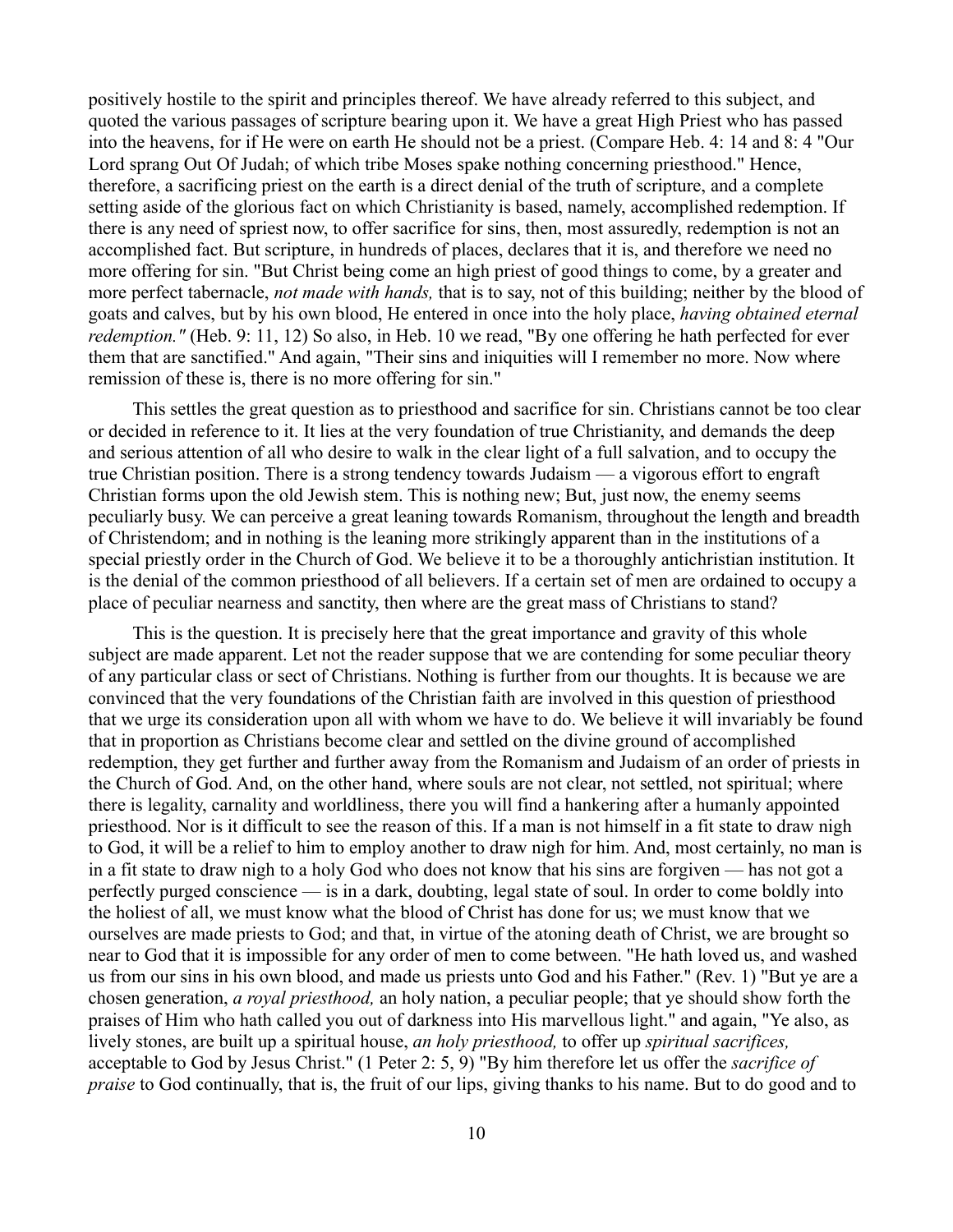positively hostile to the spirit and principles thereof. We have already referred to this subject, and quoted the various passages of scripture bearing upon it. We have a great High Priest who has passed into the heavens, for if He were on earth He should not be a priest. (Compare Heb. 4: 14 and 8: 4 "Our Lord sprang Out Of Judah; of which tribe Moses spake nothing concerning priesthood." Hence, therefore, a sacrificing priest on the earth is a direct denial of the truth of scripture, and a complete setting aside of the glorious fact on which Christianity is based, namely, accomplished redemption. If there is any need of spriest now, to offer sacrifice for sins, then, most assuredly, redemption is not an accomplished fact. But scripture, in hundreds of places, declares that it is, and therefore we need no more offering for sin. "But Christ being come an high priest of good things to come, by a greater and more perfect tabernacle, *not made with hands,* that is to say, not of this building; neither by the blood of goats and calves, but by his own blood, He entered in once into the holy place, *having obtained eternal redemption."* (Heb. 9: 11, 12) So also, in Heb. 10 we read, "By one offering he hath perfected for ever them that are sanctified." And again, "Their sins and iniquities will I remember no more. Now where remission of these is, there is no more offering for sin."

This settles the great question as to priesthood and sacrifice for sin. Christians cannot be too clear or decided in reference to it. It lies at the very foundation of true Christianity, and demands the deep and serious attention of all who desire to walk in the clear light of a full salvation, and to occupy the true Christian position. There is a strong tendency towards Judaism — a vigorous effort to engraft Christian forms upon the old Jewish stem. This is nothing new; But, just now, the enemy seems peculiarly busy. We can perceive a great leaning towards Romanism, throughout the length and breadth of Christendom; and in nothing is the leaning more strikingly apparent than in the institutions of a special priestly order in the Church of God. We believe it to be a thoroughly antichristian institution. It is the denial of the common priesthood of all believers. If a certain set of men are ordained to occupy a place of peculiar nearness and sanctity, then where are the great mass of Christians to stand?

This is the question. It is precisely here that the great importance and gravity of this whole subject are made apparent. Let not the reader suppose that we are contending for some peculiar theory of any particular class or sect of Christians. Nothing is further from our thoughts. It is because we are convinced that the very foundations of the Christian faith are involved in this question of priesthood that we urge its consideration upon all with whom we have to do. We believe it will invariably be found that in proportion as Christians become clear and settled on the divine ground of accomplished redemption, they get further and further away from the Romanism and Judaism of an order of priests in the Church of God. And, on the other hand, where souls are not clear, not settled, not spiritual; where there is legality, carnality and worldliness, there you will find a hankering after a humanly appointed priesthood. Nor is it difficult to see the reason of this. If a man is not himself in a fit state to draw nigh to God, it will be a relief to him to employ another to draw nigh for him. And, most certainly, no man is in a fit state to draw nigh to a holy God who does not know that his sins are forgiven — has not got a perfectly purged conscience — is in a dark, doubting, legal state of soul. In order to come boldly into the holiest of all, we must know what the blood of Christ has done for us; we must know that we ourselves are made priests to God; and that, in virtue of the atoning death of Christ, we are brought so near to God that it is impossible for any order of men to come between. "He hath loved us, and washed us from our sins in his own blood, and made us priests unto God and his Father." (Rev. 1) "But ye are a chosen generation, *a royal priesthood,* an holy nation, a peculiar people; that ye should show forth the praises of Him who hath called you out of darkness into His marvellous light." and again, "Ye also, as lively stones, are built up a spiritual house, *an holy priesthood,* to offer up *spiritual sacrifices,* acceptable to God by Jesus Christ." (1 Peter 2: 5, 9) "By him therefore let us offer the *sacrifice of praise* to God continually, that is, the fruit of our lips, giving thanks to his name. But to do good and to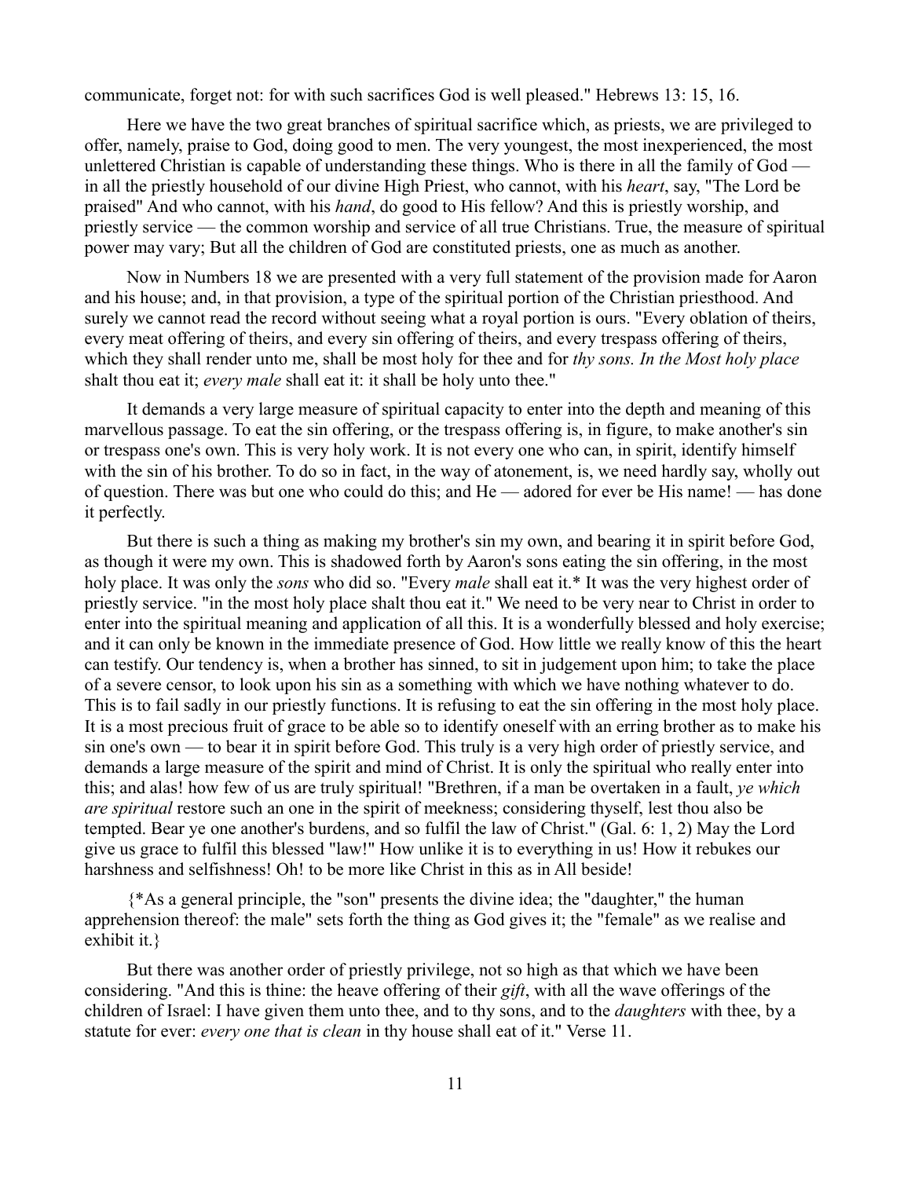communicate, forget not: for with such sacrifices God is well pleased." Hebrews 13: 15, 16.

Here we have the two great branches of spiritual sacrifice which, as priests, we are privileged to offer, namely, praise to God, doing good to men. The very youngest, the most inexperienced, the most unlettered Christian is capable of understanding these things. Who is there in all the family of God — in all the priestly household of our divine High Priest, who cannot, with his *heart*, say, "The Lord be praised" And who cannot, with his *hand*, do good to His fellow? And this is priestly worship, and priestly service — the common worship and service of all true Christians. True, the measure of spiritual power may vary; But all the children of God are constituted priests, one as much as another.

Now in Numbers 18 we are presented with a very full statement of the provision made for Aaron and his house; and, in that provision, a type of the spiritual portion of the Christian priesthood. And surely we cannot read the record without seeing what a royal portion is ours. "Every oblation of theirs, every meat offering of theirs, and every sin offering of theirs, and every trespass offering of theirs, which they shall render unto me, shall be most holy for thee and for *thy sons. In the Most holy place* shalt thou eat it; *every male* shall eat it: it shall be holy unto thee."

It demands a very large measure of spiritual capacity to enter into the depth and meaning of this marvellous passage. To eat the sin offering, or the trespass offering is, in figure, to make another's sin or trespass one's own. This is very holy work. It is not every one who can, in spirit, identify himself with the sin of his brother. To do so in fact, in the way of atonement, is, we need hardly say, wholly out of question. There was but one who could do this; and He — adored for ever be His name! — has done it perfectly.

But there is such a thing as making my brother's sin my own, and bearing it in spirit before God, as though it were my own. This is shadowed forth by Aaron's sons eating the sin offering, in the most holy place. It was only the *sons* who did so. "Every *male* shall eat it.* It was the very highest order of priestly service. "in the most holy place shalt thou eat it." We need to be very near to Christ in order to enter into the spiritual meaning and application of all this. It is a wonderfully blessed and holy exercise; and it can only be known in the immediate presence of God. How little we really know of this the heart can testify. Our tendency is, when a brother has sinned, to sit in judgement upon him; to take the place of a severe censor, to look upon his sin as a something with which we have nothing whatever to do. This is to fail sadly in our priestly functions. It is refusing to eat the sin offering in the most holy place. It is a most precious fruit of grace to be able so to identify oneself with an erring brother as to make his sin one's own — to bear it in spirit before God. This truly is a very high order of priestly service, and demands a large measure of the spirit and mind of Christ. It is only the spiritual who really enter into this; and alas! how few of us are truly spiritual! "Brethren, if a man be overtaken in a fault, *ye which are spiritual* restore such an one in the spirit of meekness; considering thyself, lest thou also be tempted. Bear ye one another's burdens, and so fulfil the law of Christ." (Gal. 6: 1, 2) May the Lord give us grace to fulfil this blessed "law!" How unlike it is to everything in us! How it rebukes our harshness and selfishness! Oh! to be more like Christ in this as in All beside!

{*As a general principle, the "son" presents the divine idea; the "daughter," the human apprehension thereof: the male" sets forth the thing as God gives it; the "female" as we realise and exhibit it.}

But there was another order of priestly privilege, not so high as that which we have been considering. "And this is thine: the heave offering of their *gift*, with all the wave offerings of the children of Israel: I have given them unto thee, and to thy sons, and to the *daughters* with thee, by a statute for ever: *every one that is clean* in thy house shall eat of it." Verse 11.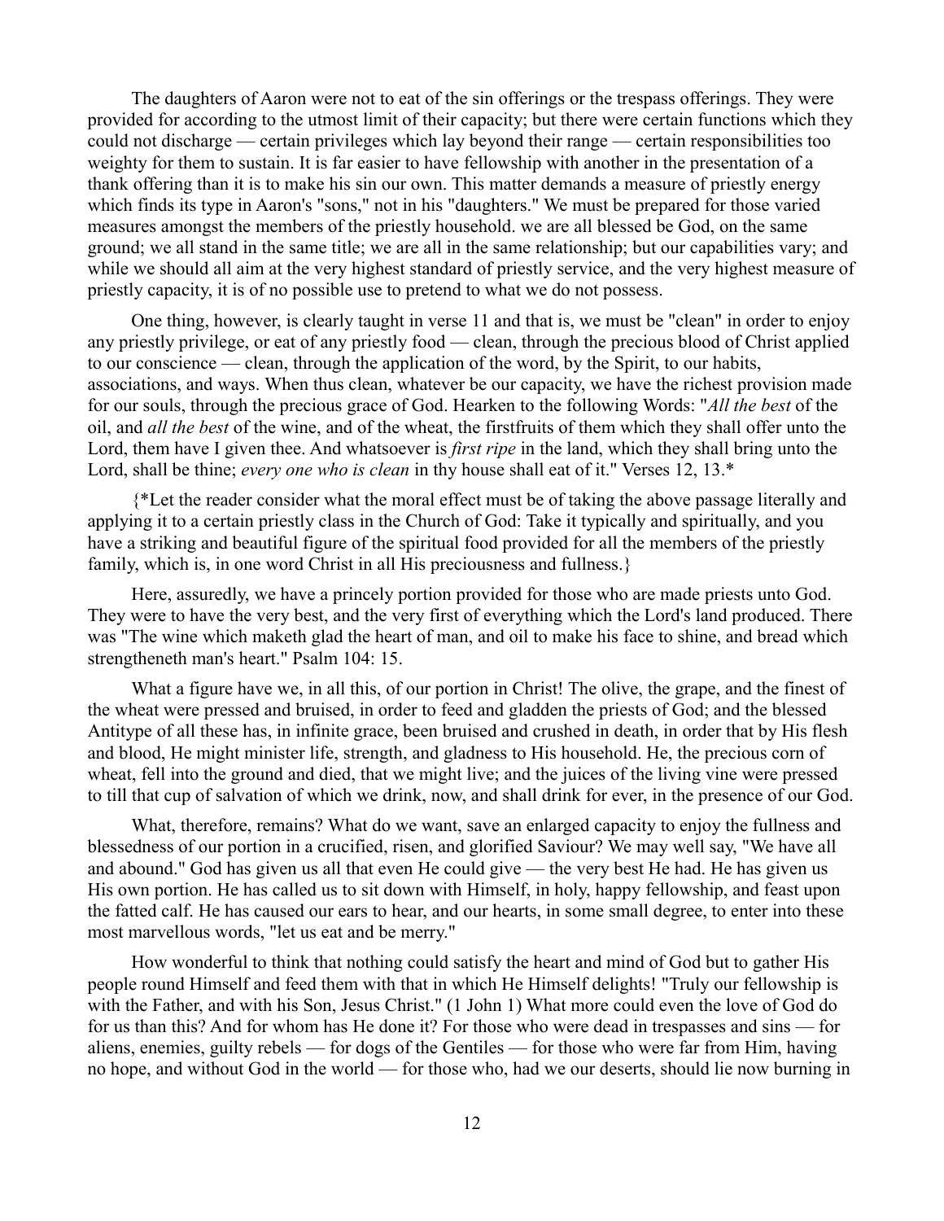The daughters of Aaron were not to eat of the sin offerings or the trespass offerings. They were provided for according to the utmost limit of their capacity; but there were certain functions which they could not discharge — certain privileges which lay beyond their range — certain responsibilities too weighty for them to sustain. It is far easier to have fellowship with another in the presentation of a thank offering than it is to make his sin our own. This matter demands a measure of priestly energy which finds its type in Aaron's "sons," not in his "daughters." We must be prepared for those varied measures amongst the members of the priestly household. we are all blessed be God, on the same ground; we all stand in the same title; we are all in the same relationship; but our capabilities vary; and while we should all aim at the very highest standard of priestly service, and the very highest measure of priestly capacity, it is of no possible use to pretend to what we do not possess.

One thing, however, is clearly taught in verse 11 and that is, we must be "clean" in order to enjoy any priestly privilege, or eat of any priestly food — clean, through the precious blood of Christ applied to our conscience — clean, through the application of the word, by the Spirit, to our habits, associations, and ways. When thus clean, whatever be our capacity, we have the richest provision made for our souls, through the precious grace of God. Hearken to the following Words: "*All the best* of the oil, and *all the best* of the wine, and of the wheat, the firstfruits of them which they shall offer unto the Lord, them have I given thee. And whatsoever is *first ripe* in the land, which they shall bring unto the Lord, shall be thine; *every one who is clean* in thy house shall eat of it." Verses 12, 13.*

{*Let the reader consider what the moral effect must be of taking the above passage literally and applying it to a certain priestly class in the Church of God: Take it typically and spiritually, and you have a striking and beautiful figure of the spiritual food provided for all the members of the priestly family, which is, in one word Christ in all His preciousness and fullness.}

Here, assuredly, we have a princely portion provided for those who are made priests unto God. They were to have the very best, and the very first of everything which the Lord's land produced. There was "The wine which maketh glad the heart of man, and oil to make his face to shine, and bread which strengtheneth man's heart." Psalm 104: 15.

What a figure have we, in all this, of our portion in Christ! The olive, the grape, and the finest of the wheat were pressed and bruised, in order to feed and gladden the priests of God; and the blessed Antitype of all these has, in infinite grace, been bruised and crushed in death, in order that by His flesh and blood, He might minister life, strength, and gladness to His household. He, the precious corn of wheat, fell into the ground and died, that we might live; and the juices of the living vine were pressed to till that cup of salvation of which we drink, now, and shall drink for ever, in the presence of our God.

What, therefore, remains? What do we want, save an enlarged capacity to enjoy the fullness and blessedness of our portion in a crucified, risen, and glorified Saviour? We may well say, "We have all and abound." God has given us all that even He could give — the very best He had. He has given us His own portion. He has called us to sit down with Himself, in holy, happy fellowship, and feast upon the fatted calf. He has caused our ears to hear, and our hearts, in some small degree, to enter into these most marvellous words, "let us eat and be merry."

How wonderful to think that nothing could satisfy the heart and mind of God but to gather His people round Himself and feed them with that in which He Himself delights! "Truly our fellowship is with the Father, and with his Son, Jesus Christ." (1 John 1) What more could even the love of God do for us than this? And for whom has He done it? For those who were dead in trespasses and sins — for aliens, enemies, guilty rebels — for dogs of the Gentiles — for those who were far from Him, having no hope, and without God in the world — for those who, had we our deserts, should lie now burning in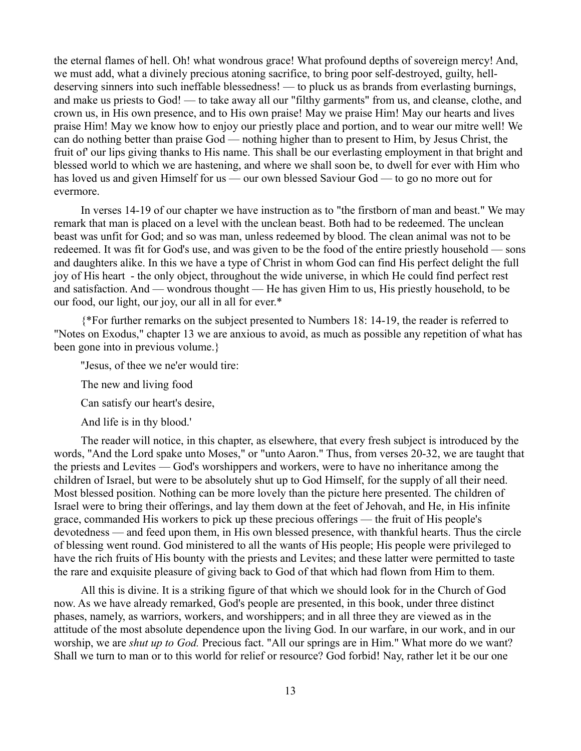the eternal flames of hell. Oh! what wondrous grace! What profound depths of sovereign mercy! And, we must add, what a divinely precious atoning sacrifice, to bring poor self-destroyed, guilty, hell-deserving sinners into such ineffable blessedness! — to pluck us as brands from everlasting burnings, and make us priests to God! — to take away all our "filthy garments" from us, and cleanse, clothe, and crown us, in His own presence, and to His own praise! May we praise Him! May our hearts and lives praise Him! May we know how to enjoy our priestly place and portion, and to wear our mitre well! We can do nothing better than praise God — nothing higher than to present to Him, by Jesus Christ, the fruit of' our lips giving thanks to His name. This shall be our everlasting employment in that bright and blessed world to which we are hastening, and where we shall soon be, to dwell for ever with Him who has loved us and given Himself for us — our own blessed Saviour God — to go no more out for evermore.

In verses 14-19 of our chapter we have instruction as to "the firstborn of man and beast." We may remark that man is placed on a level with the unclean beast. Both had to be redeemed. The unclean beast was unfit for God; and so was man, unless redeemed by blood. The clean animal was not to be redeemed. It was fit for God's use, and was given to be the food of the entire priestly household — sons and daughters alike. In this we have a type of Christ in whom God can find His perfect delight the full joy of His heart - the only object, throughout the wide universe, in which He could find perfect rest and satisfaction. And — wondrous thought — He has given Him to us, His priestly household, to be our food, our light, our joy, our all in all for ever.*

{*For further remarks on the subject presented to Numbers 18: 14-19, the reader is referred to "Notes on Exodus," chapter 13 we are anxious to avoid, as much as possible any repetition of what has been gone into in previous volume.}

"Jesus, of thee we ne'er would tire:

The new and living food

Can satisfy our heart's desire,

And life is in thy blood.'

The reader will notice, in this chapter, as elsewhere, that every fresh subject is introduced by the words, "And the Lord spake unto Moses," or "unto Aaron." Thus, from verses 20-32, we are taught that the priests and Levites — God's worshippers and workers, were to have no inheritance among the children of Israel, but were to be absolutely shut up to God Himself, for the supply of all their need. Most blessed position. Nothing can be more lovely than the picture here presented. The children of Israel were to bring their offerings, and lay them down at the feet of Jehovah, and He, in His infinite grace, commanded His workers to pick up these precious offerings — the fruit of His people's devotedness — and feed upon them, in His own blessed presence, with thankful hearts. Thus the circle of blessing went round. God ministered to all the wants of His people; His people were privileged to have the rich fruits of His bounty with the priests and Levites; and these latter were permitted to taste the rare and exquisite pleasure of giving back to God of that which had flown from Him to them.

All this is divine. It is a striking figure of that which we should look for in the Church of God now. As we have already remarked, God's people are presented, in this book, under three distinct phases, namely, as warriors, workers, and worshippers; and in all three they are viewed as in the attitude of the most absolute dependence upon the living God. In our warfare, in our work, and in our worship, we are *shut up to God.* Precious fact. "All our springs are in Him." What more do we want? Shall we turn to man or to this world for relief or resource? God forbid! Nay, rather let it be our one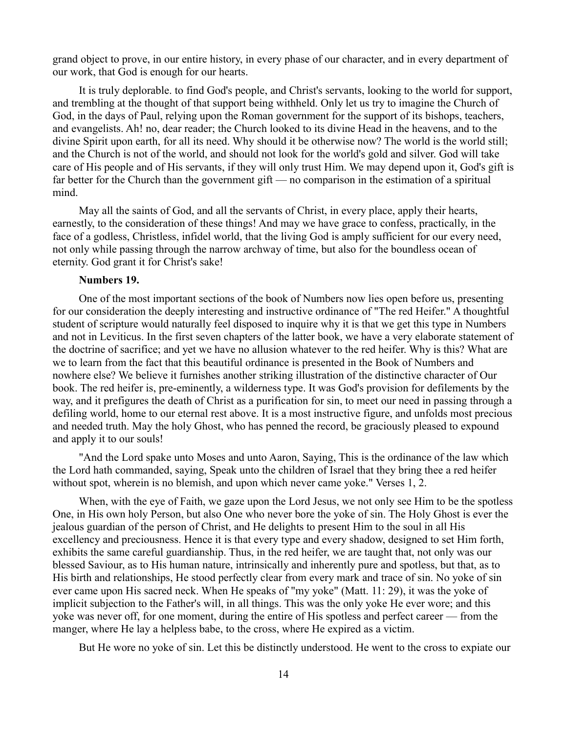grand object to prove, in our entire history, in every phase of our character, and in every department of our work, that God is enough for our hearts.

It is truly deplorable. to find God's people, and Christ's servants, looking to the world for support, and trembling at the thought of that support being withheld. Only let us try to imagine the Church of God, in the days of Paul, relying upon the Roman government for the support of its bishops, teachers, and evangelists. Ah! no, dear reader; the Church looked to its divine Head in the heavens, and to the divine Spirit upon earth, for all its need. Why should it be otherwise now? The world is the world still; and the Church is not of the world, and should not look for the world's gold and silver. God will take care of His people and of His servants, if they will only trust Him. We may depend upon it, God's gift is far better for the Church than the government gift — no comparison in the estimation of a spiritual mind.

May all the saints of God, and all the servants of Christ, in every place, apply their hearts, earnestly, to the consideration of these things! And may we have grace to confess, practically, in the face of a godless, Christless, infidel world, that the living God is amply sufficient for our every need, not only while passing through the narrow archway of time, but also for the boundless ocean of eternity. God grant it for Christ's sake!

**Numbers 19.**

One of the most important sections of the book of Numbers now lies open before us, presenting for our consideration the deeply interesting and instructive ordinance of "The red Heifer." A thoughtful student of scripture would naturally feel disposed to inquire why it is that we get this type in Numbers and not in Leviticus. In the first seven chapters of the latter book, we have a very elaborate statement of the doctrine of sacrifice; and yet we have no allusion whatever to the red heifer. Why is this? What are we to learn from the fact that this beautiful ordinance is presented in the Book of Numbers and nowhere else? We believe it furnishes another striking illustration of the distinctive character of Our book. The red heifer is, pre-eminently, a wilderness type. It was God's provision for defilements by the way, and it prefigures the death of Christ as a purification for sin, to meet our need in passing through a defiling world, home to our eternal rest above. It is a most instructive figure, and unfolds most precious and needed truth. May the holy Ghost, who has penned the record, be graciously pleased to expound and apply it to our souls!

"And the Lord spake unto Moses and unto Aaron, Saying, This is the ordinance of the law which the Lord hath commanded, saying, Speak unto the children of Israel that they bring thee a red heifer without spot, wherein is no blemish, and upon which never came yoke." Verses 1, 2.

When, with the eye of Faith, we gaze upon the Lord Jesus, we not only see Him to be the spotless One, in His own holy Person, but also One who never bore the yoke of sin. The Holy Ghost is ever the jealous guardian of the person of Christ, and He delights to present Him to the soul in all His excellency and preciousness. Hence it is that every type and every shadow, designed to set Him forth, exhibits the same careful guardianship. Thus, in the red heifer, we are taught that, not only was our blessed Saviour, as to His human nature, intrinsically and inherently pure and spotless, but that, as to His birth and relationships, He stood perfectly clear from every mark and trace of sin. No yoke of sin ever came upon His sacred neck. When He speaks of "my yoke" (Matt. 11: 29), it was the yoke of implicit subjection to the Father's will, in all things. This was the only yoke He ever wore; and this yoke was never off, for one moment, during the entire of His spotless and perfect career — from the manger, where He lay a helpless babe, to the cross, where He expired as a victim.

But He wore no yoke of sin. Let this be distinctly understood. He went to the cross to expiate our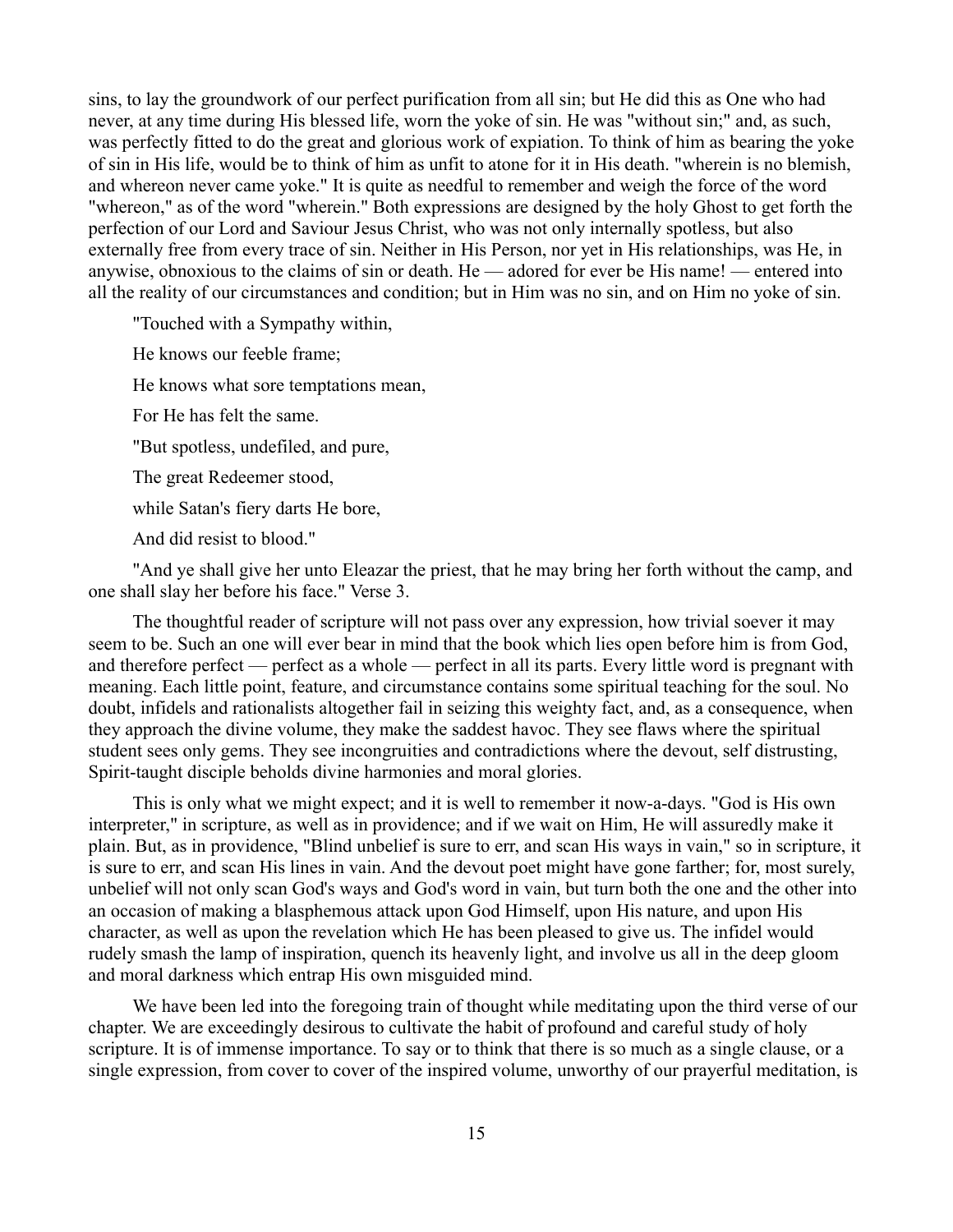sins, to lay the groundwork of our perfect purification from all sin; but He did this as One who had never, at any time during His blessed life, worn the yoke of sin. He was "without sin;" and, as such, was perfectly fitted to do the great and glorious work of expiation. To think of him as bearing the yoke of sin in His life, would be to think of him as unfit to atone for it in His death. "wherein is no blemish, and whereon never came yoke." It is quite as needful to remember and weigh the force of the word "whereon," as of the word "wherein." Both expressions are designed by the holy Ghost to get forth the perfection of our Lord and Saviour Jesus Christ, who was not only internally spotless, but also externally free from every trace of sin. Neither in His Person, nor yet in His relationships, was He, in anywise, obnoxious to the claims of sin or death. He — adored for ever be His name! — entered into all the reality of our circumstances and condition; but in Him was no sin, and on Him no yoke of sin.

"Touched with a Sympathy within,

He knows our feeble frame;

He knows what sore temptations mean,

For He has felt the same.

"But spotless, undefiled, and pure,

The great Redeemer stood,

while Satan's fiery darts He bore,

And did resist to blood."

"And ye shall give her unto Eleazar the priest, that he may bring her forth without the camp, and one shall slay her before his face." Verse 3.

The thoughtful reader of scripture will not pass over any expression, how trivial soever it may seem to be. Such an one will ever bear in mind that the book which lies open before him is from God, and therefore perfect — perfect as a whole — perfect in all its parts. Every little word is pregnant with meaning. Each little point, feature, and circumstance contains some spiritual teaching for the soul. No doubt, infidels and rationalists altogether fail in seizing this weighty fact, and, as a consequence, when they approach the divine volume, they make the saddest havoc. They see flaws where the spiritual student sees only gems. They see incongruities and contradictions where the devout, self distrusting, Spirit-taught disciple beholds divine harmonies and moral glories.

This is only what we might expect; and it is well to remember it now-a-days. "God is His own interpreter," in scripture, as well as in providence; and if we wait on Him, He will assuredly make it plain. But, as in providence, "Blind unbelief is sure to err, and scan His ways in vain," so in scripture, it is sure to err, and scan His lines in vain. And the devout poet might have gone farther; for, most surely, unbelief will not only scan God's ways and God's word in vain, but turn both the one and the other into an occasion of making a blasphemous attack upon God Himself, upon His nature, and upon His character, as well as upon the revelation which He has been pleased to give us. The infidel would rudely smash the lamp of inspiration, quench its heavenly light, and involve us all in the deep gloom and moral darkness which entrap His own misguided mind.

We have been led into the foregoing train of thought while meditating upon the third verse of our chapter. We are exceedingly desirous to cultivate the habit of profound and careful study of holy scripture. It is of immense importance. To say or to think that there is so much as a single clause, or a single expression, from cover to cover of the inspired volume, unworthy of our prayerful meditation, is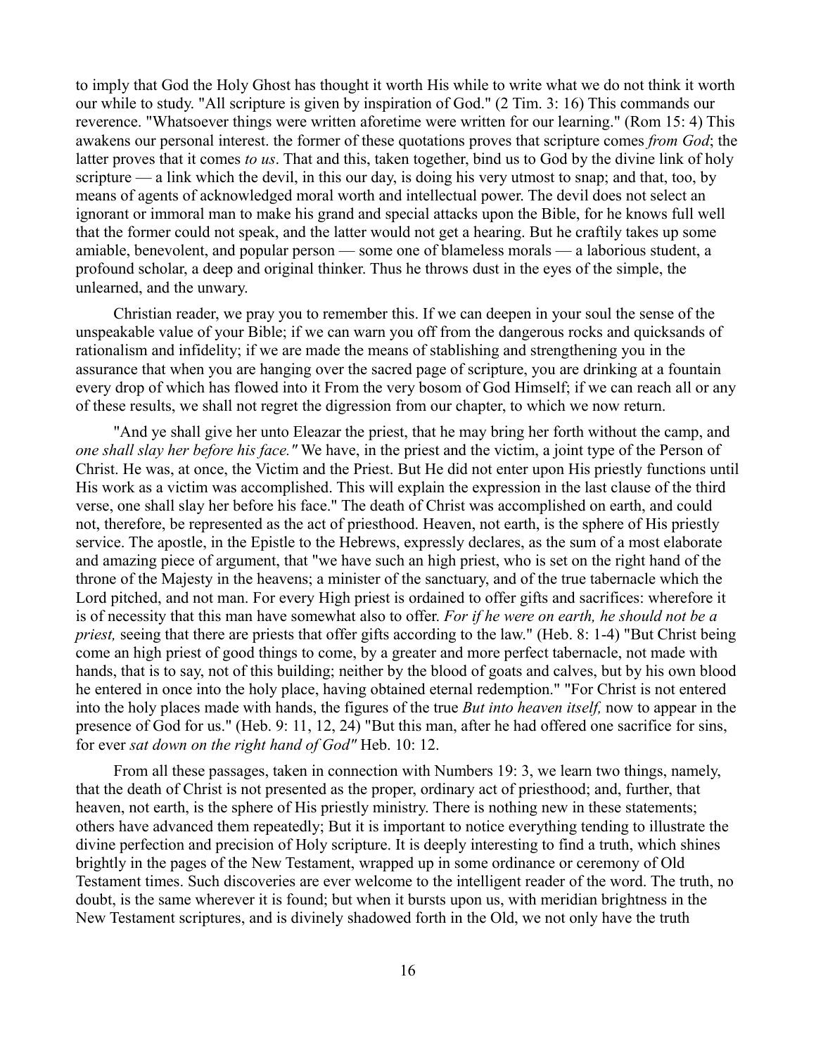to imply that God the Holy Ghost has thought it worth His while to write what we do not think it worth our while to study. "All scripture is given by inspiration of God." (2 Tim. 3: 16) This commands our reverence. "Whatsoever things were written aforetime were written for our learning." (Rom 15: 4) This awakens our personal interest. the former of these quotations proves that scripture comes *from God*; the latter proves that it comes *to us*. That and this, taken together, bind us to God by the divine link of holy scripture — a link which the devil, in this our day, is doing his very utmost to snap; and that, too, by means of agents of acknowledged moral worth and intellectual power. The devil does not select an ignorant or immoral man to make his grand and special attacks upon the Bible, for he knows full well that the former could not speak, and the latter would not get a hearing. But he craftily takes up some amiable, benevolent, and popular person — some one of blameless morals — a laborious student, a profound scholar, a deep and original thinker. Thus he throws dust in the eyes of the simple, the unlearned, and the unwary.

Christian reader, we pray you to remember this. If we can deepen in your soul the sense of the unspeakable value of your Bible; if we can warn you off from the dangerous rocks and quicksands of rationalism and infidelity; if we are made the means of stablishing and strengthening you in the assurance that when you are hanging over the sacred page of scripture, you are drinking at a fountain every drop of which has flowed into it From the very bosom of God Himself; if we can reach all or any of these results, we shall not regret the digression from our chapter, to which we now return.

"And ye shall give her unto Eleazar the priest, that he may bring her forth without the camp, and *one shall slay her before his face."* We have, in the priest and the victim, a joint type of the Person of Christ. He was, at once, the Victim and the Priest. But He did not enter upon His priestly functions until His work as a victim was accomplished. This will explain the expression in the last clause of the third verse, one shall slay her before his face." The death of Christ was accomplished on earth, and could not, therefore, be represented as the act of priesthood. Heaven, not earth, is the sphere of His priestly service. The apostle, in the Epistle to the Hebrews, expressly declares, as the sum of a most elaborate and amazing piece of argument, that "we have such an high priest, who is set on the right hand of the throne of the Majesty in the heavens; a minister of the sanctuary, and of the true tabernacle which the Lord pitched, and not man. For every High priest is ordained to offer gifts and sacrifices: wherefore it is of necessity that this man have somewhat also to offer. *For if he were on earth, he should not be a priest,* seeing that there are priests that offer gifts according to the law." (Heb. 8: 1-4) "But Christ being come an high priest of good things to come, by a greater and more perfect tabernacle, not made with hands, that is to say, not of this building; neither by the blood of goats and calves, but by his own blood he entered in once into the holy place, having obtained eternal redemption." "For Christ is not entered into the holy places made with hands, the figures of the true *But into heaven itself,* now to appear in the presence of God for us." (Heb. 9: 11, 12, 24) "But this man, after he had offered one sacrifice for sins, for ever *sat down on the right hand of God"* Heb. 10: 12.

From all these passages, taken in connection with Numbers 19: 3, we learn two things, namely, that the death of Christ is not presented as the proper, ordinary act of priesthood; and, further, that heaven, not earth, is the sphere of His priestly ministry. There is nothing new in these statements; others have advanced them repeatedly; But it is important to notice everything tending to illustrate the divine perfection and precision of Holy scripture. It is deeply interesting to find a truth, which shines brightly in the pages of the New Testament, wrapped up in some ordinance or ceremony of Old Testament times. Such discoveries are ever welcome to the intelligent reader of the word. The truth, no doubt, is the same wherever it is found; but when it bursts upon us, with meridian brightness in the New Testament scriptures, and is divinely shadowed forth in the Old, we not only have the truth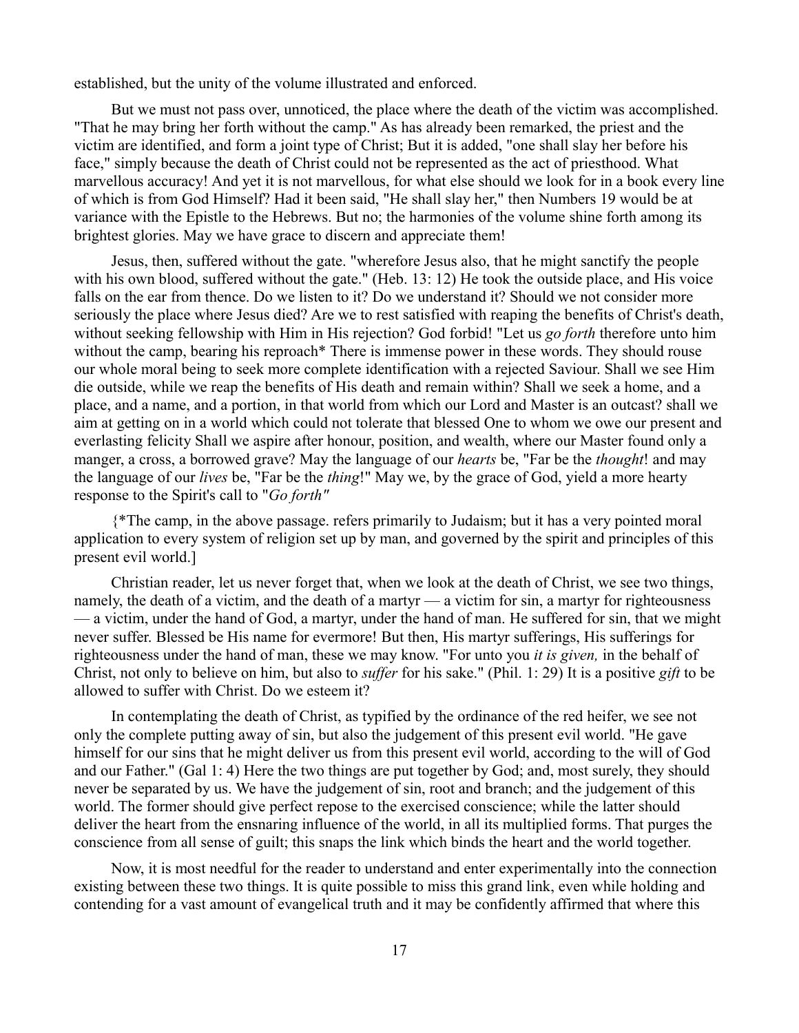established, but the unity of the volume illustrated and enforced.

But we must not pass over, unnoticed, the place where the death of the victim was accomplished. "That he may bring her forth without the camp." As has already been remarked, the priest and the victim are identified, and form a joint type of Christ; But it is added, "one shall slay her before his face," simply because the death of Christ could not be represented as the act of priesthood. What marvellous accuracy! And yet it is not marvellous, for what else should we look for in a book every line of which is from God Himself? Had it been said, "He shall slay her," then Numbers 19 would be at variance with the Epistle to the Hebrews. But no; the harmonies of the volume shine forth among its brightest glories. May we have grace to discern and appreciate them!

Jesus, then, suffered without the gate. "wherefore Jesus also, that he might sanctify the people with his own blood, suffered without the gate." (Heb. 13: 12) He took the outside place, and His voice falls on the ear from thence. Do we listen to it? Do we understand it? Should we not consider more seriously the place where Jesus died? Are we to rest satisfied with reaping the benefits of Christ's death, without seeking fellowship with Him in His rejection? God forbid! "Let us *go forth* therefore unto him without the camp, bearing his reproach* There is immense power in these words. They should rouse our whole moral being to seek more complete identification with a rejected Saviour. Shall we see Him die outside, while we reap the benefits of His death and remain within? Shall we seek a home, and a place, and a name, and a portion, in that world from which our Lord and Master is an outcast? shall we aim at getting on in a world which could not tolerate that blessed One to whom we owe our present and everlasting felicity Shall we aspire after honour, position, and wealth, where our Master found only a manger, a cross, a borrowed grave? May the language of our *hearts* be, "Far be the *thought*! and may the language of our *lives* be, "Far be the *thing*!" May we, by the grace of God, yield a more hearty response to the Spirit's call to "*Go forth"*

{*The camp, in the above passage. refers primarily to Judaism; but it has a very pointed moral application to every system of religion set up by man, and governed by the spirit and principles of this present evil world.]

Christian reader, let us never forget that, when we look at the death of Christ, we see two things, namely, the death of a victim, and the death of a martyr — a victim for sin, a martyr for righteousness — a victim, under the hand of God, a martyr, under the hand of man. He suffered for sin, that we might never suffer. Blessed be His name for evermore! But then, His martyr sufferings, His sufferings for righteousness under the hand of man, these we may know. "For unto you *it is given,* in the behalf of Christ, not only to believe on him, but also to *suffer* for his sake." (Phil. 1: 29) It is a positive *gift* to be allowed to suffer with Christ. Do we esteem it?

In contemplating the death of Christ, as typified by the ordinance of the red heifer, we see not only the complete putting away of sin, but also the judgement of this present evil world. "He gave himself for our sins that he might deliver us from this present evil world, according to the will of God and our Father." (Gal 1: 4) Here the two things are put together by God; and, most surely, they should never be separated by us. We have the judgement of sin, root and branch; and the judgement of this world. The former should give perfect repose to the exercised conscience; while the latter should deliver the heart from the ensnaring influence of the world, in all its multiplied forms. That purges the conscience from all sense of guilt; this snaps the link which binds the heart and the world together.

Now, it is most needful for the reader to understand and enter experimentally into the connection existing between these two things. It is quite possible to miss this grand link, even while holding and contending for a vast amount of evangelical truth and it may be confidently affirmed that where this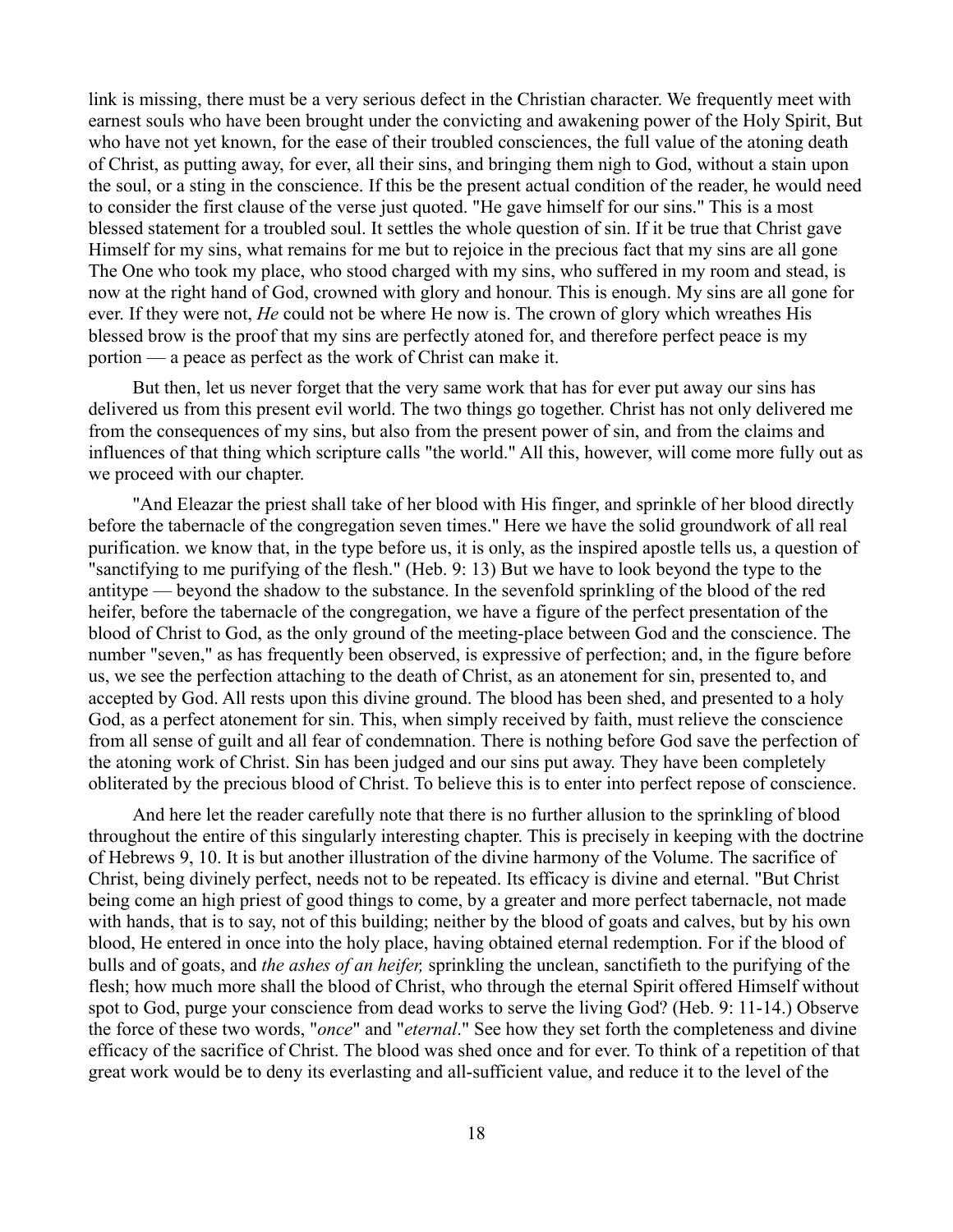link is missing, there must be a very serious defect in the Christian character. We frequently meet with earnest souls who have been brought under the convicting and awakening power of the Holy Spirit, But who have not yet known, for the ease of their troubled consciences, the full value of the atoning death of Christ, as putting away, for ever, all their sins, and bringing them nigh to God, without a stain upon the soul, or a sting in the conscience. If this be the present actual condition of the reader, he would need to consider the first clause of the verse just quoted. "He gave himself for our sins." This is a most blessed statement for a troubled soul. It settles the whole question of sin. If it be true that Christ gave Himself for my sins, what remains for me but to rejoice in the precious fact that my sins are all gone The One who took my place, who stood charged with my sins, who suffered in my room and stead, is now at the right hand of God, crowned with glory and honour. This is enough. My sins are all gone for ever. If they were not, *He* could not be where He now is. The crown of glory which wreathes His blessed brow is the proof that my sins are perfectly atoned for, and therefore perfect peace is my portion — a peace as perfect as the work of Christ can make it.

But then, let us never forget that the very same work that has for ever put away our sins has delivered us from this present evil world. The two things go together. Christ has not only delivered me from the consequences of my sins, but also from the present power of sin, and from the claims and influences of that thing which scripture calls "the world." All this, however, will come more fully out as we proceed with our chapter.

"And Eleazar the priest shall take of her blood with His finger, and sprinkle of her blood directly before the tabernacle of the congregation seven times." Here we have the solid groundwork of all real purification. we know that, in the type before us, it is only, as the inspired apostle tells us, a question of "sanctifying to me purifying of the flesh." (Heb. 9: 13) But we have to look beyond the type to the antitype — beyond the shadow to the substance. In the sevenfold sprinkling of the blood of the red heifer, before the tabernacle of the congregation, we have a figure of the perfect presentation of the blood of Christ to God, as the only ground of the meeting-place between God and the conscience. The number "seven," as has frequently been observed, is expressive of perfection; and, in the figure before us, we see the perfection attaching to the death of Christ, as an atonement for sin, presented to, and accepted by God. All rests upon this divine ground. The blood has been shed, and presented to a holy God, as a perfect atonement for sin. This, when simply received by faith, must relieve the conscience from all sense of guilt and all fear of condemnation. There is nothing before God save the perfection of the atoning work of Christ. Sin has been judged and our sins put away. They have been completely obliterated by the precious blood of Christ. To believe this is to enter into perfect repose of conscience.

And here let the reader carefully note that there is no further allusion to the sprinkling of blood throughout the entire of this singularly interesting chapter. This is precisely in keeping with the doctrine of Hebrews 9, 10. It is but another illustration of the divine harmony of the Volume. The sacrifice of Christ, being divinely perfect, needs not to be repeated. Its efficacy is divine and eternal. "But Christ being come an high priest of good things to come, by a greater and more perfect tabernacle, not made with hands, that is to say, not of this building; neither by the blood of goats and calves, but by his own blood, He entered in once into the holy place, having obtained eternal redemption. For if the blood of bulls and of goats, and *the ashes of an heifer,* sprinkling the unclean, sanctifieth to the purifying of the flesh; how much more shall the blood of Christ, who through the eternal Spirit offered Himself without spot to God, purge your conscience from dead works to serve the living God? (Heb. 9: 11-14.) Observe the force of these two words, "*once*" and "*eternal*." See how they set forth the completeness and divine efficacy of the sacrifice of Christ. The blood was shed once and for ever. To think of a repetition of that great work would be to deny its everlasting and all-sufficient value, and reduce it to the level of the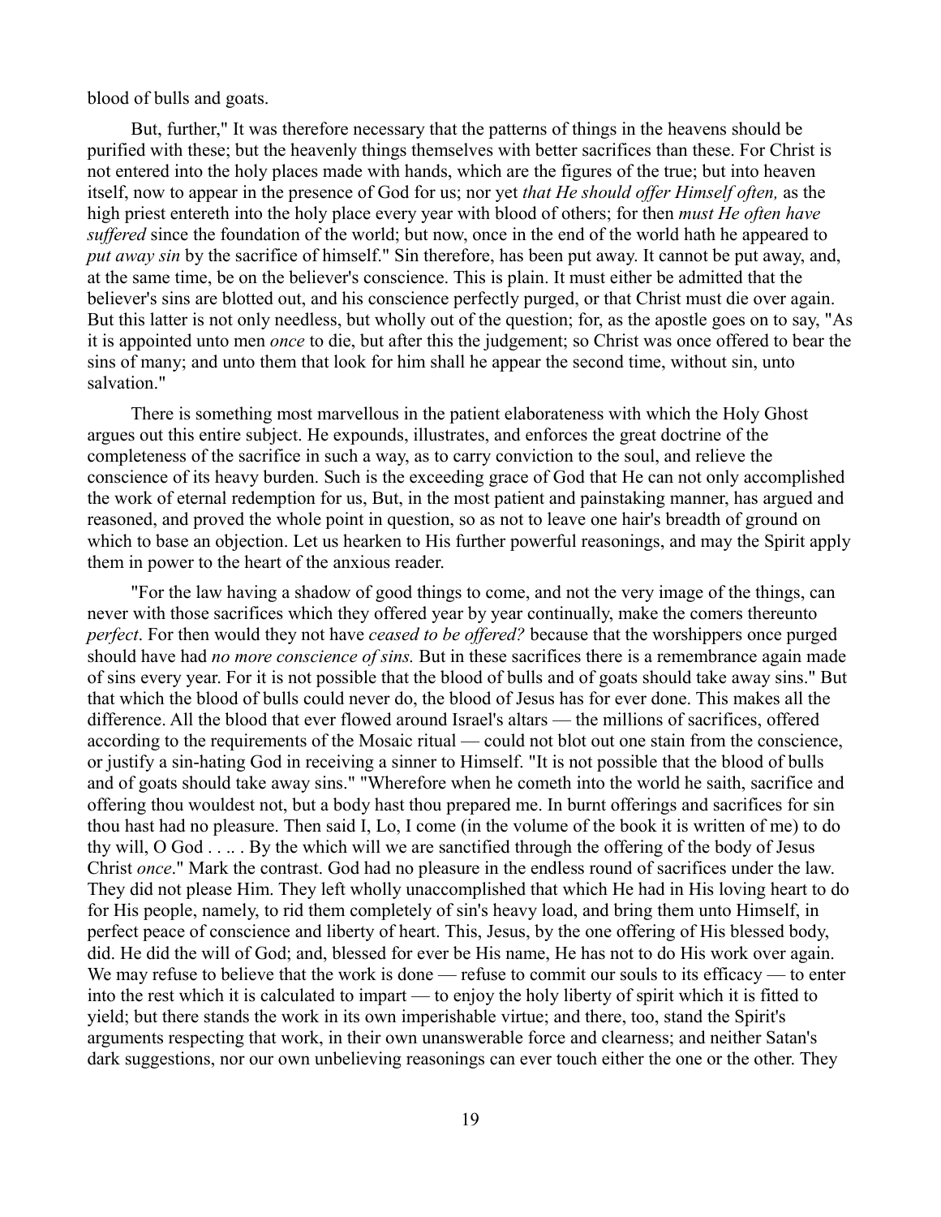blood of bulls and goats.

But, further," It was therefore necessary that the patterns of things in the heavens should be purified with these; but the heavenly things themselves with better sacrifices than these. For Christ is not entered into the holy places made with hands, which are the figures of the true; but into heaven itself, now to appear in the presence of God for us; nor yet *that He should offer Himself often,* as the high priest entereth into the holy place every year with blood of others; for then *must He often have suffered* since the foundation of the world; but now, once in the end of the world hath he appeared to *put away sin* by the sacrifice of himself." Sin therefore, has been put away. It cannot be put away, and, at the same time, be on the believer's conscience. This is plain. It must either be admitted that the believer's sins are blotted out, and his conscience perfectly purged, or that Christ must die over again. But this latter is not only needless, but wholly out of the question; for, as the apostle goes on to say, "As it is appointed unto men *once* to die, but after this the judgement; so Christ was once offered to bear the sins of many; and unto them that look for him shall he appear the second time, without sin, unto salvation."

There is something most marvellous in the patient elaborateness with which the Holy Ghost argues out this entire subject. He expounds, illustrates, and enforces the great doctrine of the completeness of the sacrifice in such a way, as to carry conviction to the soul, and relieve the conscience of its heavy burden. Such is the exceeding grace of God that He can not only accomplished the work of eternal redemption for us, But, in the most patient and painstaking manner, has argued and reasoned, and proved the whole point in question, so as not to leave one hair's breadth of ground on which to base an objection. Let us hearken to His further powerful reasonings, and may the Spirit apply them in power to the heart of the anxious reader.

"For the law having a shadow of good things to come, and not the very image of the things, can never with those sacrifices which they offered year by year continually, make the comers thereunto *perfect*. For then would they not have *ceased to be offered?* because that the worshippers once purged should have had *no more conscience of sins.* But in these sacrifices there is a remembrance again made of sins every year. For it is not possible that the blood of bulls and of goats should take away sins." But that which the blood of bulls could never do, the blood of Jesus has for ever done. This makes all the difference. All the blood that ever flowed around Israel's altars — the millions of sacrifices, offered according to the requirements of the Mosaic ritual — could not blot out one stain from the conscience, or justify a sin-hating God in receiving a sinner to Himself. "It is not possible that the blood of bulls and of goats should take away sins." "Wherefore when he cometh into the world he saith, sacrifice and offering thou wouldest not, but a body hast thou prepared me. In burnt offerings and sacrifices for sin thou hast had no pleasure. Then said I, Lo, I come (in the volume of the book it is written of me) to do thy will, O God . . .. . By the which will we are sanctified through the offering of the body of Jesus Christ *once*." Mark the contrast. God had no pleasure in the endless round of sacrifices under the law. They did not please Him. They left wholly unaccomplished that which He had in His loving heart to do for His people, namely, to rid them completely of sin's heavy load, and bring them unto Himself, in perfect peace of conscience and liberty of heart. This, Jesus, by the one offering of His blessed body, did. He did the will of God; and, blessed for ever be His name, He has not to do His work over again. We may refuse to believe that the work is done — refuse to commit our souls to its efficacy — to enter into the rest which it is calculated to impart — to enjoy the holy liberty of spirit which it is fitted to yield; but there stands the work in its own imperishable virtue; and there, too, stand the Spirit's arguments respecting that work, in their own unanswerable force and clearness; and neither Satan's dark suggestions, nor our own unbelieving reasonings can ever touch either the one or the other. They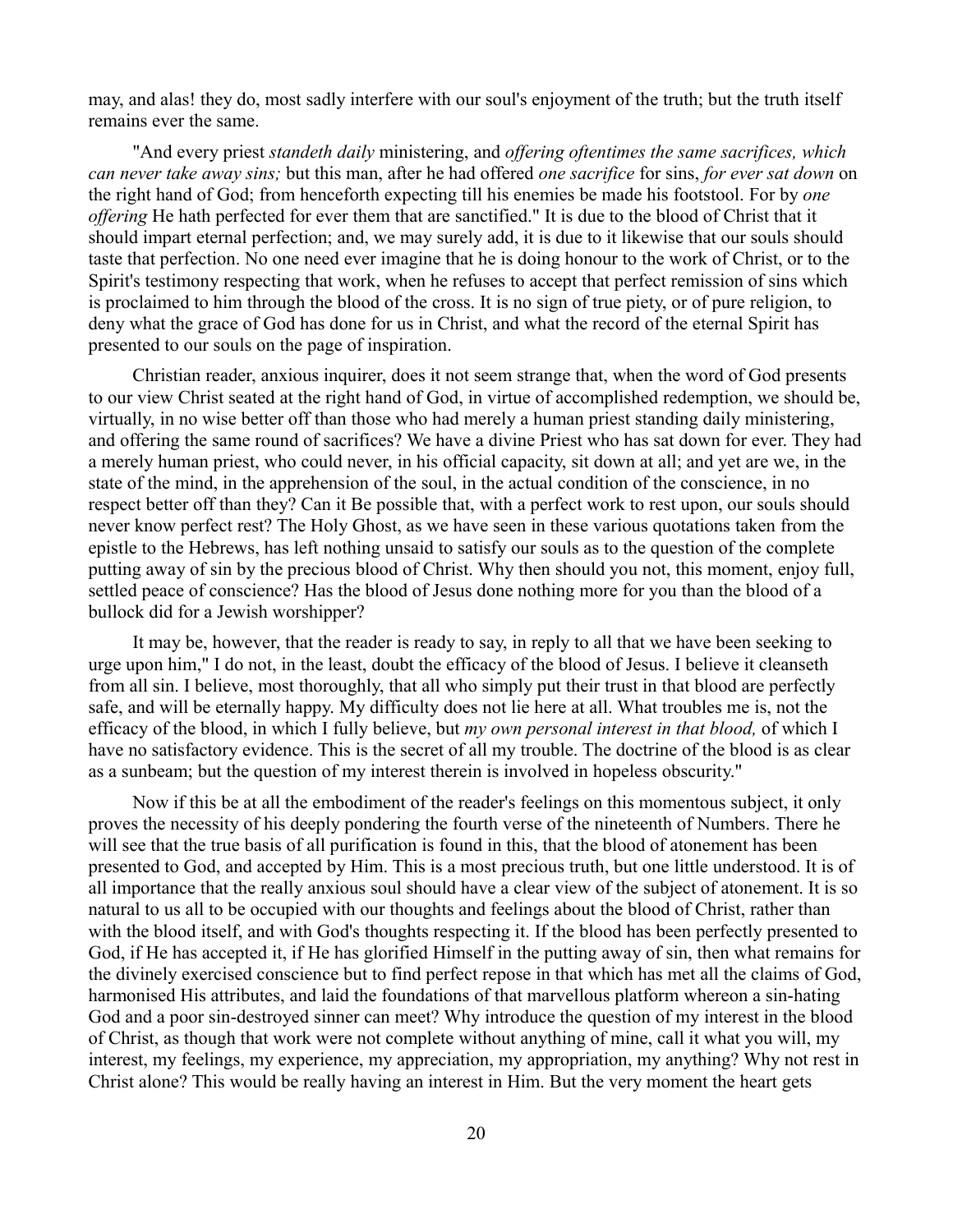may, and alas! they do, most sadly interfere with our soul's enjoyment of the truth; but the truth itself remains ever the same.

"And every priest *standeth daily* ministering, and *offering oftentimes the same sacrifices, which can never take away sins;* but this man, after he had offered *one sacrifice* for sins, *for ever sat down* on the right hand of God; from henceforth expecting till his enemies be made his footstool. For by *one offering* He hath perfected for ever them that are sanctified." It is due to the blood of Christ that it should impart eternal perfection; and, we may surely add, it is due to it likewise that our souls should taste that perfection. No one need ever imagine that he is doing honour to the work of Christ, or to the Spirit's testimony respecting that work, when he refuses to accept that perfect remission of sins which is proclaimed to him through the blood of the cross. It is no sign of true piety, or of pure religion, to deny what the grace of God has done for us in Christ, and what the record of the eternal Spirit has presented to our souls on the page of inspiration.

Christian reader, anxious inquirer, does it not seem strange that, when the word of God presents to our view Christ seated at the right hand of God, in virtue of accomplished redemption, we should be, virtually, in no wise better off than those who had merely a human priest standing daily ministering, and offering the same round of sacrifices? We have a divine Priest who has sat down for ever. They had a merely human priest, who could never, in his official capacity, sit down at all; and yet are we, in the state of the mind, in the apprehension of the soul, in the actual condition of the conscience, in no respect better off than they? Can it Be possible that, with a perfect work to rest upon, our souls should never know perfect rest? The Holy Ghost, as we have seen in these various quotations taken from the epistle to the Hebrews, has left nothing unsaid to satisfy our souls as to the question of the complete putting away of sin by the precious blood of Christ. Why then should you not, this moment, enjoy full, settled peace of conscience? Has the blood of Jesus done nothing more for you than the blood of a bullock did for a Jewish worshipper?

It may be, however, that the reader is ready to say, in reply to all that we have been seeking to urge upon him," I do not, in the least, doubt the efficacy of the blood of Jesus. I believe it cleanseth from all sin. I believe, most thoroughly, that all who simply put their trust in that blood are perfectly safe, and will be eternally happy. My difficulty does not lie here at all. What troubles me is, not the efficacy of the blood, in which I fully believe, but *my own personal interest in that blood,* of which I have no satisfactory evidence. This is the secret of all my trouble. The doctrine of the blood is as clear as a sunbeam; but the question of my interest therein is involved in hopeless obscurity."

Now if this be at all the embodiment of the reader's feelings on this momentous subject, it only proves the necessity of his deeply pondering the fourth verse of the nineteenth of Numbers. There he will see that the true basis of all purification is found in this, that the blood of atonement has been presented to God, and accepted by Him. This is a most precious truth, but one little understood. It is of all importance that the really anxious soul should have a clear view of the subject of atonement. It is so natural to us all to be occupied with our thoughts and feelings about the blood of Christ, rather than with the blood itself, and with God's thoughts respecting it. If the blood has been perfectly presented to God, if He has accepted it, if He has glorified Himself in the putting away of sin, then what remains for the divinely exercised conscience but to find perfect repose in that which has met all the claims of God, harmonised His attributes, and laid the foundations of that marvellous platform whereon a sin-hating God and a poor sin-destroyed sinner can meet? Why introduce the question of my interest in the blood of Christ, as though that work were not complete without anything of mine, call it what you will, my interest, my feelings, my experience, my appreciation, my appropriation, my anything? Why not rest in Christ alone? This would be really having an interest in Him. But the very moment the heart gets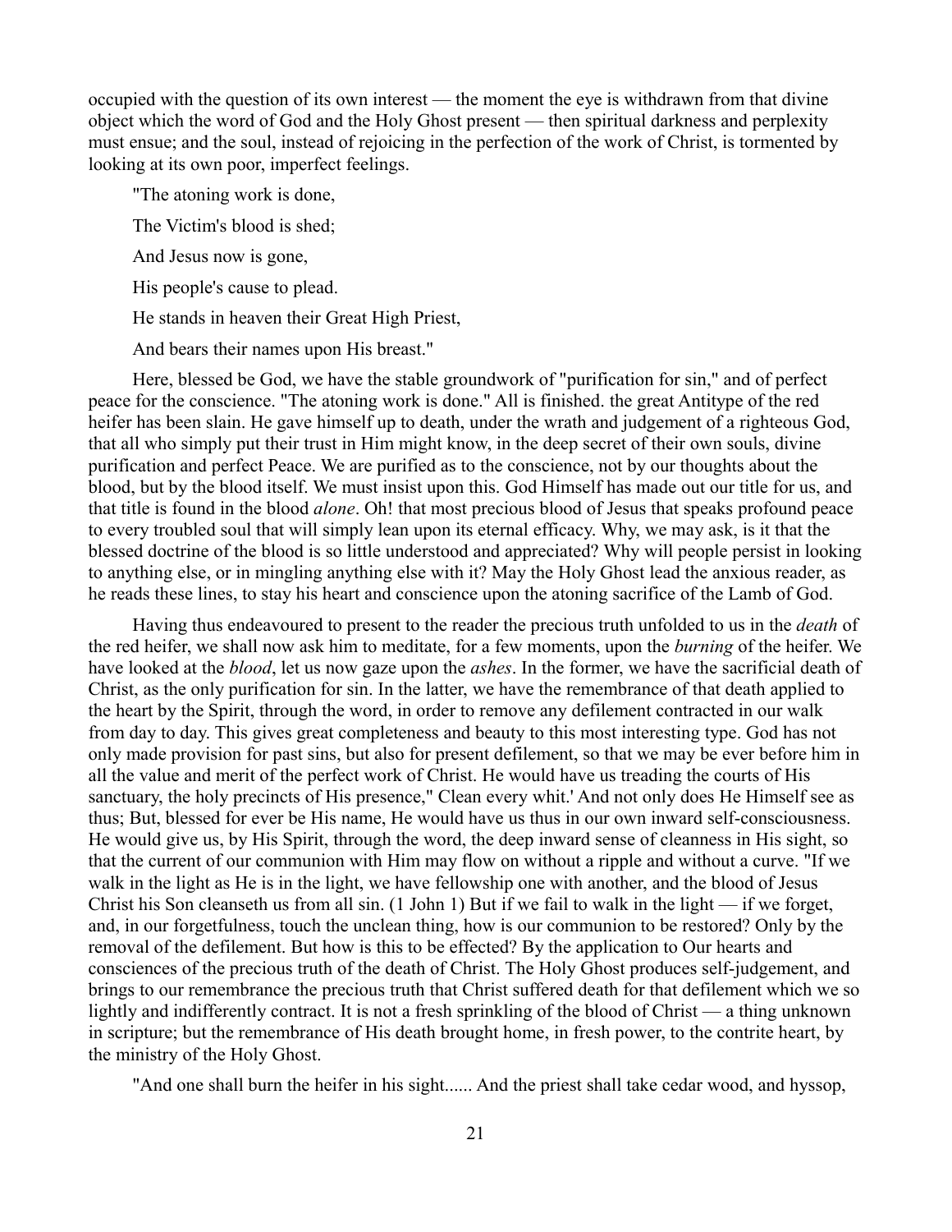occupied with the question of its own interest — the moment the eye is withdrawn from that divine object which the word of God and the Holy Ghost present — then spiritual darkness and perplexity must ensue; and the soul, instead of rejoicing in the perfection of the work of Christ, is tormented by looking at its own poor, imperfect feelings.

"The atoning work is done,

The Victim's blood is shed;

And Jesus now is gone,

His people's cause to plead.

He stands in heaven their Great High Priest,

And bears their names upon His breast."

Here, blessed be God, we have the stable groundwork of "purification for sin," and of perfect peace for the conscience. "The atoning work is done." All is finished. the great Antitype of the red heifer has been slain. He gave himself up to death, under the wrath and judgement of a righteous God, that all who simply put their trust in Him might know, in the deep secret of their own souls, divine purification and perfect Peace. We are purified as to the conscience, not by our thoughts about the blood, but by the blood itself. We must insist upon this. God Himself has made out our title for us, and that title is found in the blood *alone*. Oh! that most precious blood of Jesus that speaks profound peace to every troubled soul that will simply lean upon its eternal efficacy. Why, we may ask, is it that the blessed doctrine of the blood is so little understood and appreciated? Why will people persist in looking to anything else, or in mingling anything else with it? May the Holy Ghost lead the anxious reader, as he reads these lines, to stay his heart and conscience upon the atoning sacrifice of the Lamb of God.

Having thus endeavoured to present to the reader the precious truth unfolded to us in the *death* of the red heifer, we shall now ask him to meditate, for a few moments, upon the *burning* of the heifer. We have looked at the *blood*, let us now gaze upon the *ashes*. In the former, we have the sacrificial death of Christ, as the only purification for sin. In the latter, we have the remembrance of that death applied to the heart by the Spirit, through the word, in order to remove any defilement contracted in our walk from day to day. This gives great completeness and beauty to this most interesting type. God has not only made provision for past sins, but also for present defilement, so that we may be ever before him in all the value and merit of the perfect work of Christ. He would have us treading the courts of His sanctuary, the holy precincts of His presence," Clean every whit.' And not only does He Himself see as thus; But, blessed for ever be His name, He would have us thus in our own inward self-consciousness. He would give us, by His Spirit, through the word, the deep inward sense of cleanness in His sight, so that the current of our communion with Him may flow on without a ripple and without a curve. "If we walk in the light as He is in the light, we have fellowship one with another, and the blood of Jesus Christ his Son cleanseth us from all sin. (1 John 1) But if we fail to walk in the light — if we forget, and, in our forgetfulness, touch the unclean thing, how is our communion to be restored? Only by the removal of the defilement. But how is this to be effected? By the application to Our hearts and consciences of the precious truth of the death of Christ. The Holy Ghost produces self-judgement, and brings to our remembrance the precious truth that Christ suffered death for that defilement which we so lightly and indifferently contract. It is not a fresh sprinkling of the blood of Christ — a thing unknown in scripture; but the remembrance of His death brought home, in fresh power, to the contrite heart, by the ministry of the Holy Ghost.

"And one shall burn the heifer in his sight...... And the priest shall take cedar wood, and hyssop,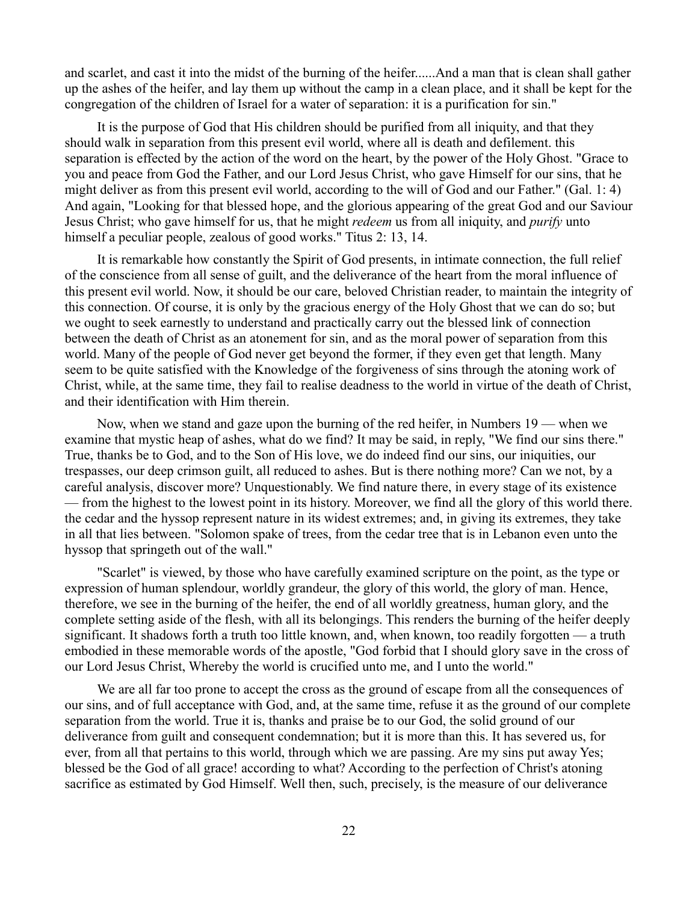and scarlet, and cast it into the midst of the burning of the heifer......And a man that is clean shall gather up the ashes of the heifer, and lay them up without the camp in a clean place, and it shall be kept for the congregation of the children of Israel for a water of separation: it is a purification for sin."

It is the purpose of God that His children should be purified from all iniquity, and that they should walk in separation from this present evil world, where all is death and defilement. this separation is effected by the action of the word on the heart, by the power of the Holy Ghost. "Grace to you and peace from God the Father, and our Lord Jesus Christ, who gave Himself for our sins, that he might deliver as from this present evil world, according to the will of God and our Father." (Gal. 1: 4) And again, "Looking for that blessed hope, and the glorious appearing of the great God and our Saviour Jesus Christ; who gave himself for us, that he might *redeem* us from all iniquity, and *purify* unto himself a peculiar people, zealous of good works." Titus 2: 13, 14.

It is remarkable how constantly the Spirit of God presents, in intimate connection, the full relief of the conscience from all sense of guilt, and the deliverance of the heart from the moral influence of this present evil world. Now, it should be our care, beloved Christian reader, to maintain the integrity of this connection. Of course, it is only by the gracious energy of the Holy Ghost that we can do so; but we ought to seek earnestly to understand and practically carry out the blessed link of connection between the death of Christ as an atonement for sin, and as the moral power of separation from this world. Many of the people of God never get beyond the former, if they even get that length. Many seem to be quite satisfied with the Knowledge of the forgiveness of sins through the atoning work of Christ, while, at the same time, they fail to realise deadness to the world in virtue of the death of Christ, and their identification with Him therein.

Now, when we stand and gaze upon the burning of the red heifer, in Numbers 19 — when we examine that mystic heap of ashes, what do we find? It may be said, in reply, "We find our sins there." True, thanks be to God, and to the Son of His love, we do indeed find our sins, our iniquities, our trespasses, our deep crimson guilt, all reduced to ashes. But is there nothing more? Can we not, by a careful analysis, discover more? Unquestionably. We find nature there, in every stage of its existence — from the highest to the lowest point in its history. Moreover, we find all the glory of this world there. the cedar and the hyssop represent nature in its widest extremes; and, in giving its extremes, they take in all that lies between. "Solomon spake of trees, from the cedar tree that is in Lebanon even unto the hyssop that springeth out of the wall."

"Scarlet" is viewed, by those who have carefully examined scripture on the point, as the type or expression of human splendour, worldly grandeur, the glory of this world, the glory of man. Hence, therefore, we see in the burning of the heifer, the end of all worldly greatness, human glory, and the complete setting aside of the flesh, with all its belongings. This renders the burning of the heifer deeply significant. It shadows forth a truth too little known, and, when known, too readily forgotten — a truth embodied in these memorable words of the apostle, "God forbid that I should glory save in the cross of our Lord Jesus Christ, Whereby the world is crucified unto me, and I unto the world."

We are all far too prone to accept the cross as the ground of escape from all the consequences of our sins, and of full acceptance with God, and, at the same time, refuse it as the ground of our complete separation from the world. True it is, thanks and praise be to our God, the solid ground of our deliverance from guilt and consequent condemnation; but it is more than this. It has severed us, for ever, from all that pertains to this world, through which we are passing. Are my sins put away Yes; blessed be the God of all grace! according to what? According to the perfection of Christ's atoning sacrifice as estimated by God Himself. Well then, such, precisely, is the measure of our deliverance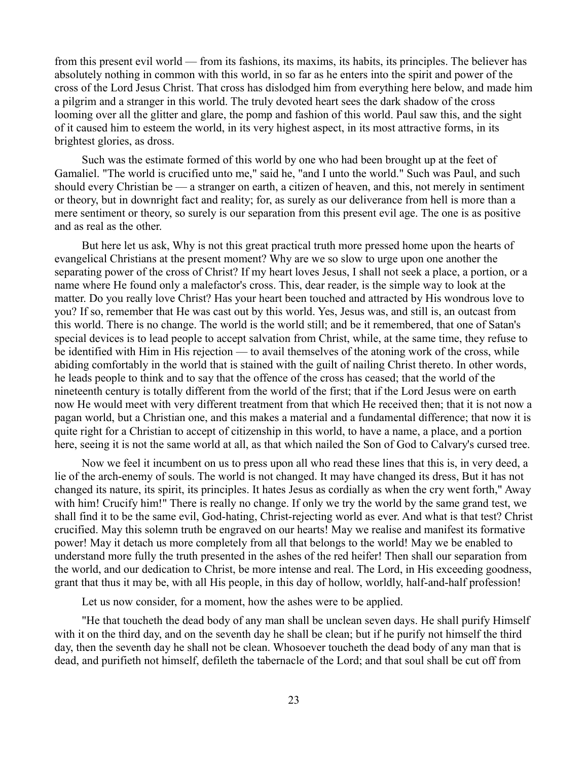from this present evil world — from its fashions, its maxims, its habits, its principles. The believer has absolutely nothing in common with this world, in so far as he enters into the spirit and power of the cross of the Lord Jesus Christ. That cross has dislodged him from everything here below, and made him a pilgrim and a stranger in this world. The truly devoted heart sees the dark shadow of the cross looming over all the glitter and glare, the pomp and fashion of this world. Paul saw this, and the sight of it caused him to esteem the world, in its very highest aspect, in its most attractive forms, in its brightest glories, as dross.

Such was the estimate formed of this world by one who had been brought up at the feet of Gamaliel. "The world is crucified unto me," said he, "and I unto the world." Such was Paul, and such should every Christian be — a stranger on earth, a citizen of heaven, and this, not merely in sentiment or theory, but in downright fact and reality; for, as surely as our deliverance from hell is more than a mere sentiment or theory, so surely is our separation from this present evil age. The one is as positive and as real as the other.

But here let us ask, Why is not this great practical truth more pressed home upon the hearts of evangelical Christians at the present moment? Why are we so slow to urge upon one another the separating power of the cross of Christ? If my heart loves Jesus, I shall not seek a place, a portion, or a name where He found only a malefactor's cross. This, dear reader, is the simple way to look at the matter. Do you really love Christ? Has your heart been touched and attracted by His wondrous love to you? If so, remember that He was cast out by this world. Yes, Jesus was, and still is, an outcast from this world. There is no change. The world is the world still; and be it remembered, that one of Satan's special devices is to lead people to accept salvation from Christ, while, at the same time, they refuse to be identified with Him in His rejection — to avail themselves of the atoning work of the cross, while abiding comfortably in the world that is stained with the guilt of nailing Christ thereto. In other words, he leads people to think and to say that the offence of the cross has ceased; that the world of the nineteenth century is totally different from the world of the first; that if the Lord Jesus were on earth now He would meet with very different treatment from that which He received then; that it is not now a pagan world, but a Christian one, and this makes a material and a fundamental difference; that now it is quite right for a Christian to accept of citizenship in this world, to have a name, a place, and a portion here, seeing it is not the same world at all, as that which nailed the Son of God to Calvary's cursed tree.

Now we feel it incumbent on us to press upon all who read these lines that this is, in very deed, a lie of the arch-enemy of souls. The world is not changed. It may have changed its dress, But it has not changed its nature, its spirit, its principles. It hates Jesus as cordially as when the cry went forth," Away with him! Crucify him!" There is really no change. If only we try the world by the same grand test, we shall find it to be the same evil, God-hating, Christ-rejecting world as ever. And what is that test? Christ crucified. May this solemn truth be engraved on our hearts! May we realise and manifest its formative power! May it detach us more completely from all that belongs to the world! May we be enabled to understand more fully the truth presented in the ashes of the red heifer! Then shall our separation from the world, and our dedication to Christ, be more intense and real. The Lord, in His exceeding goodness, grant that thus it may be, with all His people, in this day of hollow, worldly, half-and-half profession!

Let us now consider, for a moment, how the ashes were to be applied.

"He that toucheth the dead body of any man shall be unclean seven days. He shall purify Himself with it on the third day, and on the seventh day he shall be clean; but if he purify not himself the third day, then the seventh day he shall not be clean. Whosoever toucheth the dead body of any man that is dead, and purifieth not himself, defileth the tabernacle of the Lord; and that soul shall be cut off from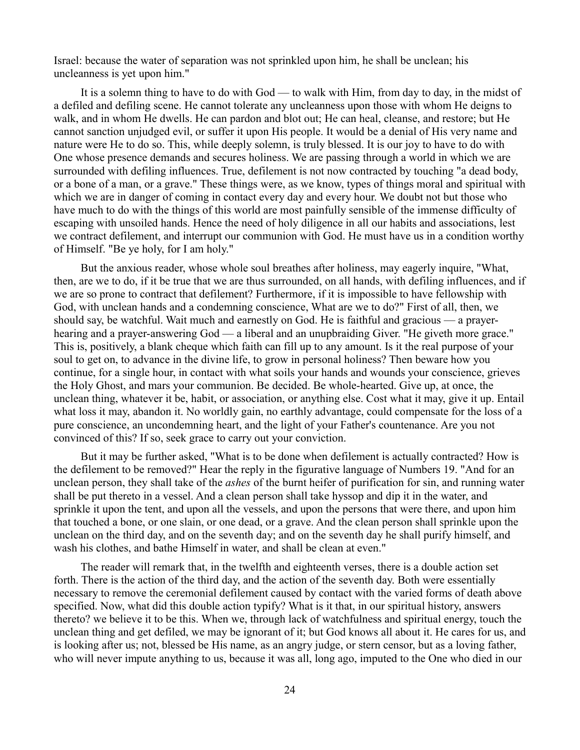Israel: because the water of separation was not sprinkled upon him, he shall be unclean; his uncleanness is yet upon him."

It is a solemn thing to have to do with God — to walk with Him, from day to day, in the midst of a defiled and defiling scene. He cannot tolerate any uncleanness upon those with whom He deigns to walk, and in whom He dwells. He can pardon and blot out; He can heal, cleanse, and restore; but He cannot sanction unjudged evil, or suffer it upon His people. It would be a denial of His very name and nature were He to do so. This, while deeply solemn, is truly blessed. It is our joy to have to do with One whose presence demands and secures holiness. We are passing through a world in which we are surrounded with defiling influences. True, defilement is not now contracted by touching "a dead body, or a bone of a man, or a grave." These things were, as we know, types of things moral and spiritual with which we are in danger of coming in contact every day and every hour. We doubt not but those who have much to do with the things of this world are most painfully sensible of the immense difficulty of escaping with unsoiled hands. Hence the need of holy diligence in all our habits and associations, lest we contract defilement, and interrupt our communion with God. He must have us in a condition worthy of Himself. "Be ye holy, for I am holy."

But the anxious reader, whose whole soul breathes after holiness, may eagerly inquire, "What, then, are we to do, if it be true that we are thus surrounded, on all hands, with defiling influences, and if we are so prone to contract that defilement? Furthermore, if it is impossible to have fellowship with God, with unclean hands and a condemning conscience, What are we to do?" First of all, then, we should say, be watchful. Wait much and earnestly on God. He is faithful and gracious — a prayer-hearing and a prayer-answering God — a liberal and an unupbraiding Giver. "He giveth more grace." This is, positively, a blank cheque which faith can fill up to any amount. Is it the real purpose of your soul to get on, to advance in the divine life, to grow in personal holiness? Then beware how you continue, for a single hour, in contact with what soils your hands and wounds your conscience, grieves the Holy Ghost, and mars your communion. Be decided. Be whole-hearted. Give up, at once, the unclean thing, whatever it be, habit, or association, or anything else. Cost what it may, give it up. Entail what loss it may, abandon it. No worldly gain, no earthly advantage, could compensate for the loss of a pure conscience, an uncondemning heart, and the light of your Father's countenance. Are you not convinced of this? If so, seek grace to carry out your conviction.

But it may be further asked, "What is to be done when defilement is actually contracted? How is the defilement to be removed?" Hear the reply in the figurative language of Numbers 19. "And for an unclean person, they shall take of the *ashes* of the burnt heifer of purification for sin, and running water shall be put thereto in a vessel. And a clean person shall take hyssop and dip it in the water, and sprinkle it upon the tent, and upon all the vessels, and upon the persons that were there, and upon him that touched a bone, or one slain, or one dead, or a grave. And the clean person shall sprinkle upon the unclean on the third day, and on the seventh day; and on the seventh day he shall purify himself, and wash his clothes, and bathe Himself in water, and shall be clean at even."

The reader will remark that, in the twelfth and eighteenth verses, there is a double action set forth. There is the action of the third day, and the action of the seventh day. Both were essentially necessary to remove the ceremonial defilement caused by contact with the varied forms of death above specified. Now, what did this double action typify? What is it that, in our spiritual history, answers thereto? we believe it to be this. When we, through lack of watchfulness and spiritual energy, touch the unclean thing and get defiled, we may be ignorant of it; but God knows all about it. He cares for us, and is looking after us; not, blessed be His name, as an angry judge, or stern censor, but as a loving father, who will never impute anything to us, because it was all, long ago, imputed to the One who died in our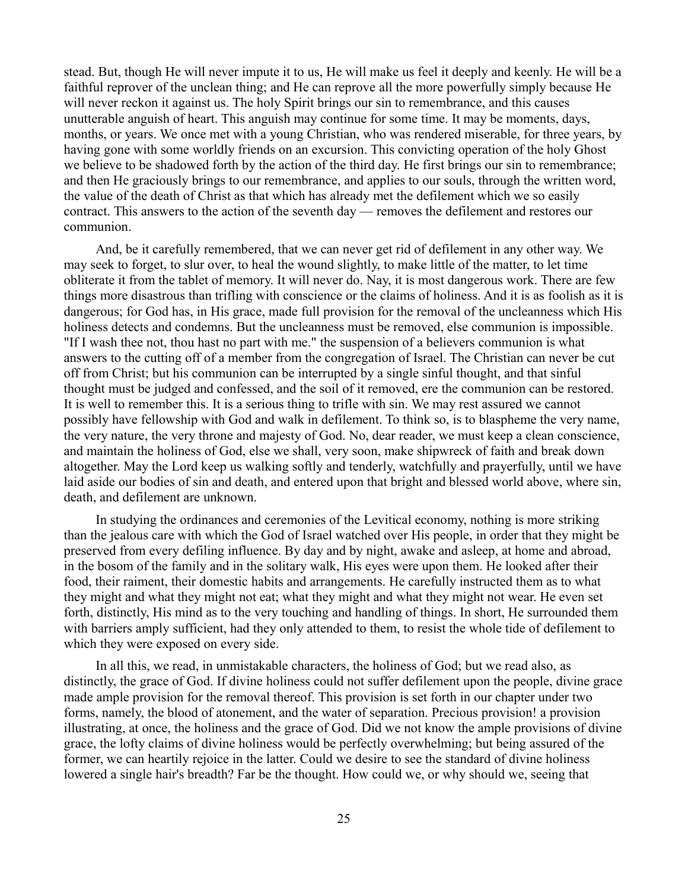stead. But, though He will never impute it to us, He will make us feel it deeply and keenly. He will be a faithful reprover of the unclean thing; and He can reprove all the more powerfully simply because He will never reckon it against us. The holy Spirit brings our sin to remembrance, and this causes unutterable anguish of heart. This anguish may continue for some time. It may be moments, days, months, or years. We once met with a young Christian, who was rendered miserable, for three years, by having gone with some worldly friends on an excursion. This convicting operation of the holy Ghost we believe to be shadowed forth by the action of the third day. He first brings our sin to remembrance; and then He graciously brings to our remembrance, and applies to our souls, through the written word, the value of the death of Christ as that which has already met the defilement which we so easily contract. This answers to the action of the seventh day — removes the defilement and restores our communion.

And, be it carefully remembered, that we can never get rid of defilement in any other way. We may seek to forget, to slur over, to heal the wound slightly, to make little of the matter, to let time obliterate it from the tablet of memory. It will never do. Nay, it is most dangerous work. There are few things more disastrous than trifling with conscience or the claims of holiness. And it is as foolish as it is dangerous; for God has, in His grace, made full provision for the removal of the uncleanness which His holiness detects and condemns. But the uncleanness must be removed, else communion is impossible. "If I wash thee not, thou hast no part with me." the suspension of a believers communion is what answers to the cutting off of a member from the congregation of Israel. The Christian can never be cut off from Christ; but his communion can be interrupted by a single sinful thought, and that sinful thought must be judged and confessed, and the soil of it removed, ere the communion can be restored. It is well to remember this. It is a serious thing to trifle with sin. We may rest assured we cannot possibly have fellowship with God and walk in defilement. To think so, is to blaspheme the very name, the very nature, the very throne and majesty of God. No, dear reader, we must keep a clean conscience, and maintain the holiness of God, else we shall, very soon, make shipwreck of faith and break down altogether. May the Lord keep us walking softly and tenderly, watchfully and prayerfully, until we have laid aside our bodies of sin and death, and entered upon that bright and blessed world above, where sin, death, and defilement are unknown.

In studying the ordinances and ceremonies of the Levitical economy, nothing is more striking than the jealous care with which the God of Israel watched over His people, in order that they might be preserved from every defiling influence. By day and by night, awake and asleep, at home and abroad, in the bosom of the family and in the solitary walk, His eyes were upon them. He looked after their food, their raiment, their domestic habits and arrangements. He carefully instructed them as to what they might and what they might not eat; what they might and what they might not wear. He even set forth, distinctly, His mind as to the very touching and handling of things. In short, He surrounded them with barriers amply sufficient, had they only attended to them, to resist the whole tide of defilement to which they were exposed on every side.

In all this, we read, in unmistakable characters, the holiness of God; but we read also, as distinctly, the grace of God. If divine holiness could not suffer defilement upon the people, divine grace made ample provision for the removal thereof. This provision is set forth in our chapter under two forms, namely, the blood of atonement, and the water of separation. Precious provision! a provision illustrating, at once, the holiness and the grace of God. Did we not know the ample provisions of divine grace, the lofty claims of divine holiness would be perfectly overwhelming; but being assured of the former, we can heartily rejoice in the latter. Could we desire to see the standard of divine holiness lowered a single hair's breadth? Far be the thought. How could we, or why should we, seeing that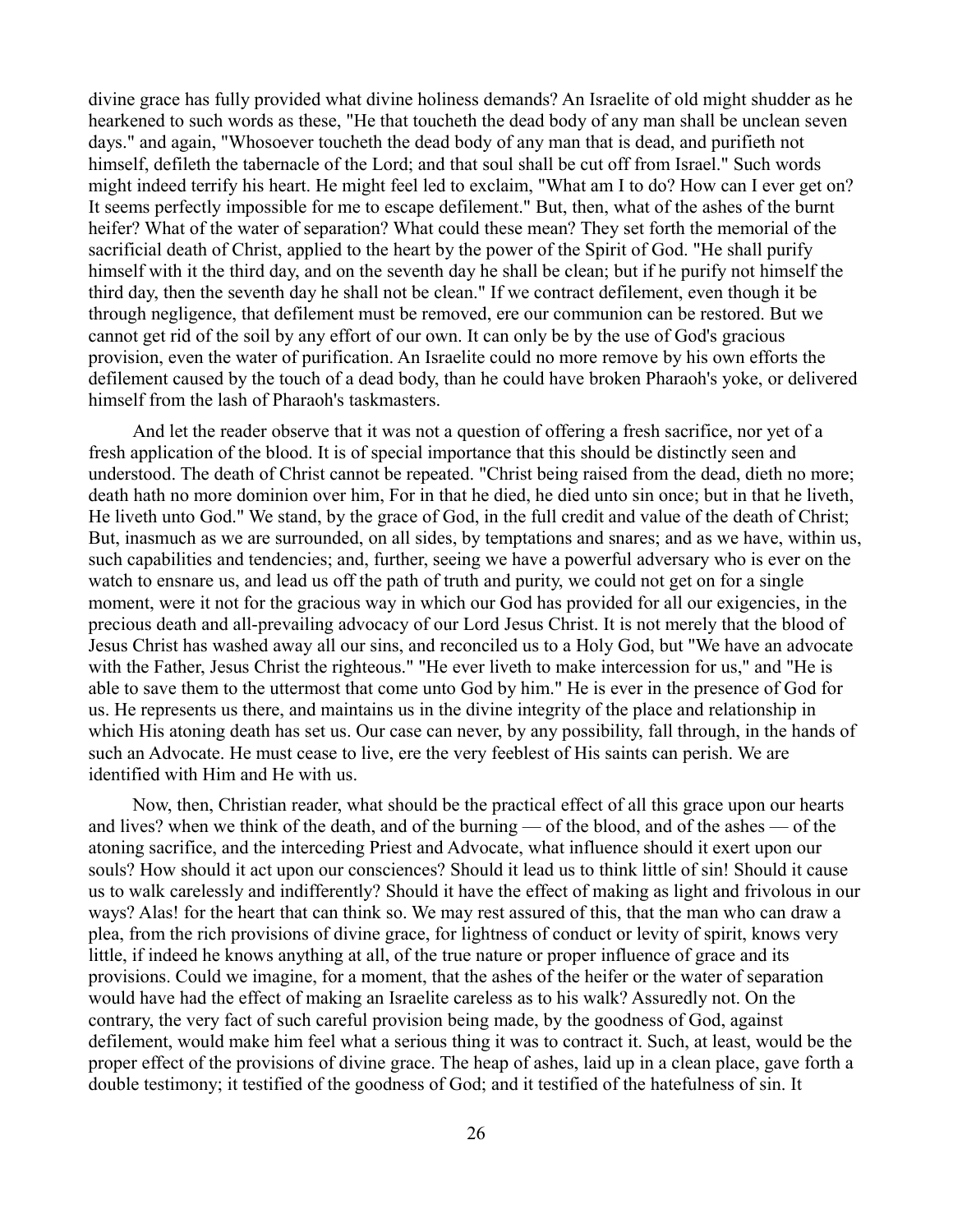divine grace has fully provided what divine holiness demands? An Israelite of old might shudder as he hearkened to such words as these, "He that toucheth the dead body of any man shall be unclean seven days." and again, "Whosoever toucheth the dead body of any man that is dead, and purifieth not himself, defileth the tabernacle of the Lord; and that soul shall be cut off from Israel." Such words might indeed terrify his heart. He might feel led to exclaim, "What am I to do? How can I ever get on? It seems perfectly impossible for me to escape defilement." But, then, what of the ashes of the burnt heifer? What of the water of separation? What could these mean? They set forth the memorial of the sacrificial death of Christ, applied to the heart by the power of the Spirit of God. "He shall purify himself with it the third day, and on the seventh day he shall be clean; but if he purify not himself the third day, then the seventh day he shall not be clean." If we contract defilement, even though it be through negligence, that defilement must be removed, ere our communion can be restored. But we cannot get rid of the soil by any effort of our own. It can only be by the use of God's gracious provision, even the water of purification. An Israelite could no more remove by his own efforts the defilement caused by the touch of a dead body, than he could have broken Pharaoh's yoke, or delivered himself from the lash of Pharaoh's taskmasters.

And let the reader observe that it was not a question of offering a fresh sacrifice, nor yet of a fresh application of the blood. It is of special importance that this should be distinctly seen and understood. The death of Christ cannot be repeated. "Christ being raised from the dead, dieth no more; death hath no more dominion over him, For in that he died, he died unto sin once; but in that he liveth, He liveth unto God." We stand, by the grace of God, in the full credit and value of the death of Christ; But, inasmuch as we are surrounded, on all sides, by temptations and snares; and as we have, within us, such capabilities and tendencies; and, further, seeing we have a powerful adversary who is ever on the watch to ensnare us, and lead us off the path of truth and purity, we could not get on for a single moment, were it not for the gracious way in which our God has provided for all our exigencies, in the precious death and all-prevailing advocacy of our Lord Jesus Christ. It is not merely that the blood of Jesus Christ has washed away all our sins, and reconciled us to a Holy God, but "We have an advocate with the Father, Jesus Christ the righteous." "He ever liveth to make intercession for us," and "He is able to save them to the uttermost that come unto God by him." He is ever in the presence of God for us. He represents us there, and maintains us in the divine integrity of the place and relationship in which His atoning death has set us. Our case can never, by any possibility, fall through, in the hands of such an Advocate. He must cease to live, ere the very feeblest of His saints can perish. We are identified with Him and He with us.

Now, then, Christian reader, what should be the practical effect of all this grace upon our hearts and lives? when we think of the death, and of the burning — of the blood, and of the ashes — of the atoning sacrifice, and the interceding Priest and Advocate, what influence should it exert upon our souls? How should it act upon our consciences? Should it lead us to think little of sin! Should it cause us to walk carelessly and indifferently? Should it have the effect of making as light and frivolous in our ways? Alas! for the heart that can think so. We may rest assured of this, that the man who can draw a plea, from the rich provisions of divine grace, for lightness of conduct or levity of spirit, knows very little, if indeed he knows anything at all, of the true nature or proper influence of grace and its provisions. Could we imagine, for a moment, that the ashes of the heifer or the water of separation would have had the effect of making an Israelite careless as to his walk? Assuredly not. On the contrary, the very fact of such careful provision being made, by the goodness of God, against defilement, would make him feel what a serious thing it was to contract it. Such, at least, would be the proper effect of the provisions of divine grace. The heap of ashes, laid up in a clean place, gave forth a double testimony; it testified of the goodness of God; and it testified of the hatefulness of sin. It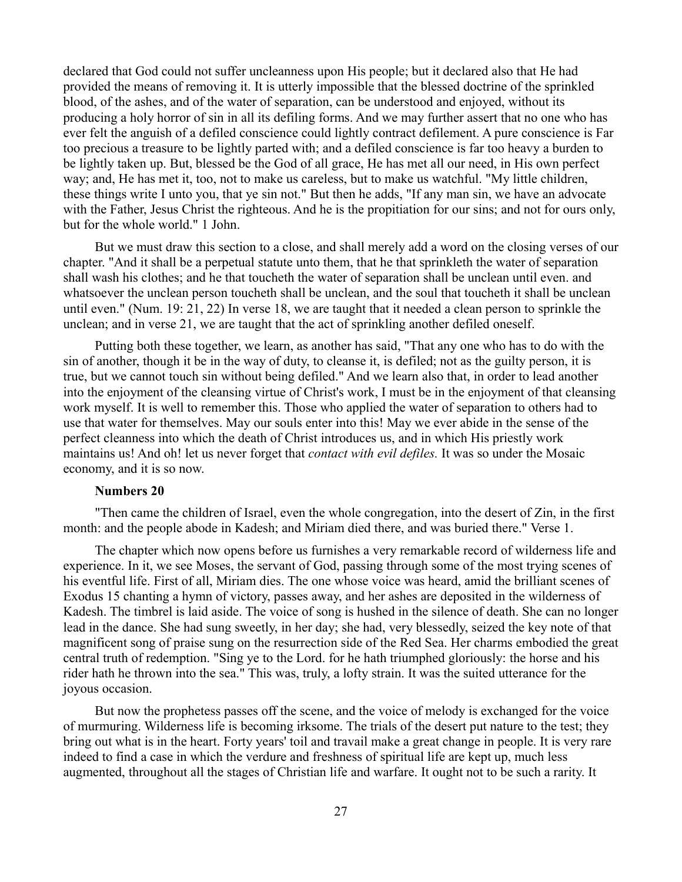declared that God could not suffer uncleanness upon His people; but it declared also that He had provided the means of removing it. It is utterly impossible that the blessed doctrine of the sprinkled blood, of the ashes, and of the water of separation, can be understood and enjoyed, without its producing a holy horror of sin in all its defiling forms. And we may further assert that no one who has ever felt the anguish of a defiled conscience could lightly contract defilement. A pure conscience is Far too precious a treasure to be lightly parted with; and a defiled conscience is far too heavy a burden to be lightly taken up. But, blessed be the God of all grace, He has met all our need, in His own perfect way; and, He has met it, too, not to make us careless, but to make us watchful. "My little children, these things write I unto you, that ye sin not." But then he adds, "If any man sin, we have an advocate with the Father, Jesus Christ the righteous. And he is the propitiation for our sins; and not for ours only, but for the whole world." 1 John.

But we must draw this section to a close, and shall merely add a word on the closing verses of our chapter. "And it shall be a perpetual statute unto them, that he that sprinkleth the water of separation shall wash his clothes; and he that toucheth the water of separation shall be unclean until even. and whatsoever the unclean person toucheth shall be unclean, and the soul that toucheth it shall be unclean until even." (Num. 19: 21, 22) In verse 18, we are taught that it needed a clean person to sprinkle the unclean; and in verse 21, we are taught that the act of sprinkling another defiled oneself.

Putting both these together, we learn, as another has said, "That any one who has to do with the sin of another, though it be in the way of duty, to cleanse it, is defiled; not as the guilty person, it is true, but we cannot touch sin without being defiled." And we learn also that, in order to lead another into the enjoyment of the cleansing virtue of Christ's work, I must be in the enjoyment of that cleansing work myself. It is well to remember this. Those who applied the water of separation to others had to use that water for themselves. May our souls enter into this! May we ever abide in the sense of the perfect cleanness into which the death of Christ introduces us, and in which His priestly work maintains us! And oh! let us never forget that *contact with evil defiles.* It was so under the Mosaic economy, and it is so now.

### Numbers 20

"Then came the children of Israel, even the whole congregation, into the desert of Zin, in the first month: and the people abode in Kadesh; and Miriam died there, and was buried there." Verse 1.

The chapter which now opens before us furnishes a very remarkable record of wilderness life and experience. In it, we see Moses, the servant of God, passing through some of the most trying scenes of his eventful life. First of all, Miriam dies. The one whose voice was heard, amid the brilliant scenes of Exodus 15 chanting a hymn of victory, passes away, and her ashes are deposited in the wilderness of Kadesh. The timbrel is laid aside. The voice of song is hushed in the silence of death. She can no longer lead in the dance. She had sung sweetly, in her day; she had, very blessedly, seized the key note of that magnificent song of praise sung on the resurrection side of the Red Sea. Her charms embodied the great central truth of redemption. "Sing ye to the Lord. for he hath triumphed gloriously: the horse and his rider hath he thrown into the sea." This was, truly, a lofty strain. It was the suited utterance for the joyous occasion.

But now the prophetess passes off the scene, and the voice of melody is exchanged for the voice of murmuring. Wilderness life is becoming irksome. The trials of the desert put nature to the test; they bring out what is in the heart. Forty years' toil and travail make a great change in people. It is very rare indeed to find a case in which the verdure and freshness of spiritual life are kept up, much less augmented, throughout all the stages of Christian life and warfare. It ought not to be such a rarity. It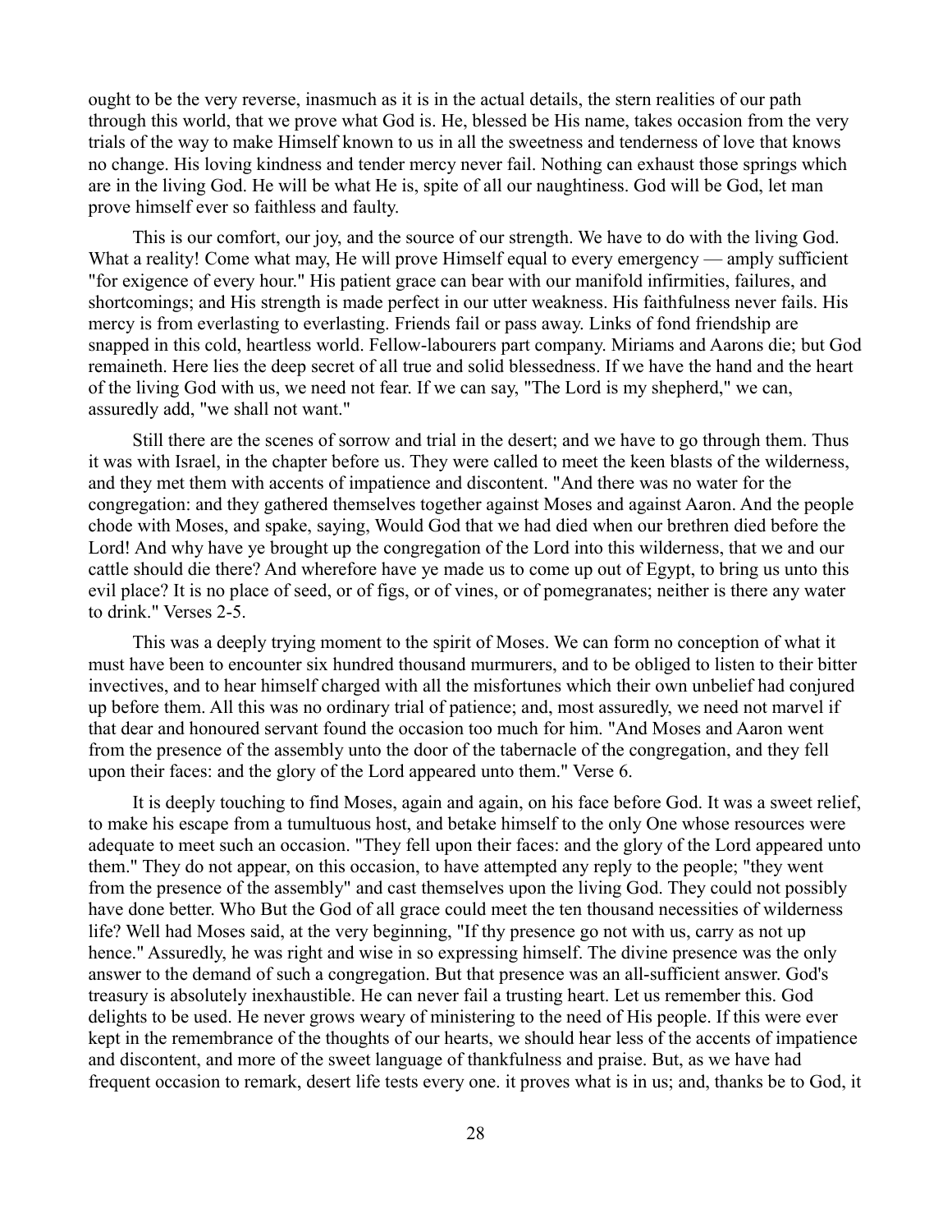ought to be the very reverse, inasmuch as it is in the actual details, the stern realities of our path through this world, that we prove what God is. He, blessed be His name, takes occasion from the very trials of the way to make Himself known to us in all the sweetness and tenderness of love that knows no change. His loving kindness and tender mercy never fail. Nothing can exhaust those springs which are in the living God. He will be what He is, spite of all our naughtiness. God will be God, let man prove himself ever so faithless and faulty.

This is our comfort, our joy, and the source of our strength. We have to do with the living God. What a reality! Come what may, He will prove Himself equal to every emergency — amply sufficient "for exigence of every hour." His patient grace can bear with our manifold infirmities, failures, and shortcomings; and His strength is made perfect in our utter weakness. His faithfulness never fails. His mercy is from everlasting to everlasting. Friends fail or pass away. Links of fond friendship are snapped in this cold, heartless world. Fellow-labourers part company. Miriams and Aarons die; but God remaineth. Here lies the deep secret of all true and solid blessedness. If we have the hand and the heart of the living God with us, we need not fear. If we can say, "The Lord is my shepherd," we can, assuredly add, "we shall not want."

Still there are the scenes of sorrow and trial in the desert; and we have to go through them. Thus it was with Israel, in the chapter before us. They were called to meet the keen blasts of the wilderness, and they met them with accents of impatience and discontent. "And there was no water for the congregation: and they gathered themselves together against Moses and against Aaron. And the people chode with Moses, and spake, saying, Would God that we had died when our brethren died before the Lord! And why have ye brought up the congregation of the Lord into this wilderness, that we and our cattle should die there? And wherefore have ye made us to come up out of Egypt, to bring us unto this evil place? It is no place of seed, or of figs, or of vines, or of pomegranates; neither is there any water to drink." Verses 2-5.

This was a deeply trying moment to the spirit of Moses. We can form no conception of what it must have been to encounter six hundred thousand murmurers, and to be obliged to listen to their bitter invectives, and to hear himself charged with all the misfortunes which their own unbelief had conjured up before them. All this was no ordinary trial of patience; and, most assuredly, we need not marvel if that dear and honoured servant found the occasion too much for him. "And Moses and Aaron went from the presence of the assembly unto the door of the tabernacle of the congregation, and they fell upon their faces: and the glory of the Lord appeared unto them." Verse 6.

It is deeply touching to find Moses, again and again, on his face before God. It was a sweet relief, to make his escape from a tumultuous host, and betake himself to the only One whose resources were adequate to meet such an occasion. "They fell upon their faces: and the glory of the Lord appeared unto them." They do not appear, on this occasion, to have attempted any reply to the people; "they went from the presence of the assembly" and cast themselves upon the living God. They could not possibly have done better. Who But the God of all grace could meet the ten thousand necessities of wilderness life? Well had Moses said, at the very beginning, "If thy presence go not with us, carry as not up hence." Assuredly, he was right and wise in so expressing himself. The divine presence was the only answer to the demand of such a congregation. But that presence was an all-sufficient answer. God's treasury is absolutely inexhaustible. He can never fail a trusting heart. Let us remember this. God delights to be used. He never grows weary of ministering to the need of His people. If this were ever kept in the remembrance of the thoughts of our hearts, we should hear less of the accents of impatience and discontent, and more of the sweet language of thankfulness and praise. But, as we have had frequent occasion to remark, desert life tests every one. it proves what is in us; and, thanks be to God, it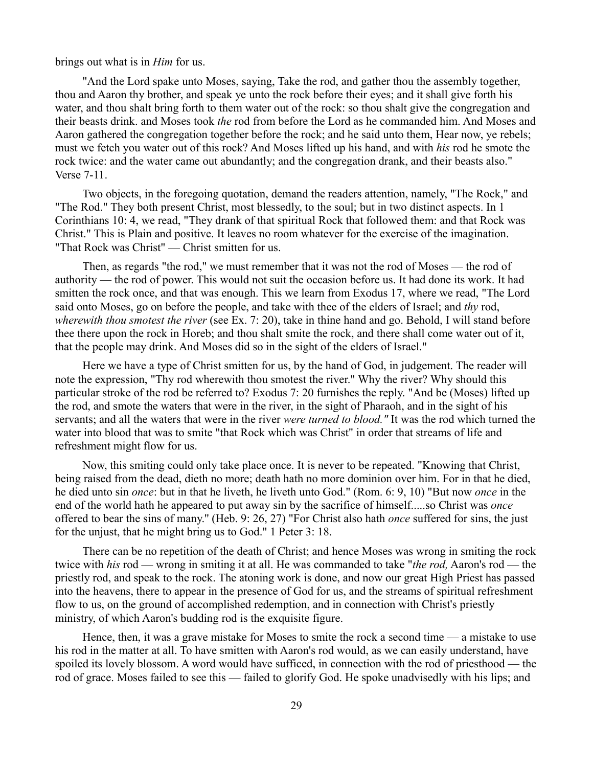brings out what is in *Him* for us.

"And the Lord spake unto Moses, saying, Take the rod, and gather thou the assembly together, thou and Aaron thy brother, and speak ye unto the rock before their eyes; and it shall give forth his water, and thou shalt bring forth to them water out of the rock: so thou shalt give the congregation and their beasts drink. and Moses took *the* rod from before the Lord as he commanded him. And Moses and Aaron gathered the congregation together before the rock; and he said unto them, Hear now, ye rebels; must we fetch you water out of this rock? And Moses lifted up his hand, and with *his* rod he smote the rock twice: and the water came out abundantly; and the congregation drank, and their beasts also." Verse 7-11.

Two objects, in the foregoing quotation, demand the readers attention, namely, "The Rock," and "The Rod." They both present Christ, most blessedly, to the soul; but in two distinct aspects. In 1 Corinthians 10: 4, we read, "They drank of that spiritual Rock that followed them: and that Rock was Christ." This is Plain and positive. It leaves no room whatever for the exercise of the imagination. "That Rock was Christ" — Christ smitten for us.

Then, as regards "the rod," we must remember that it was not the rod of Moses — the rod of authority — the rod of power. This would not suit the occasion before us. It had done its work. It had smitten the rock once, and that was enough. This we learn from Exodus 17, where we read, "The Lord said onto Moses, go on before the people, and take with thee of the elders of Israel; and *thy* rod, *wherewith thou smotest the river* (see Ex. 7: 20), take in thine hand and go. Behold, I will stand before thee there upon the rock in Horeb; and thou shalt smite the rock, and there shall come water out of it, that the people may drink. And Moses did so in the sight of the elders of Israel."

Here we have a type of Christ smitten for us, by the hand of God, in judgement. The reader will note the expression, "Thy rod wherewith thou smotest the river." Why the river? Why should this particular stroke of the rod be referred to? Exodus 7: 20 furnishes the reply. "And be (Moses) lifted up the rod, and smote the waters that were in the river, in the sight of Pharaoh, and in the sight of his servants; and all the waters that were in the river *were turned to blood."* It was the rod which turned the water into blood that was to smite "that Rock which was Christ" in order that streams of life and refreshment might flow for us.

Now, this smiting could only take place once. It is never to be repeated. "Knowing that Christ, being raised from the dead, dieth no more; death hath no more dominion over him. For in that he died, he died unto sin *once*: but in that he liveth, he liveth unto God." (Rom. 6: 9, 10) "But now *once* in the end of the world hath he appeared to put away sin by the sacrifice of himself.....so Christ was *once* offered to bear the sins of many." (Heb. 9: 26, 27) "For Christ also hath *once* suffered for sins, the just for the unjust, that he might bring us to God." 1 Peter 3: 18.

There can be no repetition of the death of Christ; and hence Moses was wrong in smiting the rock twice with *his* rod — wrong in smiting it at all. He was commanded to take "*the rod,* Aaron's rod — the priestly rod, and speak to the rock. The atoning work is done, and now our great High Priest has passed into the heavens, there to appear in the presence of God for us, and the streams of spiritual refreshment flow to us, on the ground of accomplished redemption, and in connection with Christ's priestly ministry, of which Aaron's budding rod is the exquisite figure.

Hence, then, it was a grave mistake for Moses to smite the rock a second time — a mistake to use his rod in the matter at all. To have smitten with Aaron's rod would, as we can easily understand, have spoiled its lovely blossom. A word would have sufficed, in connection with the rod of priesthood — the rod of grace. Moses failed to see this — failed to glorify God. He spoke unadvisedly with his lips; and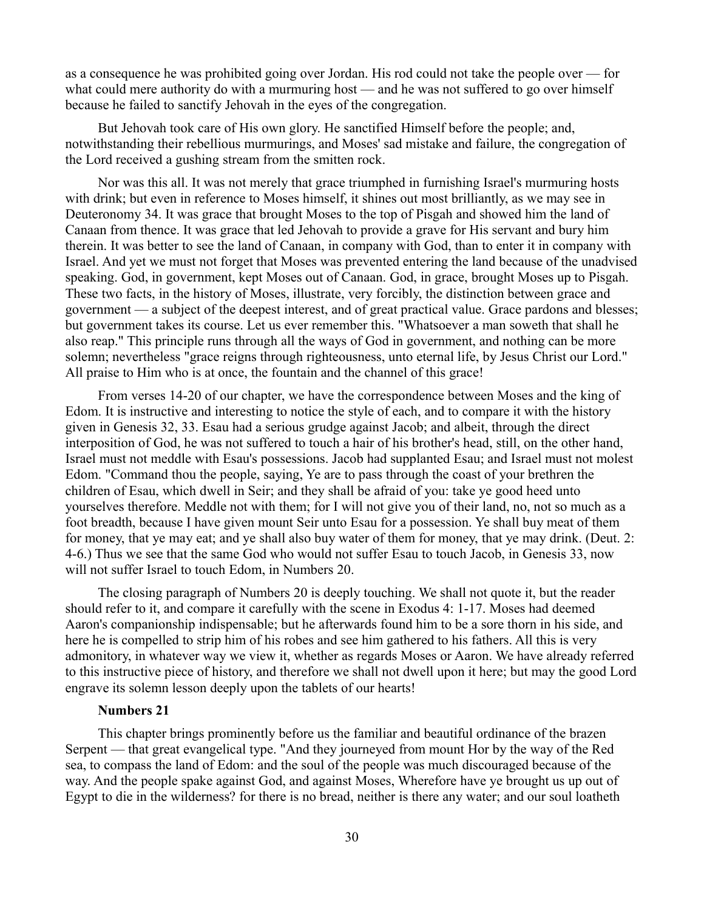as a consequence he was prohibited going over Jordan. His rod could not take the people over — for what could mere authority do with a murmuring host — and he was not suffered to go over himself because he failed to sanctify Jehovah in the eyes of the congregation.

But Jehovah took care of His own glory. He sanctified Himself before the people; and, notwithstanding their rebellious murmurings, and Moses' sad mistake and failure, the congregation of the Lord received a gushing stream from the smitten rock.

Nor was this all. It was not merely that grace triumphed in furnishing Israel's murmuring hosts with drink; but even in reference to Moses himself, it shines out most brilliantly, as we may see in Deuteronomy 34. It was grace that brought Moses to the top of Pisgah and showed him the land of Canaan from thence. It was grace that led Jehovah to provide a grave for His servant and bury him therein. It was better to see the land of Canaan, in company with God, than to enter it in company with Israel. And yet we must not forget that Moses was prevented entering the land because of the unadvised speaking. God, in government, kept Moses out of Canaan. God, in grace, brought Moses up to Pisgah. These two facts, in the history of Moses, illustrate, very forcibly, the distinction between grace and government — a subject of the deepest interest, and of great practical value. Grace pardons and blesses; but government takes its course. Let us ever remember this. "Whatsoever a man soweth that shall he also reap." This principle runs through all the ways of God in government, and nothing can be more solemn; nevertheless "grace reigns through righteousness, unto eternal life, by Jesus Christ our Lord." All praise to Him who is at once, the fountain and the channel of this grace!

From verses 14-20 of our chapter, we have the correspondence between Moses and the king of Edom. It is instructive and interesting to notice the style of each, and to compare it with the history given in Genesis 32, 33. Esau had a serious grudge against Jacob; and albeit, through the direct interposition of God, he was not suffered to touch a hair of his brother's head, still, on the other hand, Israel must not meddle with Esau's possessions. Jacob had supplanted Esau; and Israel must not molest Edom. "Command thou the people, saying, Ye are to pass through the coast of your brethren the children of Esau, which dwell in Seir; and they shall be afraid of you: take ye good heed unto yourselves therefore. Meddle not with them; for I will not give you of their land, no, not so much as a foot breadth, because I have given mount Seir unto Esau for a possession. Ye shall buy meat of them for money, that ye may eat; and ye shall also buy water of them for money, that ye may drink. (Deut. 2: 4-6.) Thus we see that the same God who would not suffer Esau to touch Jacob, in Genesis 33, now will not suffer Israel to touch Edom, in Numbers 20.

The closing paragraph of Numbers 20 is deeply touching. We shall not quote it, but the reader should refer to it, and compare it carefully with the scene in Exodus 4: 1-17. Moses had deemed Aaron's companionship indispensable; but he afterwards found him to be a sore thorn in his side, and here he is compelled to strip him of his robes and see him gathered to his fathers. All this is very admonitory, in whatever way we view it, whether as regards Moses or Aaron. We have already referred to this instructive piece of history, and therefore we shall not dwell upon it here; but may the good Lord engrave its solemn lesson deeply upon the tablets of our hearts!

### Numbers 21

This chapter brings prominently before us the familiar and beautiful ordinance of the brazen Serpent — that great evangelical type. "And they journeyed from mount Hor by the way of the Red sea, to compass the land of Edom: and the soul of the people was much discouraged because of the way. And the people spake against God, and against Moses, Wherefore have ye brought us up out of Egypt to die in the wilderness? for there is no bread, neither is there any water; and our soul loatheth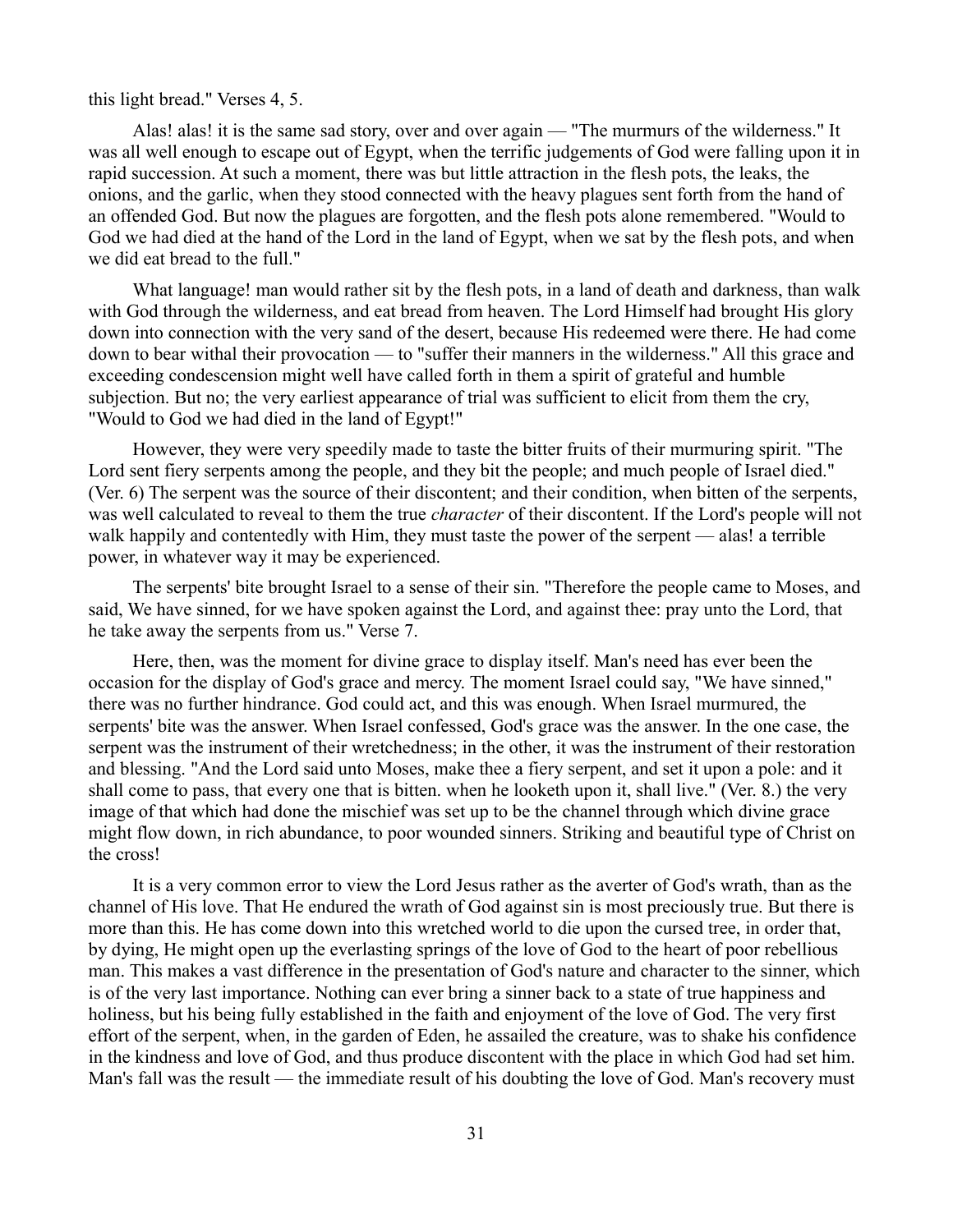this light bread." Verses 4, 5.

Alas! alas! it is the same sad story, over and over again — "The murmurs of the wilderness." It was all well enough to escape out of Egypt, when the terrific judgements of God were falling upon it in rapid succession. At such a moment, there was but little attraction in the flesh pots, the leaks, the onions, and the garlic, when they stood connected with the heavy plagues sent forth from the hand of an offended God. But now the plagues are forgotten, and the flesh pots alone remembered. "Would to God we had died at the hand of the Lord in the land of Egypt, when we sat by the flesh pots, and when we did eat bread to the full."

What language! man would rather sit by the flesh pots, in a land of death and darkness, than walk with God through the wilderness, and eat bread from heaven. The Lord Himself had brought His glory down into connection with the very sand of the desert, because His redeemed were there. He had come down to bear withal their provocation — to "suffer their manners in the wilderness." All this grace and exceeding condescension might well have called forth in them a spirit of grateful and humble subjection. But no; the very earliest appearance of trial was sufficient to elicit from them the cry, "Would to God we had died in the land of Egypt!"

However, they were very speedily made to taste the bitter fruits of their murmuring spirit. "The Lord sent fiery serpents among the people, and they bit the people; and much people of Israel died." (Ver. 6) The serpent was the source of their discontent; and their condition, when bitten of the serpents, was well calculated to reveal to them the true *character* of their discontent. If the Lord's people will not walk happily and contentedly with Him, they must taste the power of the serpent — alas! a terrible power, in whatever way it may be experienced.

The serpents' bite brought Israel to a sense of their sin. "Therefore the people came to Moses, and said, We have sinned, for we have spoken against the Lord, and against thee: pray unto the Lord, that he take away the serpents from us." Verse 7.

Here, then, was the moment for divine grace to display itself. Man's need has ever been the occasion for the display of God's grace and mercy. The moment Israel could say, "We have sinned," there was no further hindrance. God could act, and this was enough. When Israel murmured, the serpents' bite was the answer. When Israel confessed, God's grace was the answer. In the one case, the serpent was the instrument of their wretchedness; in the other, it was the instrument of their restoration and blessing. "And the Lord said unto Moses, make thee a fiery serpent, and set it upon a pole: and it shall come to pass, that every one that is bitten. when he looketh upon it, shall live." (Ver. 8.) the very image of that which had done the mischief was set up to be the channel through which divine grace might flow down, in rich abundance, to poor wounded sinners. Striking and beautiful type of Christ on the cross!

It is a very common error to view the Lord Jesus rather as the averter of God's wrath, than as the channel of His love. That He endured the wrath of God against sin is most preciously true. But there is more than this. He has come down into this wretched world to die upon the cursed tree, in order that, by dying, He might open up the everlasting springs of the love of God to the heart of poor rebellious man. This makes a vast difference in the presentation of God's nature and character to the sinner, which is of the very last importance. Nothing can ever bring a sinner back to a state of true happiness and holiness, but his being fully established in the faith and enjoyment of the love of God. The very first effort of the serpent, when, in the garden of Eden, he assailed the creature, was to shake his confidence in the kindness and love of God, and thus produce discontent with the place in which God had set him. Man's fall was the result — the immediate result of his doubting the love of God. Man's recovery must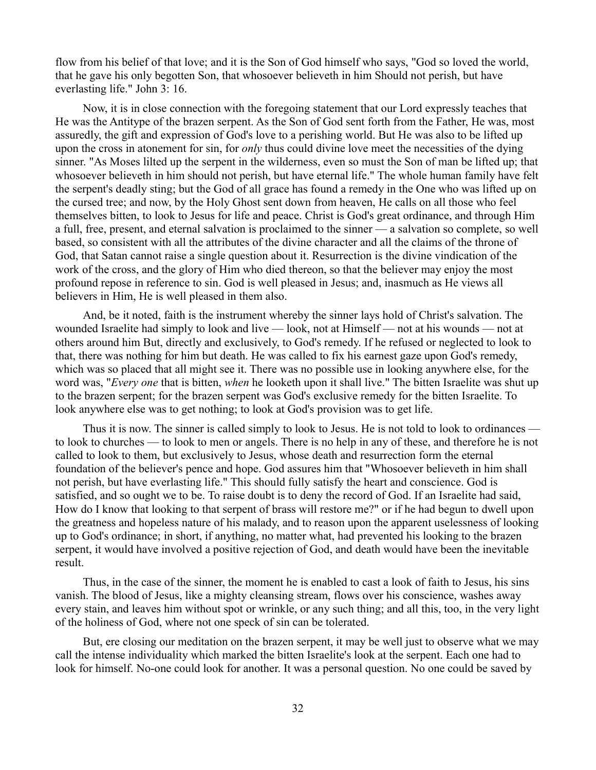flow from his belief of that love; and it is the Son of God himself who says, "God so loved the world, that he gave his only begotten Son, that whosoever believeth in him Should not perish, but have everlasting life." John 3: 16.

Now, it is in close connection with the foregoing statement that our Lord expressly teaches that He was the Antitype of the brazen serpent. As the Son of God sent forth from the Father, He was, most assuredly, the gift and expression of God's love to a perishing world. But He was also to be lifted up upon the cross in atonement for sin, for *only* thus could divine love meet the necessities of the dying sinner. "As Moses lilted up the serpent in the wilderness, even so must the Son of man be lifted up; that whosoever believeth in him should not perish, but have eternal life." The whole human family have felt the serpent's deadly sting; but the God of all grace has found a remedy in the One who was lifted up on the cursed tree; and now, by the Holy Ghost sent down from heaven, He calls on all those who feel themselves bitten, to look to Jesus for life and peace. Christ is God's great ordinance, and through Him a full, free, present, and eternal salvation is proclaimed to the sinner — a salvation so complete, so well based, so consistent with all the attributes of the divine character and all the claims of the throne of God, that Satan cannot raise a single question about it. Resurrection is the divine vindication of the work of the cross, and the glory of Him who died thereon, so that the believer may enjoy the most profound repose in reference to sin. God is well pleased in Jesus; and, inasmuch as He views all believers in Him, He is well pleased in them also.

And, be it noted, faith is the instrument whereby the sinner lays hold of Christ's salvation. The wounded Israelite had simply to look and live — look, not at Himself — not at his wounds — not at others around him But, directly and exclusively, to God's remedy. If he refused or neglected to look to that, there was nothing for him but death. He was called to fix his earnest gaze upon God's remedy, which was so placed that all might see it. There was no possible use in looking anywhere else, for the word was, "*Every one* that is bitten, *when* he looketh upon it shall live." The bitten Israelite was shut up to the brazen serpent; for the brazen serpent was God's exclusive remedy for the bitten Israelite. To look anywhere else was to get nothing; to look at God's provision was to get life.

Thus it is now. The sinner is called simply to look to Jesus. He is not told to look to ordinances — to look to churches — to look to men or angels. There is no help in any of these, and therefore he is not called to look to them, but exclusively to Jesus, whose death and resurrection form the eternal foundation of the believer's pence and hope. God assures him that "Whosoever believeth in him shall not perish, but have everlasting life." This should fully satisfy the heart and conscience. God is satisfied, and so ought we to be. To raise doubt is to deny the record of God. If an Israelite had said, How do I know that looking to that serpent of brass will restore me?" or if he had begun to dwell upon the greatness and hopeless nature of his malady, and to reason upon the apparent uselessness of looking up to God's ordinance; in short, if anything, no matter what, had prevented his looking to the brazen serpent, it would have involved a positive rejection of God, and death would have been the inevitable result.

Thus, in the case of the sinner, the moment he is enabled to cast a look of faith to Jesus, his sins vanish. The blood of Jesus, like a mighty cleansing stream, flows over his conscience, washes away every stain, and leaves him without spot or wrinkle, or any such thing; and all this, too, in the very light of the holiness of God, where not one speck of sin can be tolerated.

But, ere closing our meditation on the brazen serpent, it may be well just to observe what we may call the intense individuality which marked the bitten Israelite's look at the serpent. Each one had to look for himself. No-one could look for another. It was a personal question. No one could be saved by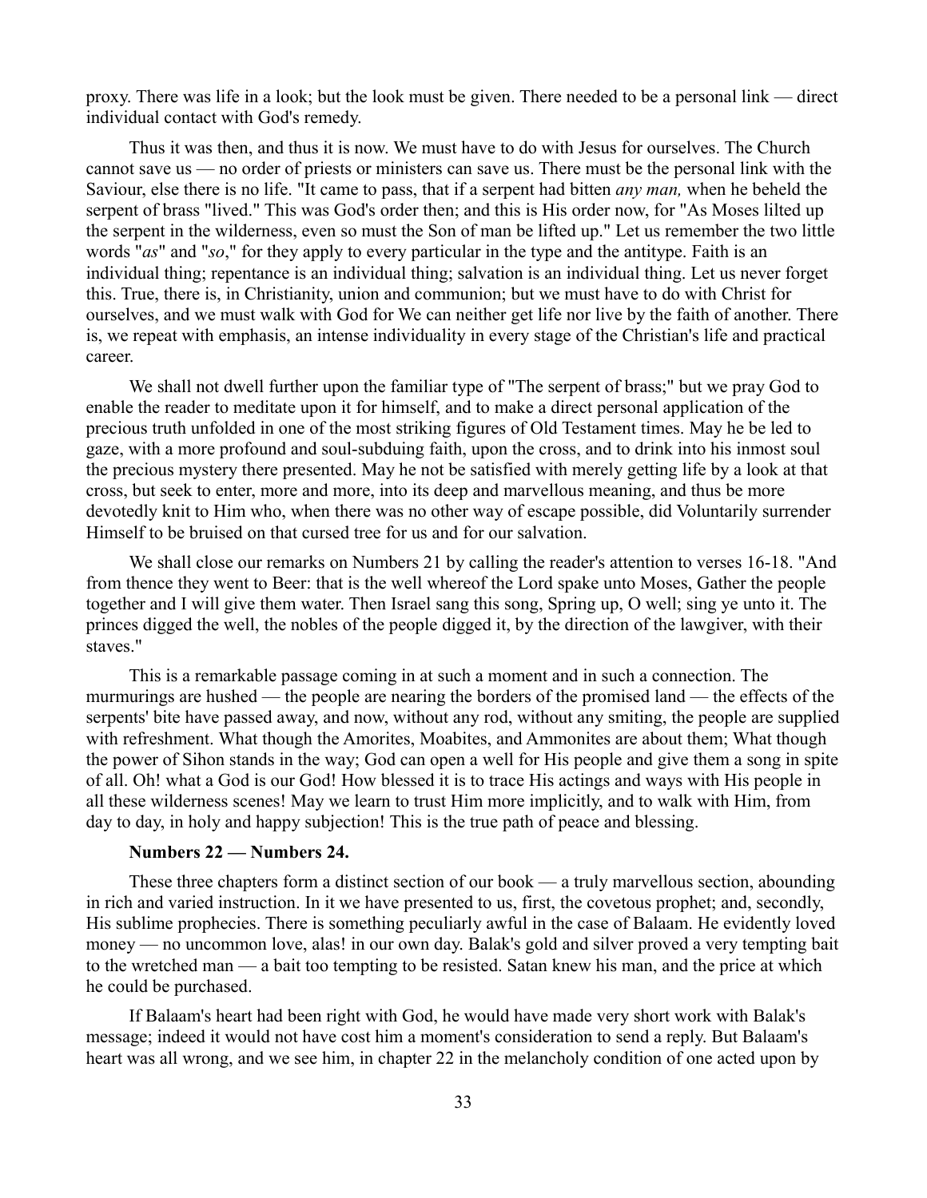proxy. There was life in a look; but the look must be given. There needed to be a personal link — direct individual contact with God's remedy.

Thus it was then, and thus it is now. We must have to do with Jesus for ourselves. The Church cannot save us — no order of priests or ministers can save us. There must be the personal link with the Saviour, else there is no life. "It came to pass, that if a serpent had bitten *any man,* when he beheld the serpent of brass "lived." This was God's order then; and this is His order now, for "As Moses lilted up the serpent in the wilderness, even so must the Son of man be lifted up." Let us remember the two little words "*as*" and "*so*," for they apply to every particular in the type and the antitype. Faith is an individual thing; repentance is an individual thing; salvation is an individual thing. Let us never forget this. True, there is, in Christianity, union and communion; but we must have to do with Christ for ourselves, and we must walk with God for We can neither get life nor live by the faith of another. There is, we repeat with emphasis, an intense individuality in every stage of the Christian's life and practical career.

We shall not dwell further upon the familiar type of "The serpent of brass;" but we pray God to enable the reader to meditate upon it for himself, and to make a direct personal application of the precious truth unfolded in one of the most striking figures of Old Testament times. May he be led to gaze, with a more profound and soul-subduing faith, upon the cross, and to drink into his inmost soul the precious mystery there presented. May he not be satisfied with merely getting life by a look at that cross, but seek to enter, more and more, into its deep and marvellous meaning, and thus be more devotedly knit to Him who, when there was no other way of escape possible, did Voluntarily surrender Himself to be bruised on that cursed tree for us and for our salvation.

We shall close our remarks on Numbers 21 by calling the reader's attention to verses 16-18. "And from thence they went to Beer: that is the well whereof the Lord spake unto Moses, Gather the people together and I will give them water. Then Israel sang this song, Spring up, O well; sing ye unto it. The princes digged the well, the nobles of the people digged it, by the direction of the lawgiver, with their staves."

This is a remarkable passage coming in at such a moment and in such a connection. The murmurings are hushed — the people are nearing the borders of the promised land — the effects of the serpents' bite have passed away, and now, without any rod, without any smiting, the people are supplied with refreshment. What though the Amorites, Moabites, and Ammonites are about them; What though the power of Sihon stands in the way; God can open a well for His people and give them a song in spite of all. Oh! what a God is our God! How blessed it is to trace His actings and ways with His people in all these wilderness scenes! May we learn to trust Him more implicitly, and to walk with Him, from day to day, in holy and happy subjection! This is the true path of peace and blessing.

**Numbers 22 — Numbers 24.**

These three chapters form a distinct section of our book — a truly marvellous section, abounding in rich and varied instruction. In it we have presented to us, first, the covetous prophet; and, secondly, His sublime prophecies. There is something peculiarly awful in the case of Balaam. He evidently loved money — no uncommon love, alas! in our own day. Balak's gold and silver proved a very tempting bait to the wretched man — a bait too tempting to be resisted. Satan knew his man, and the price at which he could be purchased.

If Balaam's heart had been right with God, he would have made very short work with Balak's message; indeed it would not have cost him a moment's consideration to send a reply. But Balaam's heart was all wrong, and we see him, in chapter 22 in the melancholy condition of one acted upon by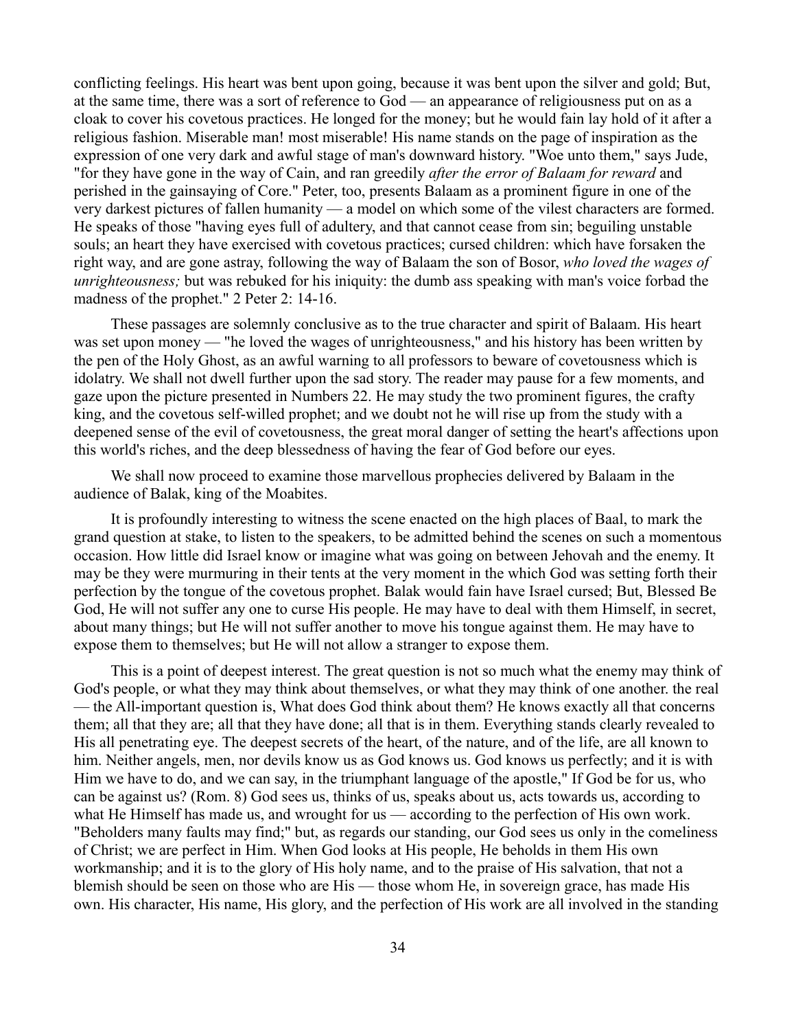conflicting feelings. His heart was bent upon going, because it was bent upon the silver and gold; But, at the same time, there was a sort of reference to God — an appearance of religiousness put on as a cloak to cover his covetous practices. He longed for the money; but he would fain lay hold of it after a religious fashion. Miserable man! most miserable! His name stands on the page of inspiration as the expression of one very dark and awful stage of man's downward history. "Woe unto them," says Jude, "for they have gone in the way of Cain, and ran greedily *after the error of Balaam for reward* and perished in the gainsaying of Core." Peter, too, presents Balaam as a prominent figure in one of the very darkest pictures of fallen humanity — a model on which some of the vilest characters are formed. He speaks of those "having eyes full of adultery, and that cannot cease from sin; beguiling unstable souls; an heart they have exercised with covetous practices; cursed children: which have forsaken the right way, and are gone astray, following the way of Balaam the son of Bosor, *who loved the wages of unrighteousness;* but was rebuked for his iniquity: the dumb ass speaking with man's voice forbad the madness of the prophet." 2 Peter 2: 14-16.

These passages are solemnly conclusive as to the true character and spirit of Balaam. His heart was set upon money — "he loved the wages of unrighteousness," and his history has been written by the pen of the Holy Ghost, as an awful warning to all professors to beware of covetousness which is idolatry. We shall not dwell further upon the sad story. The reader may pause for a few moments, and gaze upon the picture presented in Numbers 22. He may study the two prominent figures, the crafty king, and the covetous self-willed prophet; and we doubt not he will rise up from the study with a deepened sense of the evil of covetousness, the great moral danger of setting the heart's affections upon this world's riches, and the deep blessedness of having the fear of God before our eyes.

We shall now proceed to examine those marvellous prophecies delivered by Balaam in the audience of Balak, king of the Moabites.

It is profoundly interesting to witness the scene enacted on the high places of Baal, to mark the grand question at stake, to listen to the speakers, to be admitted behind the scenes on such a momentous occasion. How little did Israel know or imagine what was going on between Jehovah and the enemy. It may be they were murmuring in their tents at the very moment in the which God was setting forth their perfection by the tongue of the covetous prophet. Balak would fain have Israel cursed; But, Blessed Be God, He will not suffer any one to curse His people. He may have to deal with them Himself, in secret, about many things; but He will not suffer another to move his tongue against them. He may have to expose them to themselves; but He will not allow a stranger to expose them.

This is a point of deepest interest. The great question is not so much what the enemy may think of God's people, or what they may think about themselves, or what they may think of one another. the real — the All-important question is, What does God think about them? He knows exactly all that concerns them; all that they are; all that they have done; all that is in them. Everything stands clearly revealed to His all penetrating eye. The deepest secrets of the heart, of the nature, and of the life, are all known to him. Neither angels, men, nor devils know us as God knows us. God knows us perfectly; and it is with Him we have to do, and we can say, in the triumphant language of the apostle," If God be for us, who can be against us? (Rom. 8) God sees us, thinks of us, speaks about us, acts towards us, according to what He Himself has made us, and wrought for us — according to the perfection of His own work. "Beholders many faults may find;" but, as regards our standing, our God sees us only in the comeliness of Christ; we are perfect in Him. When God looks at His people, He beholds in them His own workmanship; and it is to the glory of His holy name, and to the praise of His salvation, that not a blemish should be seen on those who are His — those whom He, in sovereign grace, has made His own. His character, His name, His glory, and the perfection of His work are all involved in the standing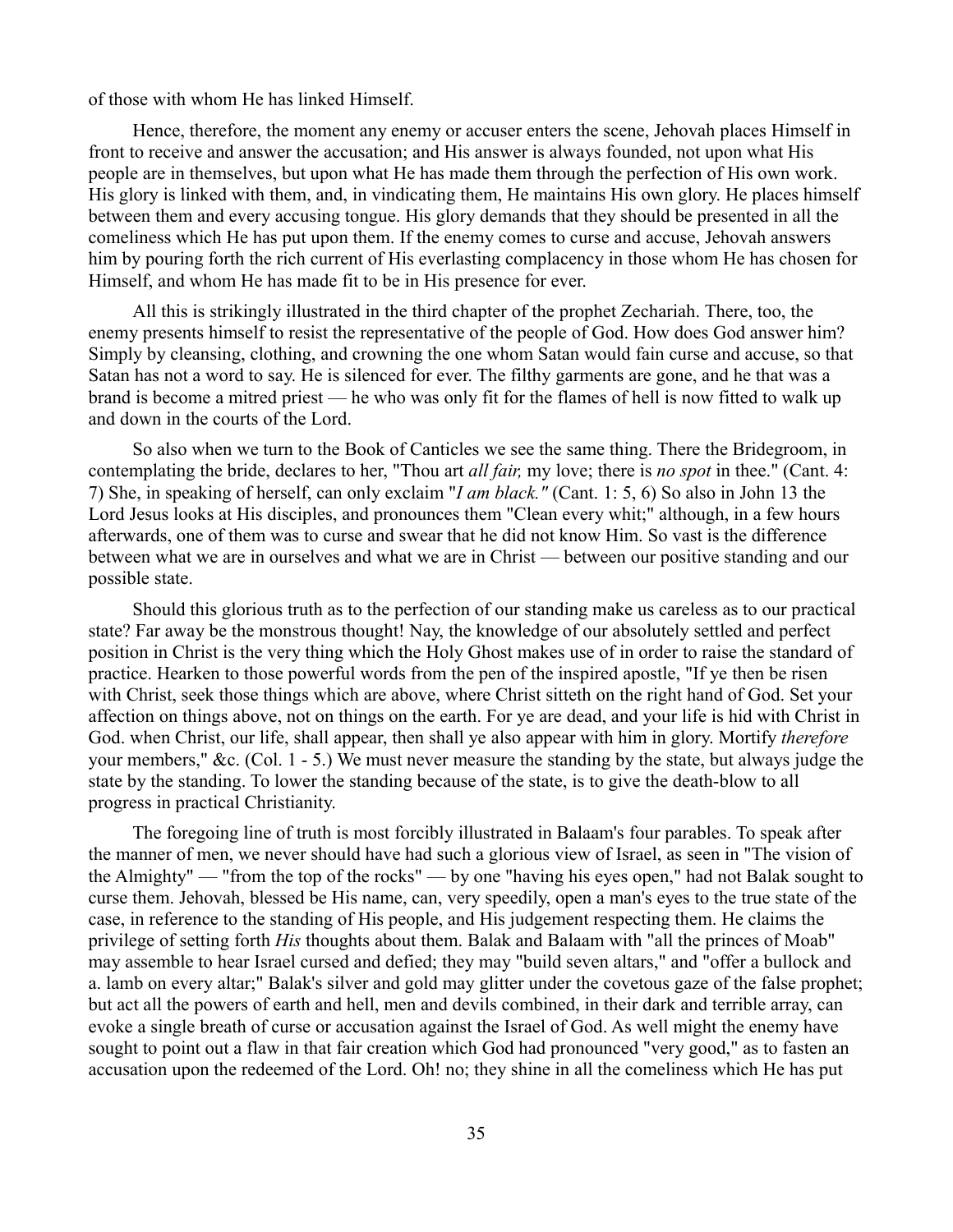of those with whom He has linked Himself.

Hence, therefore, the moment any enemy or accuser enters the scene, Jehovah places Himself in front to receive and answer the accusation; and His answer is always founded, not upon what His people are in themselves, but upon what He has made them through the perfection of His own work. His glory is linked with them, and, in vindicating them, He maintains His own glory. He places himself between them and every accusing tongue. His glory demands that they should be presented in all the comeliness which He has put upon them. If the enemy comes to curse and accuse, Jehovah answers him by pouring forth the rich current of His everlasting complacency in those whom He has chosen for Himself, and whom He has made fit to be in His presence for ever.

All this is strikingly illustrated in the third chapter of the prophet Zechariah. There, too, the enemy presents himself to resist the representative of the people of God. How does God answer him? Simply by cleansing, clothing, and crowning the one whom Satan would fain curse and accuse, so that Satan has not a word to say. He is silenced for ever. The filthy garments are gone, and he that was a brand is become a mitred priest — he who was only fit for the flames of hell is now fitted to walk up and down in the courts of the Lord.

So also when we turn to the Book of Canticles we see the same thing. There the Bridegroom, in contemplating the bride, declares to her, "Thou art *all fair,* my love; there is *no spot* in thee." (Cant. 4: 7) She, in speaking of herself, can only exclaim "*I am black."* (Cant. 1: 5, 6) So also in John 13 the Lord Jesus looks at His disciples, and pronounces them "Clean every whit;" although, in a few hours afterwards, one of them was to curse and swear that he did not know Him. So vast is the difference between what we are in ourselves and what we are in Christ — between our positive standing and our possible state.

Should this glorious truth as to the perfection of our standing make us careless as to our practical state? Far away be the monstrous thought! Nay, the knowledge of our absolutely settled and perfect position in Christ is the very thing which the Holy Ghost makes use of in order to raise the standard of practice. Hearken to those powerful words from the pen of the inspired apostle, "If ye then be risen with Christ, seek those things which are above, where Christ sitteth on the right hand of God. Set your affection on things above, not on things on the earth. For ye are dead, and your life is hid with Christ in God. when Christ, our life, shall appear, then shall ye also appear with him in glory. Mortify *therefore* your members," &c. (Col. 1 - 5.) We must never measure the standing by the state, but always judge the state by the standing. To lower the standing because of the state, is to give the death-blow to all progress in practical Christianity.

The foregoing line of truth is most forcibly illustrated in Balaam's four parables. To speak after the manner of men, we never should have had such a glorious view of Israel, as seen in "The vision of the Almighty" — "from the top of the rocks" — by one "having his eyes open," had not Balak sought to curse them. Jehovah, blessed be His name, can, very speedily, open a man's eyes to the true state of the case, in reference to the standing of His people, and His judgement respecting them. He claims the privilege of setting forth *His* thoughts about them. Balak and Balaam with "all the princes of Moab" may assemble to hear Israel cursed and defied; they may "build seven altars," and "offer a bullock and a. lamb on every altar;" Balak's silver and gold may glitter under the covetous gaze of the false prophet; but act all the powers of earth and hell, men and devils combined, in their dark and terrible array, can evoke a single breath of curse or accusation against the Israel of God. As well might the enemy have sought to point out a flaw in that fair creation which God had pronounced "very good," as to fasten an accusation upon the redeemed of the Lord. Oh! no; they shine in all the comeliness which He has put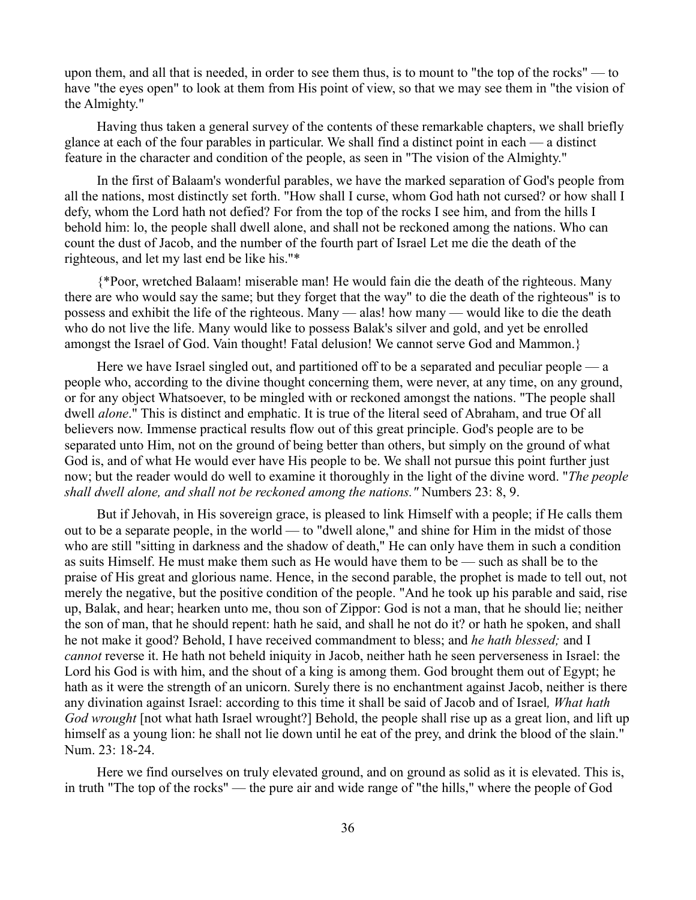upon them, and all that is needed, in order to see them thus, is to mount to "the top of the rocks" — to have "the eyes open" to look at them from His point of view, so that we may see them in "the vision of the Almighty."

Having thus taken a general survey of the contents of these remarkable chapters, we shall briefly glance at each of the four parables in particular. We shall find a distinct point in each — a distinct feature in the character and condition of the people, as seen in "The vision of the Almighty."

In the first of Balaam's wonderful parables, we have the marked separation of God's people from all the nations, most distinctly set forth. "How shall I curse, whom God hath not cursed? or how shall I defy, whom the Lord hath not defied? For from the top of the rocks I see him, and from the hills I behold him: lo, the people shall dwell alone, and shall not be reckoned among the nations. Who can count the dust of Jacob, and the number of the fourth part of Israel Let me die the death of the righteous, and let my last end be like his."*

{*Poor, wretched Balaam! miserable man! He would fain die the death of the righteous. Many there are who would say the same; but they forget that the way" to die the death of the righteous" is to possess and exhibit the life of the righteous. Many — alas! how many — would like to die the death who do not live the life. Many would like to possess Balak's silver and gold, and yet be enrolled amongst the Israel of God. Vain thought! Fatal delusion! We cannot serve God and Mammon.}

Here we have Israel singled out, and partitioned off to be a separated and peculiar people — a people who, according to the divine thought concerning them, were never, at any time, on any ground, or for any object Whatsoever, to be mingled with or reckoned amongst the nations. "The people shall dwell *alone*." This is distinct and emphatic. It is true of the literal seed of Abraham, and true Of all believers now. Immense practical results flow out of this great principle. God's people are to be separated unto Him, not on the ground of being better than others, but simply on the ground of what God is, and of what He would ever have His people to be. We shall not pursue this point further just now; but the reader would do well to examine it thoroughly in the light of the divine word. "*The people shall dwell alone, and shall not be reckoned among the nations."* Numbers 23: 8, 9.

But if Jehovah, in His sovereign grace, is pleased to link Himself with a people; if He calls them out to be a separate people, in the world — to "dwell alone," and shine for Him in the midst of those who are still "sitting in darkness and the shadow of death," He can only have them in such a condition as suits Himself. He must make them such as He would have them to be — such as shall be to the praise of His great and glorious name. Hence, in the second parable, the prophet is made to tell out, not merely the negative, but the positive condition of the people. "And he took up his parable and said, rise up, Balak, and hear; hearken unto me, thou son of Zippor: God is not a man, that he should lie; neither the son of man, that he should repent: hath he said, and shall he not do it? or hath he spoken, and shall he not make it good? Behold, I have received commandment to bless; and *he hath blessed;* and I *cannot* reverse it. He hath not beheld iniquity in Jacob, neither hath he seen perverseness in Israel: the Lord his God is with him, and the shout of a king is among them. God brought them out of Egypt; he hath as it were the strength of an unicorn. Surely there is no enchantment against Jacob, neither is there any divination against Israel: according to this time it shall be said of Jacob and of Israel*, What hath God wrought* [not what hath Israel wrought?] Behold, the people shall rise up as a great lion, and lift up himself as a young lion: he shall not lie down until he eat of the prey, and drink the blood of the slain." Num. 23: 18-24.

Here we find ourselves on truly elevated ground, and on ground as solid as it is elevated. This is, in truth "The top of the rocks" — the pure air and wide range of "the hills," where the people of God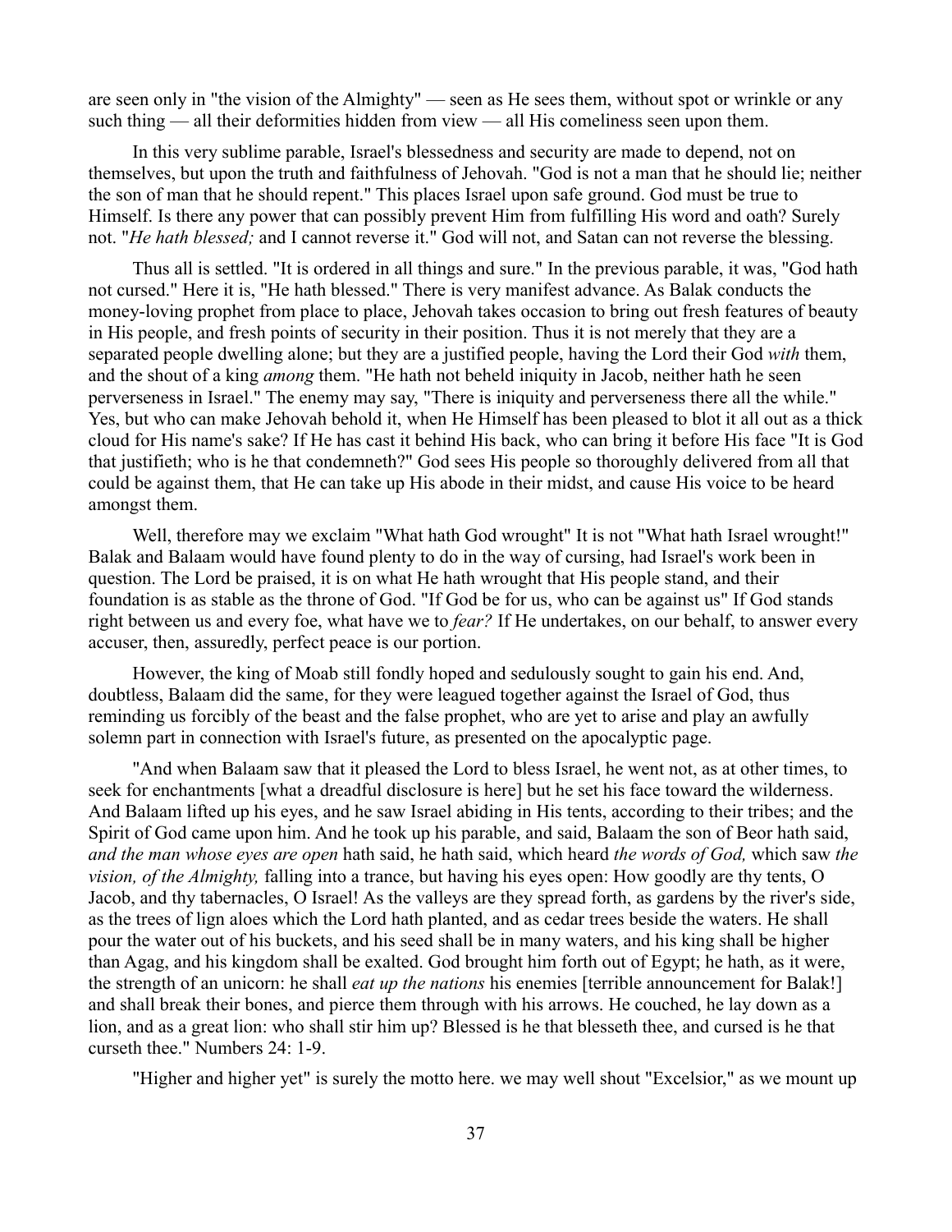are seen only in "the vision of the Almighty" — seen as He sees them, without spot or wrinkle or any such thing — all their deformities hidden from view — all His comeliness seen upon them.

In this very sublime parable, Israel's blessedness and security are made to depend, not on themselves, but upon the truth and faithfulness of Jehovah. "God is not a man that he should lie; neither the son of man that he should repent." This places Israel upon safe ground. God must be true to Himself. Is there any power that can possibly prevent Him from fulfilling His word and oath? Surely not. "*He hath blessed;* and I cannot reverse it." God will not, and Satan can not reverse the blessing.

Thus all is settled. "It is ordered in all things and sure." In the previous parable, it was, "God hath not cursed." Here it is, "He hath blessed." There is very manifest advance. As Balak conducts the money-loving prophet from place to place, Jehovah takes occasion to bring out fresh features of beauty in His people, and fresh points of security in their position. Thus it is not merely that they are a separated people dwelling alone; but they are a justified people, having the Lord their God *with* them, and the shout of a king *among* them. "He hath not beheld iniquity in Jacob, neither hath he seen perverseness in Israel." The enemy may say, "There is iniquity and perverseness there all the while." Yes, but who can make Jehovah behold it, when He Himself has been pleased to blot it all out as a thick cloud for His name's sake? If He has cast it behind His back, who can bring it before His face "It is God that justifieth; who is he that condemneth?" God sees His people so thoroughly delivered from all that could be against them, that He can take up His abode in their midst, and cause His voice to be heard amongst them.

Well, therefore may we exclaim "What hath God wrought" It is not "What hath Israel wrought!" Balak and Balaam would have found plenty to do in the way of cursing, had Israel's work been in question. The Lord be praised, it is on what He hath wrought that His people stand, and their foundation is as stable as the throne of God. "If God be for us, who can be against us" If God stands right between us and every foe, what have we to *fear?* If He undertakes, on our behalf, to answer every accuser, then, assuredly, perfect peace is our portion.

However, the king of Moab still fondly hoped and sedulously sought to gain his end. And, doubtless, Balaam did the same, for they were leagued together against the Israel of God, thus reminding us forcibly of the beast and the false prophet, who are yet to arise and play an awfully solemn part in connection with Israel's future, as presented on the apocalyptic page.

"And when Balaam saw that it pleased the Lord to bless Israel, he went not, as at other times, to seek for enchantments [what a dreadful disclosure is here] but he set his face toward the wilderness. And Balaam lifted up his eyes, and he saw Israel abiding in His tents, according to their tribes; and the Spirit of God came upon him. And he took up his parable, and said, Balaam the son of Beor hath said, *and the man whose eyes are open* hath said, he hath said, which heard *the words of God,* which saw *the vision, of the Almighty,* falling into a trance, but having his eyes open: How goodly are thy tents, O Jacob, and thy tabernacles, O Israel! As the valleys are they spread forth, as gardens by the river's side, as the trees of lign aloes which the Lord hath planted, and as cedar trees beside the waters. He shall pour the water out of his buckets, and his seed shall be in many waters, and his king shall be higher than Agag, and his kingdom shall be exalted. God brought him forth out of Egypt; he hath, as it were, the strength of an unicorn: he shall *eat up the nations* his enemies [terrible announcement for Balak!] and shall break their bones, and pierce them through with his arrows. He couched, he lay down as a lion, and as a great lion: who shall stir him up? Blessed is he that blesseth thee, and cursed is he that curseth thee." Numbers 24: 1-9.

"Higher and higher yet" is surely the motto here. we may well shout "Excelsior," as we mount up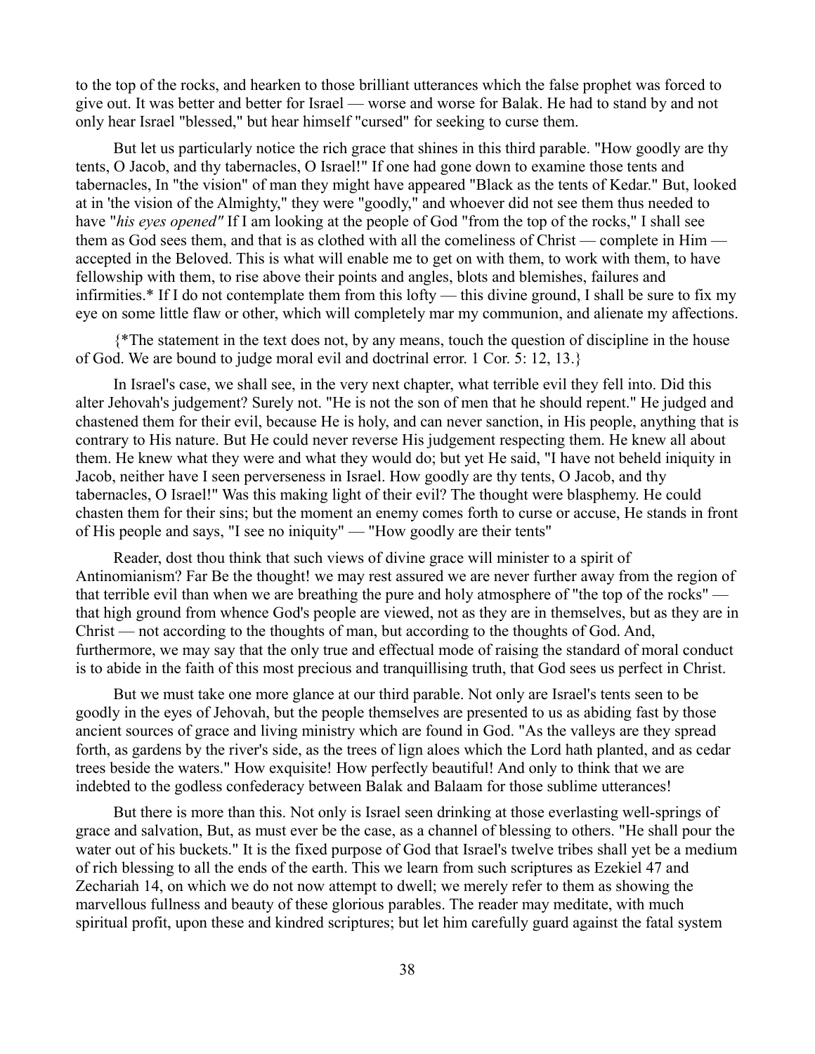to the top of the rocks, and hearken to those brilliant utterances which the false prophet was forced to give out. It was better and better for Israel — worse and worse for Balak. He had to stand by and not only hear Israel "blessed," but hear himself "cursed" for seeking to curse them.

But let us particularly notice the rich grace that shines in this third parable. "How goodly are thy tents, O Jacob, and thy tabernacles, O Israel!" If one had gone down to examine those tents and tabernacles, In "the vision" of man they might have appeared "Black as the tents of Kedar." But, looked at in 'the vision of the Almighty," they were "goodly," and whoever did not see them thus needed to have "*his eyes opened"* If I am looking at the people of God "from the top of the rocks," I shall see them as God sees them, and that is as clothed with all the comeliness of Christ — complete in Him — accepted in the Beloved. This is what will enable me to get on with them, to work with them, to have fellowship with them, to rise above their points and angles, blots and blemishes, failures and infirmities.* If I do not contemplate them from this lofty — this divine ground, I shall be sure to fix my eye on some little flaw or other, which will completely mar my communion, and alienate my affections.

{*The statement in the text does not, by any means, touch the question of discipline in the house of God. We are bound to judge moral evil and doctrinal error. 1 Cor. 5: 12, 13.}

In Israel's case, we shall see, in the very next chapter, what terrible evil they fell into. Did this alter Jehovah's judgement? Surely not. "He is not the son of men that he should repent." He judged and chastened them for their evil, because He is holy, and can never sanction, in His people, anything that is contrary to His nature. But He could never reverse His judgement respecting them. He knew all about them. He knew what they were and what they would do; but yet He said, "I have not beheld iniquity in Jacob, neither have I seen perverseness in Israel. How goodly are thy tents, O Jacob, and thy tabernacles, O Israel!" Was this making light of their evil? The thought were blasphemy. He could chasten them for their sins; but the moment an enemy comes forth to curse or accuse, He stands in front of His people and says, "I see no iniquity" — "How goodly are their tents"

Reader, dost thou think that such views of divine grace will minister to a spirit of Antinomianism? Far Be the thought! we may rest assured we are never further away from the region of that terrible evil than when we are breathing the pure and holy atmosphere of "the top of the rocks" — that high ground from whence God's people are viewed, not as they are in themselves, but as they are in Christ — not according to the thoughts of man, but according to the thoughts of God. And, furthermore, we may say that the only true and effectual mode of raising the standard of moral conduct is to abide in the faith of this most precious and tranquillising truth, that God sees us perfect in Christ.

But we must take one more glance at our third parable. Not only are Israel's tents seen to be goodly in the eyes of Jehovah, but the people themselves are presented to us as abiding fast by those ancient sources of grace and living ministry which are found in God. "As the valleys are they spread forth, as gardens by the river's side, as the trees of lign aloes which the Lord hath planted, and as cedar trees beside the waters." How exquisite! How perfectly beautiful! And only to think that we are indebted to the godless confederacy between Balak and Balaam for those sublime utterances!

But there is more than this. Not only is Israel seen drinking at those everlasting well-springs of grace and salvation, But, as must ever be the case, as a channel of blessing to others. "He shall pour the water out of his buckets." It is the fixed purpose of God that Israel's twelve tribes shall yet be a medium of rich blessing to all the ends of the earth. This we learn from such scriptures as Ezekiel 47 and Zechariah 14, on which we do not now attempt to dwell; we merely refer to them as showing the marvellous fullness and beauty of these glorious parables. The reader may meditate, with much spiritual profit, upon these and kindred scriptures; but let him carefully guard against the fatal system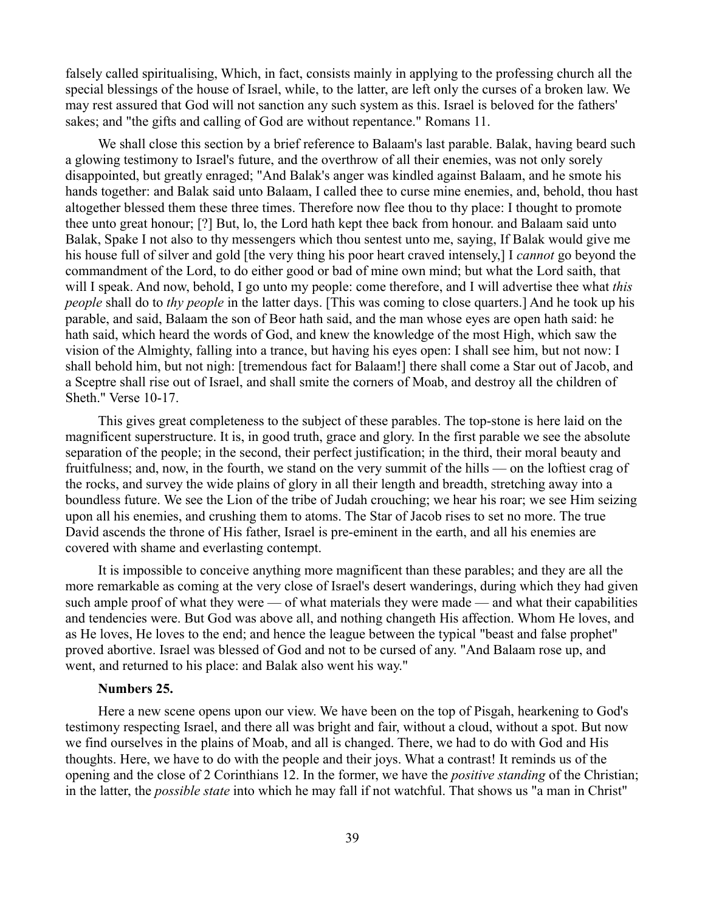falsely called spiritualising, Which, in fact, consists mainly in applying to the professing church all the special blessings of the house of Israel, while, to the latter, are left only the curses of a broken law. We may rest assured that God will not sanction any such system as this. Israel is beloved for the fathers' sakes; and "the gifts and calling of God are without repentance." Romans 11.

We shall close this section by a brief reference to Balaam's last parable. Balak, having beard such a glowing testimony to Israel's future, and the overthrow of all their enemies, was not only sorely disappointed, but greatly enraged; "And Balak's anger was kindled against Balaam, and he smote his hands together: and Balak said unto Balaam, I called thee to curse mine enemies, and, behold, thou hast altogether blessed them these three times. Therefore now flee thou to thy place: I thought to promote thee unto great honour; [?] But, lo, the Lord hath kept thee back from honour. and Balaam said unto Balak, Spake I not also to thy messengers which thou sentest unto me, saying, If Balak would give me his house full of silver and gold [the very thing his poor heart craved intensely,] I *cannot* go beyond the commandment of the Lord, to do either good or bad of mine own mind; but what the Lord saith, that will I speak. And now, behold, I go unto my people: come therefore, and I will advertise thee what *this people* shall do to *thy people* in the latter days. [This was coming to close quarters.] And he took up his parable, and said, Balaam the son of Beor hath said, and the man whose eyes are open hath said: he hath said, which heard the words of God, and knew the knowledge of the most High, which saw the vision of the Almighty, falling into a trance, but having his eyes open: I shall see him, but not now: I shall behold him, but not nigh: [tremendous fact for Balaam!] there shall come a Star out of Jacob, and a Sceptre shall rise out of Israel, and shall smite the corners of Moab, and destroy all the children of Sheth." Verse 10-17.

This gives great completeness to the subject of these parables. The top-stone is here laid on the magnificent superstructure. It is, in good truth, grace and glory. In the first parable we see the absolute separation of the people; in the second, their perfect justification; in the third, their moral beauty and fruitfulness; and, now, in the fourth, we stand on the very summit of the hills — on the loftiest crag of the rocks, and survey the wide plains of glory in all their length and breadth, stretching away into a boundless future. We see the Lion of the tribe of Judah crouching; we hear his roar; we see Him seizing upon all his enemies, and crushing them to atoms. The Star of Jacob rises to set no more. The true David ascends the throne of His father, Israel is pre-eminent in the earth, and all his enemies are covered with shame and everlasting contempt.

It is impossible to conceive anything more magnificent than these parables; and they are all the more remarkable as coming at the very close of Israel's desert wanderings, during which they had given such ample proof of what they were — of what materials they were made — and what their capabilities and tendencies were. But God was above all, and nothing changeth His affection. Whom He loves, and as He loves, He loves to the end; and hence the league between the typical "beast and false prophet" proved abortive. Israel was blessed of God and not to be cursed of any. "And Balaam rose up, and went, and returned to his place: and Balak also went his way."

**Numbers 25.**

Here a new scene opens upon our view. We have been on the top of Pisgah, hearkening to God's testimony respecting Israel, and there all was bright and fair, without a cloud, without a spot. But now we find ourselves in the plains of Moab, and all is changed. There, we had to do with God and His thoughts. Here, we have to do with the people and their joys. What a contrast! It reminds us of the opening and the close of 2 Corinthians 12. In the former, we have the *positive standing* of the Christian; in the latter, the *possible state* into which he may fall if not watchful. That shows us "a man in Christ"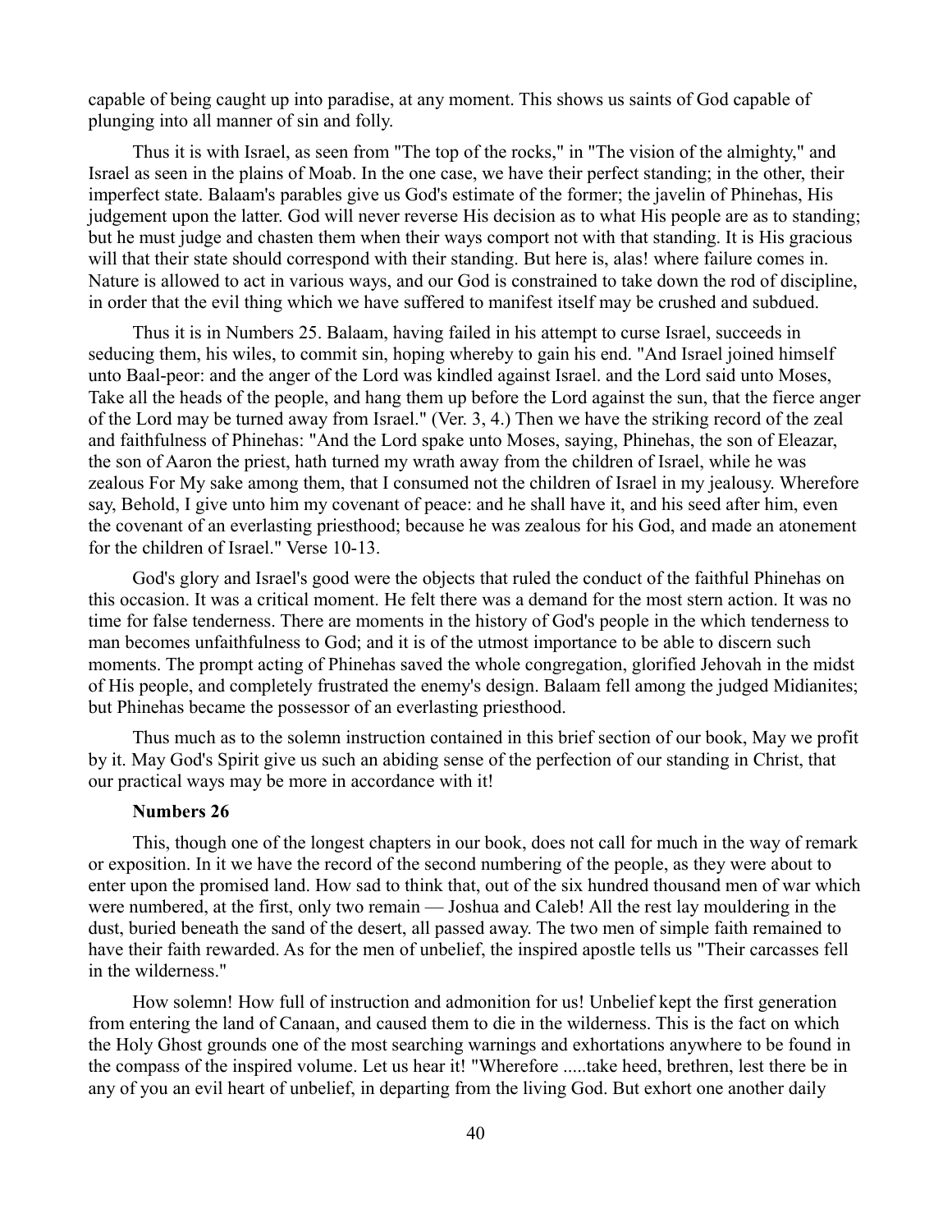capable of being caught up into paradise, at any moment. This shows us saints of God capable of plunging into all manner of sin and folly.

Thus it is with Israel, as seen from "The top of the rocks," in "The vision of the almighty," and Israel as seen in the plains of Moab. In the one case, we have their perfect standing; in the other, their imperfect state. Balaam's parables give us God's estimate of the former; the javelin of Phinehas, His judgement upon the latter. God will never reverse His decision as to what His people are as to standing; but he must judge and chasten them when their ways comport not with that standing. It is His gracious will that their state should correspond with their standing. But here is, alas! where failure comes in. Nature is allowed to act in various ways, and our God is constrained to take down the rod of discipline, in order that the evil thing which we have suffered to manifest itself may be crushed and subdued.

Thus it is in Numbers 25. Balaam, having failed in his attempt to curse Israel, succeeds in seducing them, his wiles, to commit sin, hoping whereby to gain his end. "And Israel joined himself unto Baal-peor: and the anger of the Lord was kindled against Israel. and the Lord said unto Moses, Take all the heads of the people, and hang them up before the Lord against the sun, that the fierce anger of the Lord may be turned away from Israel." (Ver. 3, 4.) Then we have the striking record of the zeal and faithfulness of Phinehas: "And the Lord spake unto Moses, saying, Phinehas, the son of Eleazar, the son of Aaron the priest, hath turned my wrath away from the children of Israel, while he was zealous For My sake among them, that I consumed not the children of Israel in my jealousy. Wherefore say, Behold, I give unto him my covenant of peace: and he shall have it, and his seed after him, even the covenant of an everlasting priesthood; because he was zealous for his God, and made an atonement for the children of Israel." Verse 10-13.

God's glory and Israel's good were the objects that ruled the conduct of the faithful Phinehas on this occasion. It was a critical moment. He felt there was a demand for the most stern action. It was no time for false tenderness. There are moments in the history of God's people in the which tenderness to man becomes unfaithfulness to God; and it is of the utmost importance to be able to discern such moments. The prompt acting of Phinehas saved the whole congregation, glorified Jehovah in the midst of His people, and completely frustrated the enemy's design. Balaam fell among the judged Midianites; but Phinehas became the possessor of an everlasting priesthood.

Thus much as to the solemn instruction contained in this brief section of our book, May we profit by it. May God's Spirit give us such an abiding sense of the perfection of our standing in Christ, that our practical ways may be more in accordance with it!

### Numbers 26

This, though one of the longest chapters in our book, does not call for much in the way of remark or exposition. In it we have the record of the second numbering of the people, as they were about to enter upon the promised land. How sad to think that, out of the six hundred thousand men of war which were numbered, at the first, only two remain — Joshua and Caleb! All the rest lay mouldering in the dust, buried beneath the sand of the desert, all passed away. The two men of simple faith remained to have their faith rewarded. As for the men of unbelief, the inspired apostle tells us "Their carcasses fell in the wilderness."

How solemn! How full of instruction and admonition for us! Unbelief kept the first generation from entering the land of Canaan, and caused them to die in the wilderness. This is the fact on which the Holy Ghost grounds one of the most searching warnings and exhortations anywhere to be found in the compass of the inspired volume. Let us hear it! "Wherefore .....take heed, brethren, lest there be in any of you an evil heart of unbelief, in departing from the living God. But exhort one another daily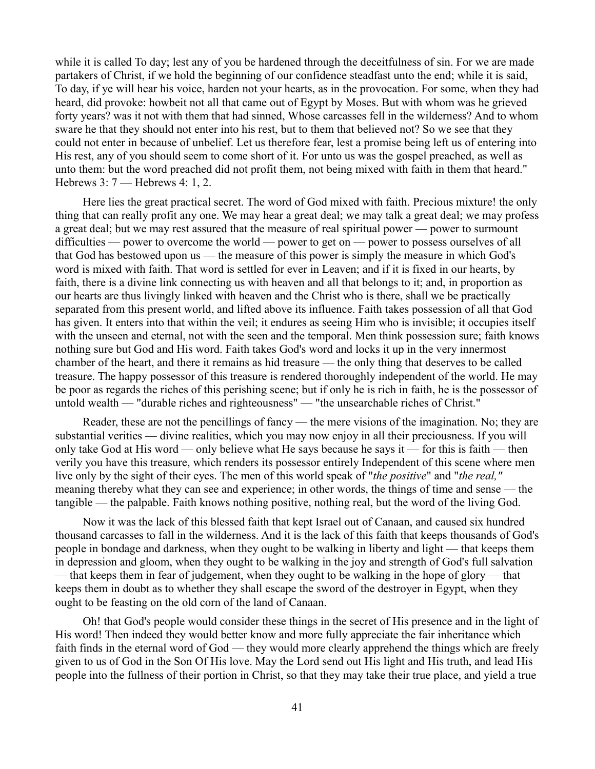while it is called To day; lest any of you be hardened through the deceitfulness of sin. For we are made partakers of Christ, if we hold the beginning of our confidence steadfast unto the end; while it is said, To day, if ye will hear his voice, harden not your hearts, as in the provocation. For some, when they had heard, did provoke: howbeit not all that came out of Egypt by Moses. But with whom was he grieved forty years? was it not with them that had sinned, Whose carcasses fell in the wilderness? And to whom sware he that they should not enter into his rest, but to them that believed not? So we see that they could not enter in because of unbelief. Let us therefore fear, lest a promise being left us of entering into His rest, any of you should seem to come short of it. For unto us was the gospel preached, as well as unto them: but the word preached did not profit them, not being mixed with faith in them that heard." Hebrews 3: 7 — Hebrews 4: 1, 2.

Here lies the great practical secret. The word of God mixed with faith. Precious mixture! the only thing that can really profit any one. We may hear a great deal; we may talk a great deal; we may profess a great deal; but we may rest assured that the measure of real spiritual power — power to surmount difficulties — power to overcome the world — power to get on — power to possess ourselves of all that God has bestowed upon us — the measure of this power is simply the measure in which God's word is mixed with faith. That word is settled for ever in Leaven; and if it is fixed in our hearts, by faith, there is a divine link connecting us with heaven and all that belongs to it; and, in proportion as our hearts are thus livingly linked with heaven and the Christ who is there, shall we be practically separated from this present world, and lifted above its influence. Faith takes possession of all that God has given. It enters into that within the veil; it endures as seeing Him who is invisible; it occupies itself with the unseen and eternal, not with the seen and the temporal. Men think possession sure; faith knows nothing sure but God and His word. Faith takes God's word and locks it up in the very innermost chamber of the heart, and there it remains as hid treasure — the only thing that deserves to be called treasure. The happy possessor of this treasure is rendered thoroughly independent of the world. He may be poor as regards the riches of this perishing scene; but if only he is rich in faith, he is the possessor of untold wealth — "durable riches and righteousness" — "the unsearchable riches of Christ."

Reader, these are not the pencillings of fancy — the mere visions of the imagination. No; they are substantial verities — divine realities, which you may now enjoy in all their preciousness. If you will only take God at His word — only believe what He says because he says it — for this is faith — then verily you have this treasure, which renders its possessor entirely Independent of this scene where men live only by the sight of their eyes. The men of this world speak of "*the positive*" and "*the real,"* meaning thereby what they can see and experience; in other words, the things of time and sense — the tangible — the palpable. Faith knows nothing positive, nothing real, but the word of the living God.

Now it was the lack of this blessed faith that kept Israel out of Canaan, and caused six hundred thousand carcasses to fall in the wilderness. And it is the lack of this faith that keeps thousands of God's people in bondage and darkness, when they ought to be walking in liberty and light — that keeps them in depression and gloom, when they ought to be walking in the joy and strength of God's full salvation — that keeps them in fear of judgement, when they ought to be walking in the hope of glory — that keeps them in doubt as to whether they shall escape the sword of the destroyer in Egypt, when they ought to be feasting on the old corn of the land of Canaan.

Oh! that God's people would consider these things in the secret of His presence and in the light of His word! Then indeed they would better know and more fully appreciate the fair inheritance which faith finds in the eternal word of God — they would more clearly apprehend the things which are freely given to us of God in the Son Of His love. May the Lord send out His light and His truth, and lead His people into the fullness of their portion in Christ, so that they may take their true place, and yield a true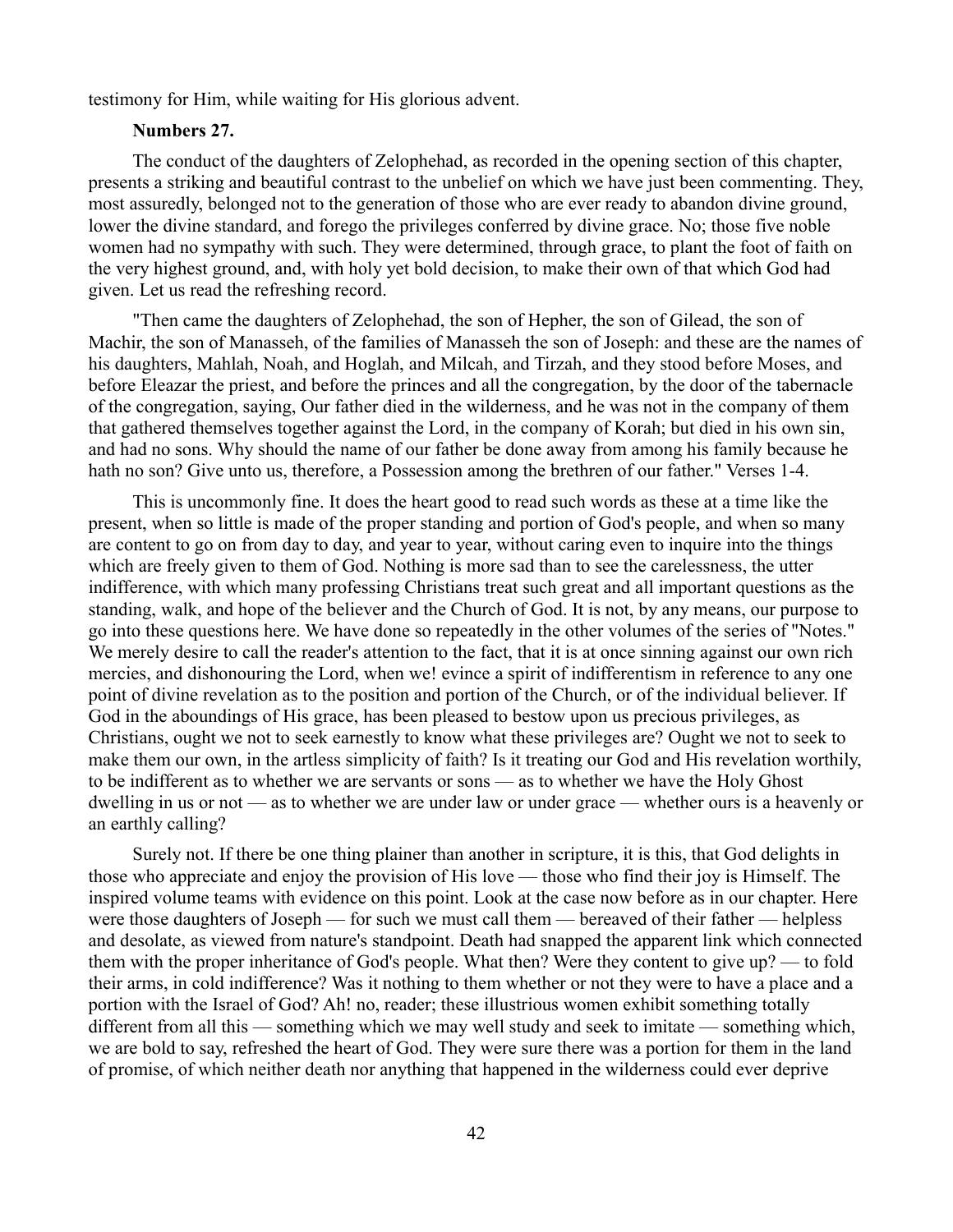testimony for Him, while waiting for His glorious advent.

**Numbers 27.**

The conduct of the daughters of Zelophehad, as recorded in the opening section of this chapter, presents a striking and beautiful contrast to the unbelief on which we have just been commenting. They, most assuredly, belonged not to the generation of those who are ever ready to abandon divine ground, lower the divine standard, and forego the privileges conferred by divine grace. No; those five noble women had no sympathy with such. They were determined, through grace, to plant the foot of faith on the very highest ground, and, with holy yet bold decision, to make their own of that which God had given. Let us read the refreshing record.

"Then came the daughters of Zelophehad, the son of Hepher, the son of Gilead, the son of Machir, the son of Manasseh, of the families of Manasseh the son of Joseph: and these are the names of his daughters, Mahlah, Noah, and Hoglah, and Milcah, and Tirzah, and they stood before Moses, and before Eleazar the priest, and before the princes and all the congregation, by the door of the tabernacle of the congregation, saying, Our father died in the wilderness, and he was not in the company of them that gathered themselves together against the Lord, in the company of Korah; but died in his own sin, and had no sons. Why should the name of our father be done away from among his family because he hath no son? Give unto us, therefore, a Possession among the brethren of our father." Verses 1-4.

This is uncommonly fine. It does the heart good to read such words as these at a time like the present, when so little is made of the proper standing and portion of God's people, and when so many are content to go on from day to day, and year to year, without caring even to inquire into the things which are freely given to them of God. Nothing is more sad than to see the carelessness, the utter indifference, with which many professing Christians treat such great and all important questions as the standing, walk, and hope of the believer and the Church of God. It is not, by any means, our purpose to go into these questions here. We have done so repeatedly in the other volumes of the series of "Notes." We merely desire to call the reader's attention to the fact, that it is at once sinning against our own rich mercies, and dishonouring the Lord, when we! evince a spirit of indifferentism in reference to any one point of divine revelation as to the position and portion of the Church, or of the individual believer. If God in the aboundings of His grace, has been pleased to bestow upon us precious privileges, as Christians, ought we not to seek earnestly to know what these privileges are? Ought we not to seek to make them our own, in the artless simplicity of faith? Is it treating our God and His revelation worthily, to be indifferent as to whether we are servants or sons — as to whether we have the Holy Ghost dwelling in us or not — as to whether we are under law or under grace — whether ours is a heavenly or an earthly calling?

Surely not. If there be one thing plainer than another in scripture, it is this, that God delights in those who appreciate and enjoy the provision of His love — those who find their joy is Himself. The inspired volume teams with evidence on this point. Look at the case now before as in our chapter. Here were those daughters of Joseph — for such we must call them — bereaved of their father — helpless and desolate, as viewed from nature's standpoint. Death had snapped the apparent link which connected them with the proper inheritance of God's people. What then? Were they content to give up? — to fold their arms, in cold indifference? Was it nothing to them whether or not they were to have a place and a portion with the Israel of God? Ah! no, reader; these illustrious women exhibit something totally different from all this — something which we may well study and seek to imitate — something which, we are bold to say, refreshed the heart of God. They were sure there was a portion for them in the land of promise, of which neither death nor anything that happened in the wilderness could ever deprive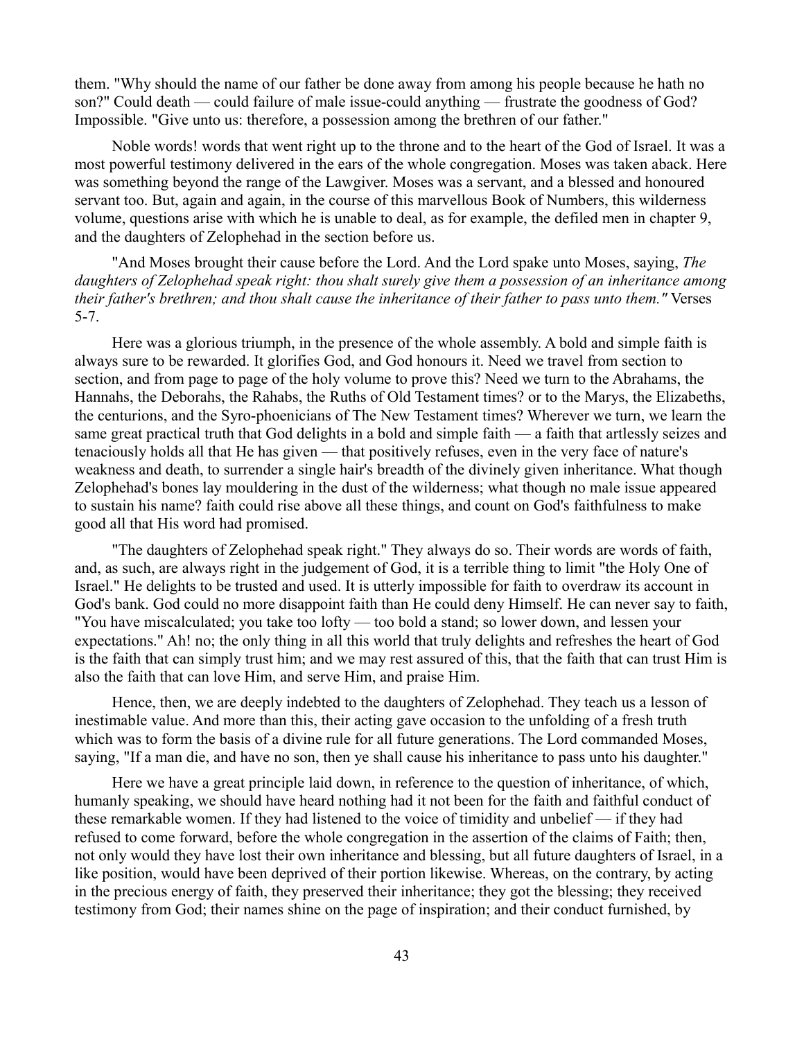them. "Why should the name of our father be done away from among his people because he hath no son?" Could death — could failure of male issue-could anything — frustrate the goodness of God? Impossible. "Give unto us: therefore, a possession among the brethren of our father."

Noble words! words that went right up to the throne and to the heart of the God of Israel. It was a most powerful testimony delivered in the ears of the whole congregation. Moses was taken aback. Here was something beyond the range of the Lawgiver. Moses was a servant, and a blessed and honoured servant too. But, again and again, in the course of this marvellous Book of Numbers, this wilderness volume, questions arise with which he is unable to deal, as for example, the defiled men in chapter 9, and the daughters of Zelophehad in the section before us.

"And Moses brought their cause before the Lord. And the Lord spake unto Moses, saying, *The daughters of Zelophehad speak right: thou shalt surely give them a possession of an inheritance among their father's brethren; and thou shalt cause the inheritance of their father to pass unto them."* Verses 5-7.

Here was a glorious triumph, in the presence of the whole assembly. A bold and simple faith is always sure to be rewarded. It glorifies God, and God honours it. Need we travel from section to section, and from page to page of the holy volume to prove this? Need we turn to the Abrahams, the Hannahs, the Deborahs, the Rahabs, the Ruths of Old Testament times? or to the Marys, the Elizabeths, the centurions, and the Syro-phoenicians of The New Testament times? Wherever we turn, we learn the same great practical truth that God delights in a bold and simple faith — a faith that artlessly seizes and tenaciously holds all that He has given — that positively refuses, even in the very face of nature's weakness and death, to surrender a single hair's breadth of the divinely given inheritance. What though Zelophehad's bones lay mouldering in the dust of the wilderness; what though no male issue appeared to sustain his name? faith could rise above all these things, and count on God's faithfulness to make good all that His word had promised.

"The daughters of Zelophehad speak right." They always do so. Their words are words of faith, and, as such, are always right in the judgement of God, it is a terrible thing to limit "the Holy One of Israel." He delights to be trusted and used. It is utterly impossible for faith to overdraw its account in God's bank. God could no more disappoint faith than He could deny Himself. He can never say to faith, "You have miscalculated; you take too lofty — too bold a stand; so lower down, and lessen your expectations." Ah! no; the only thing in all this world that truly delights and refreshes the heart of God is the faith that can simply trust him; and we may rest assured of this, that the faith that can trust Him is also the faith that can love Him, and serve Him, and praise Him.

Hence, then, we are deeply indebted to the daughters of Zelophehad. They teach us a lesson of inestimable value. And more than this, their acting gave occasion to the unfolding of a fresh truth which was to form the basis of a divine rule for all future generations. The Lord commanded Moses, saying, "If a man die, and have no son, then ye shall cause his inheritance to pass unto his daughter."

Here we have a great principle laid down, in reference to the question of inheritance, of which, humanly speaking, we should have heard nothing had it not been for the faith and faithful conduct of these remarkable women. If they had listened to the voice of timidity and unbelief — if they had refused to come forward, before the whole congregation in the assertion of the claims of Faith; then, not only would they have lost their own inheritance and blessing, but all future daughters of Israel, in a like position, would have been deprived of their portion likewise. Whereas, on the contrary, by acting in the precious energy of faith, they preserved their inheritance; they got the blessing; they received testimony from God; their names shine on the page of inspiration; and their conduct furnished, by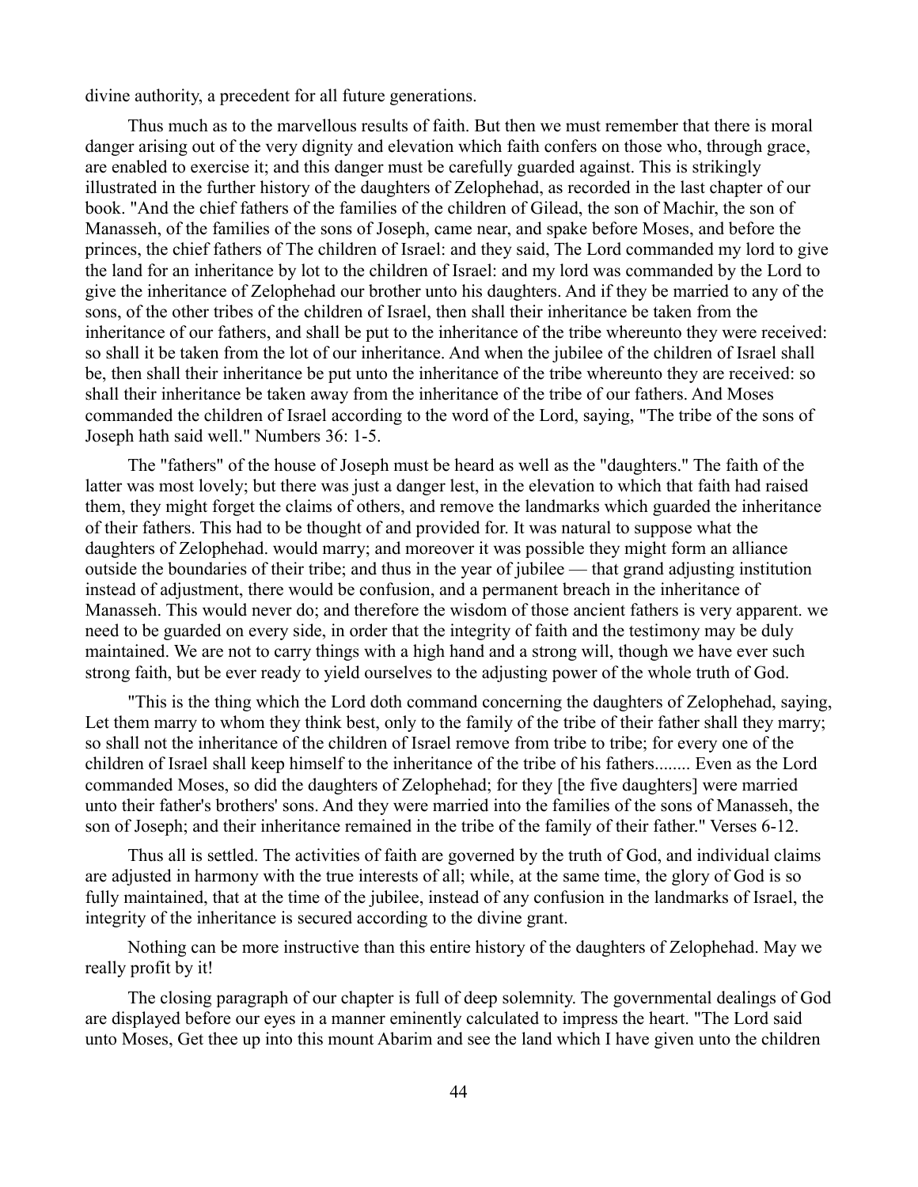divine authority, a precedent for all future generations.

Thus much as to the marvellous results of faith. But then we must remember that there is moral danger arising out of the very dignity and elevation which faith confers on those who, through grace, are enabled to exercise it; and this danger must be carefully guarded against. This is strikingly illustrated in the further history of the daughters of Zelophehad, as recorded in the last chapter of our book. "And the chief fathers of the families of the children of Gilead, the son of Machir, the son of Manasseh, of the families of the sons of Joseph, came near, and spake before Moses, and before the princes, the chief fathers of The children of Israel: and they said, The Lord commanded my lord to give the land for an inheritance by lot to the children of Israel: and my lord was commanded by the Lord to give the inheritance of Zelophehad our brother unto his daughters. And if they be married to any of the sons, of the other tribes of the children of Israel, then shall their inheritance be taken from the inheritance of our fathers, and shall be put to the inheritance of the tribe whereunto they were received: so shall it be taken from the lot of our inheritance. And when the jubilee of the children of Israel shall be, then shall their inheritance be put unto the inheritance of the tribe whereunto they are received: so shall their inheritance be taken away from the inheritance of the tribe of our fathers. And Moses commanded the children of Israel according to the word of the Lord, saying, "The tribe of the sons of Joseph hath said well." Numbers 36: 1-5.

The "fathers" of the house of Joseph must be heard as well as the "daughters." The faith of the latter was most lovely; but there was just a danger lest, in the elevation to which that faith had raised them, they might forget the claims of others, and remove the landmarks which guarded the inheritance of their fathers. This had to be thought of and provided for. It was natural to suppose what the daughters of Zelophehad. would marry; and moreover it was possible they might form an alliance outside the boundaries of their tribe; and thus in the year of jubilee — that grand adjusting institution instead of adjustment, there would be confusion, and a permanent breach in the inheritance of Manasseh. This would never do; and therefore the wisdom of those ancient fathers is very apparent. we need to be guarded on every side, in order that the integrity of faith and the testimony may be duly maintained. We are not to carry things with a high hand and a strong will, though we have ever such strong faith, but be ever ready to yield ourselves to the adjusting power of the whole truth of God.

"This is the thing which the Lord doth command concerning the daughters of Zelophehad, saying, Let them marry to whom they think best, only to the family of the tribe of their father shall they marry; so shall not the inheritance of the children of Israel remove from tribe to tribe; for every one of the children of Israel shall keep himself to the inheritance of the tribe of his fathers........ Even as the Lord commanded Moses, so did the daughters of Zelophehad; for they [the five daughters] were married unto their father's brothers' sons. And they were married into the families of the sons of Manasseh, the son of Joseph; and their inheritance remained in the tribe of the family of their father." Verses 6-12.

Thus all is settled. The activities of faith are governed by the truth of God, and individual claims are adjusted in harmony with the true interests of all; while, at the same time, the glory of God is so fully maintained, that at the time of the jubilee, instead of any confusion in the landmarks of Israel, the integrity of the inheritance is secured according to the divine grant.

Nothing can be more instructive than this entire history of the daughters of Zelophehad. May we really profit by it!

The closing paragraph of our chapter is full of deep solemnity. The governmental dealings of God are displayed before our eyes in a manner eminently calculated to impress the heart. "The Lord said unto Moses, Get thee up into this mount Abarim and see the land which I have given unto the children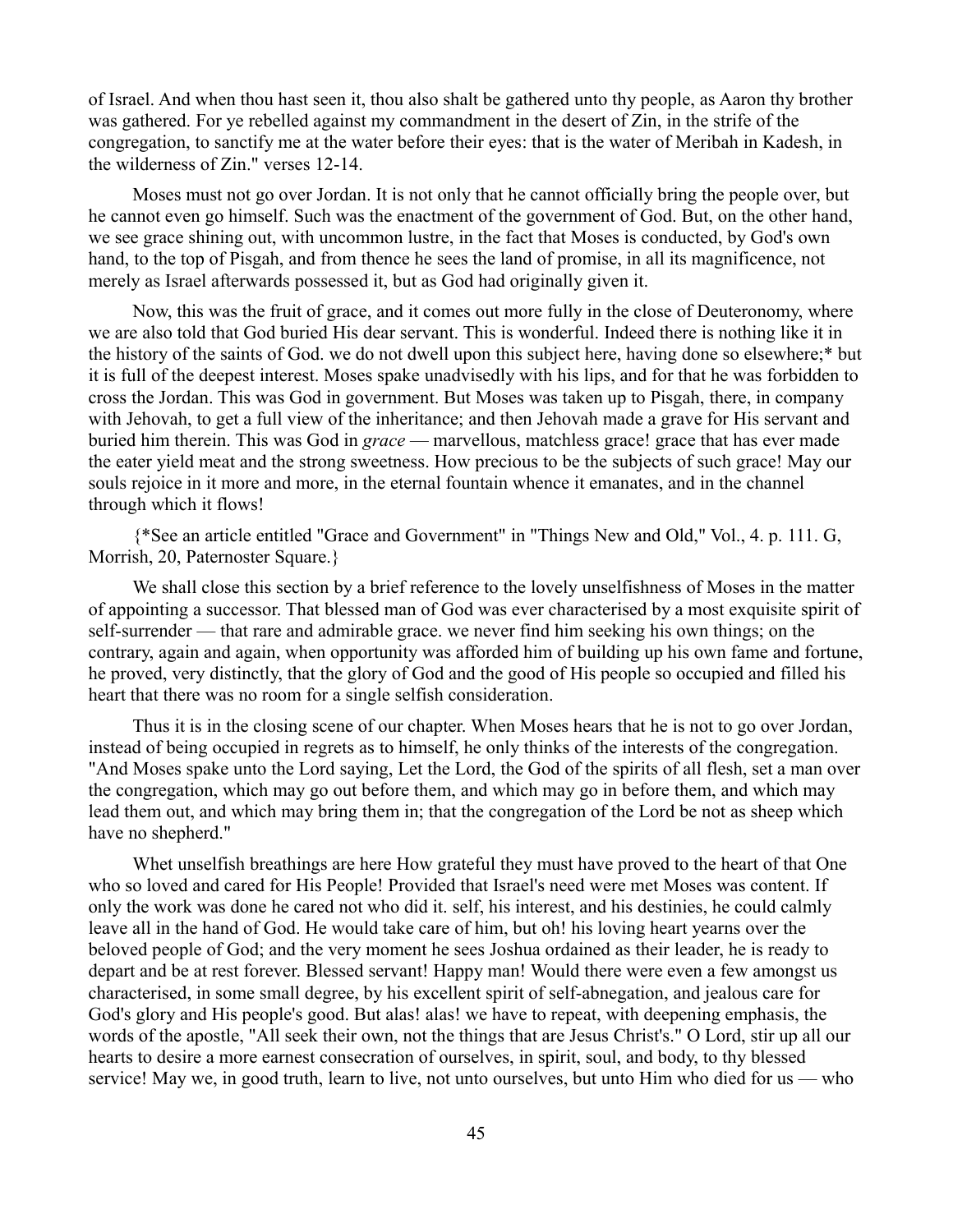of Israel. And when thou hast seen it, thou also shalt be gathered unto thy people, as Aaron thy brother was gathered. For ye rebelled against my commandment in the desert of Zin, in the strife of the congregation, to sanctify me at the water before their eyes: that is the water of Meribah in Kadesh, in the wilderness of Zin." verses 12-14.

Moses must not go over Jordan. It is not only that he cannot officially bring the people over, but he cannot even go himself. Such was the enactment of the government of God. But, on the other hand, we see grace shining out, with uncommon lustre, in the fact that Moses is conducted, by God's own hand, to the top of Pisgah, and from thence he sees the land of promise, in all its magnificence, not merely as Israel afterwards possessed it, but as God had originally given it.

Now, this was the fruit of grace, and it comes out more fully in the close of Deuteronomy, where we are also told that God buried His dear servant. This is wonderful. Indeed there is nothing like it in the history of the saints of God. we do not dwell upon this subject here, having done so elsewhere;* but it is full of the deepest interest. Moses spake unadvisedly with his lips, and for that he was forbidden to cross the Jordan. This was God in government. But Moses was taken up to Pisgah, there, in company with Jehovah, to get a full view of the inheritance; and then Jehovah made a grave for His servant and buried him therein. This was God in *grace* — marvellous, matchless grace! grace that has ever made the eater yield meat and the strong sweetness. How precious to be the subjects of such grace! May our souls rejoice in it more and more, in the eternal fountain whence it emanates, and in the channel through which it flows!

{*See an article entitled "Grace and Government" in "Things New and Old," Vol., 4. p. 111. G, Morrish, 20, Paternoster Square.}

We shall close this section by a brief reference to the lovely unselfishness of Moses in the matter of appointing a successor. That blessed man of God was ever characterised by a most exquisite spirit of self-surrender — that rare and admirable grace. we never find him seeking his own things; on the contrary, again and again, when opportunity was afforded him of building up his own fame and fortune, he proved, very distinctly, that the glory of God and the good of His people so occupied and filled his heart that there was no room for a single selfish consideration.

Thus it is in the closing scene of our chapter. When Moses hears that he is not to go over Jordan, instead of being occupied in regrets as to himself, he only thinks of the interests of the congregation. "And Moses spake unto the Lord saying, Let the Lord, the God of the spirits of all flesh, set a man over the congregation, which may go out before them, and which may go in before them, and which may lead them out, and which may bring them in; that the congregation of the Lord be not as sheep which have no shepherd."

Whet unselfish breathings are here How grateful they must have proved to the heart of that One who so loved and cared for His People! Provided that Israel's need were met Moses was content. If only the work was done he cared not who did it. self, his interest, and his destinies, he could calmly leave all in the hand of God. He would take care of him, but oh! his loving heart yearns over the beloved people of God; and the very moment he sees Joshua ordained as their leader, he is ready to depart and be at rest forever. Blessed servant! Happy man! Would there were even a few amongst us characterised, in some small degree, by his excellent spirit of self-abnegation, and jealous care for God's glory and His people's good. But alas! alas! we have to repeat, with deepening emphasis, the words of the apostle, "All seek their own, not the things that are Jesus Christ's." O Lord, stir up all our hearts to desire a more earnest consecration of ourselves, in spirit, soul, and body, to thy blessed service! May we, in good truth, learn to live, not unto ourselves, but unto Him who died for us — who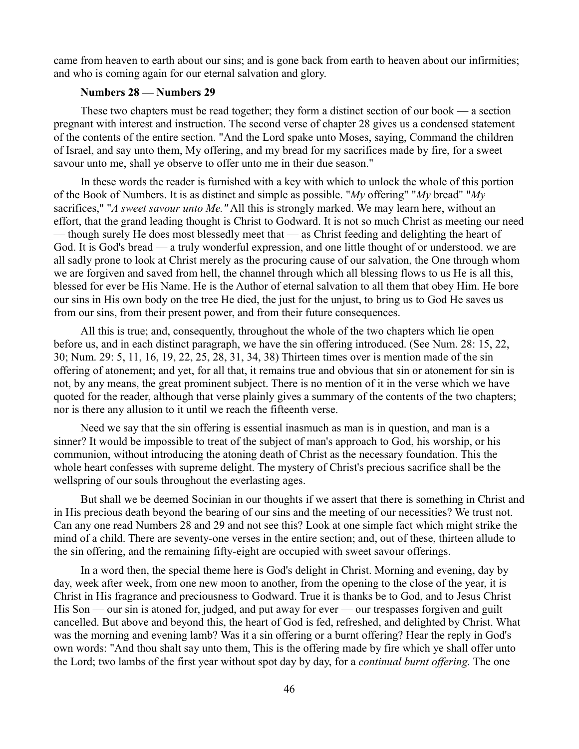came from heaven to earth about our sins; and is gone back from earth to heaven about our infirmities; and who is coming again for our eternal salvation and glory.

### Numbers 28 — Numbers 29

These two chapters must be read together; they form a distinct section of our book — a section pregnant with interest and instruction. The second verse of chapter 28 gives us a condensed statement of the contents of the entire section. "And the Lord spake unto Moses, saying, Command the children of Israel, and say unto them, My offering, and my bread for my sacrifices made by fire, for a sweet savour unto me, shall ye observe to offer unto me in their due season."

In these words the reader is furnished with a key with which to unlock the whole of this portion of the Book of Numbers. It is as distinct and simple as possible. "*My* offering" "*My* bread" "*My* sacrifices," "*A sweet savour unto Me."* All this is strongly marked. We may learn here, without an effort, that the grand leading thought is Christ to Godward. It is not so much Christ as meeting our need — though surely He does most blessedly meet that — as Christ feeding and delighting the heart of God. It is God's bread — a truly wonderful expression, and one little thought of or understood. we are all sadly prone to look at Christ merely as the procuring cause of our salvation, the One through whom we are forgiven and saved from hell, the channel through which all blessing flows to us He is all this, blessed for ever be His Name. He is the Author of eternal salvation to all them that obey Him. He bore our sins in His own body on the tree He died, the just for the unjust, to bring us to God He saves us from our sins, from their present power, and from their future consequences.

All this is true; and, consequently, throughout the whole of the two chapters which lie open before us, and in each distinct paragraph, we have the sin offering introduced. (See Num. 28: 15, 22, 30; Num. 29: 5, 11, 16, 19, 22, 25, 28, 31, 34, 38) Thirteen times over is mention made of the sin offering of atonement; and yet, for all that, it remains true and obvious that sin or atonement for sin is not, by any means, the great prominent subject. There is no mention of it in the verse which we have quoted for the reader, although that verse plainly gives a summary of the contents of the two chapters; nor is there any allusion to it until we reach the fifteenth verse.

Need we say that the sin offering is essential inasmuch as man is in question, and man is a sinner? It would be impossible to treat of the subject of man's approach to God, his worship, or his communion, without introducing the atoning death of Christ as the necessary foundation. This the whole heart confesses with supreme delight. The mystery of Christ's precious sacrifice shall be the wellspring of our souls throughout the everlasting ages.

But shall we be deemed Socinian in our thoughts if we assert that there is something in Christ and in His precious death beyond the bearing of our sins and the meeting of our necessities? We trust not. Can any one read Numbers 28 and 29 and not see this? Look at one simple fact which might strike the mind of a child. There are seventy-one verses in the entire section; and, out of these, thirteen allude to the sin offering, and the remaining fifty-eight are occupied with sweet savour offerings.

In a word then, the special theme here is God's delight in Christ. Morning and evening, day by day, week after week, from one new moon to another, from the opening to the close of the year, it is Christ in His fragrance and preciousness to Godward. True it is thanks be to God, and to Jesus Christ His Son — our sin is atoned for, judged, and put away for ever — our trespasses forgiven and guilt cancelled. But above and beyond this, the heart of God is fed, refreshed, and delighted by Christ. What was the morning and evening lamb? Was it a sin offering or a burnt offering? Hear the reply in God's own words: "And thou shalt say unto them, This is the offering made by fire which ye shall offer unto the Lord; two lambs of the first year without spot day by day, for a *continual burnt offering.* The one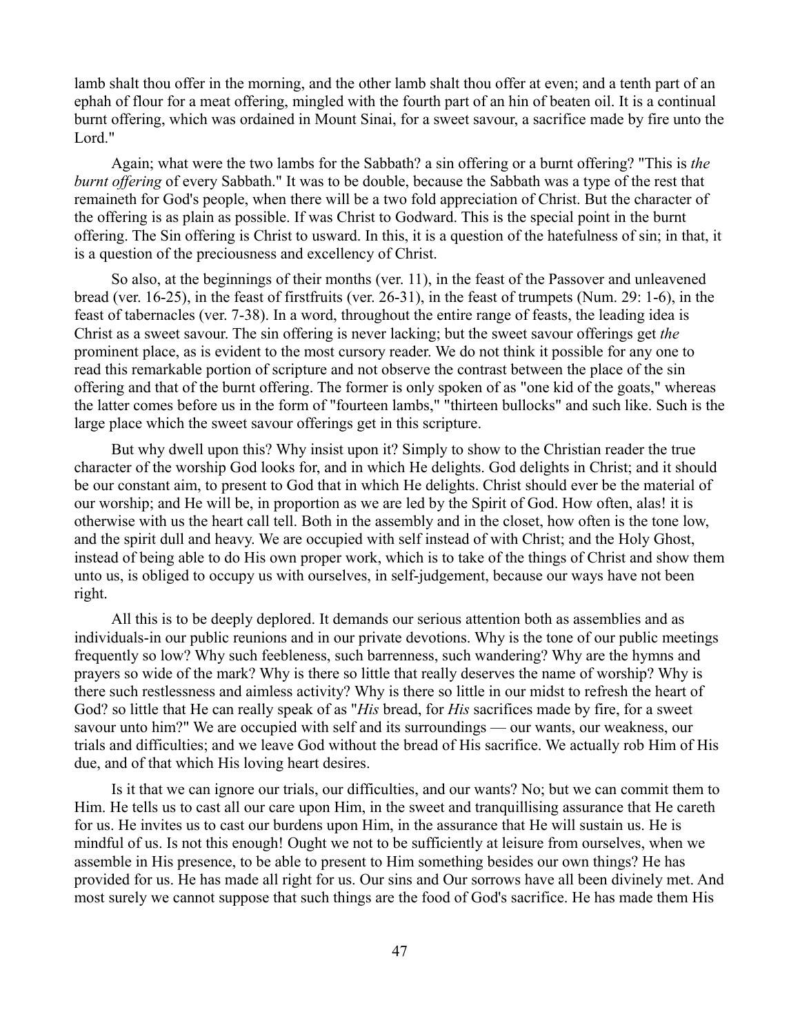lamb shalt thou offer in the morning, and the other lamb shalt thou offer at even; and a tenth part of an ephah of flour for a meat offering, mingled with the fourth part of an hin of beaten oil. It is a continual burnt offering, which was ordained in Mount Sinai, for a sweet savour, a sacrifice made by fire unto the Lord."

Again; what were the two lambs for the Sabbath? a sin offering or a burnt offering? "This is *the burnt offering* of every Sabbath." It was to be double, because the Sabbath was a type of the rest that remaineth for God's people, when there will be a two fold appreciation of Christ. But the character of the offering is as plain as possible. If was Christ to Godward. This is the special point in the burnt offering. The Sin offering is Christ to usward. In this, it is a question of the hatefulness of sin; in that, it is a question of the preciousness and excellency of Christ.

So also, at the beginnings of their months (ver. 11), in the feast of the Passover and unleavened bread (ver. 16-25), in the feast of firstfruits (ver. 26-31), in the feast of trumpets (Num. 29: 1-6), in the feast of tabernacles (ver. 7-38). In a word, throughout the entire range of feasts, the leading idea is Christ as a sweet savour. The sin offering is never lacking; but the sweet savour offerings get *the* prominent place, as is evident to the most cursory reader. We do not think it possible for any one to read this remarkable portion of scripture and not observe the contrast between the place of the sin offering and that of the burnt offering. The former is only spoken of as "one kid of the goats," whereas the latter comes before us in the form of "fourteen lambs," "thirteen bullocks" and such like. Such is the large place which the sweet savour offerings get in this scripture.

But why dwell upon this? Why insist upon it? Simply to show to the Christian reader the true character of the worship God looks for, and in which He delights. God delights in Christ; and it should be our constant aim, to present to God that in which He delights. Christ should ever be the material of our worship; and He will be, in proportion as we are led by the Spirit of God. How often, alas! it is otherwise with us the heart call tell. Both in the assembly and in the closet, how often is the tone low, and the spirit dull and heavy. We are occupied with self instead of with Christ; and the Holy Ghost, instead of being able to do His own proper work, which is to take of the things of Christ and show them unto us, is obliged to occupy us with ourselves, in self-judgement, because our ways have not been right.

All this is to be deeply deplored. It demands our serious attention both as assemblies and as individuals-in our public reunions and in our private devotions. Why is the tone of our public meetings frequently so low? Why such feebleness, such barrenness, such wandering? Why are the hymns and prayers so wide of the mark? Why is there so little that really deserves the name of worship? Why is there such restlessness and aimless activity? Why is there so little in our midst to refresh the heart of God? so little that He can really speak of as "*His* bread, for *His* sacrifices made by fire, for a sweet savour unto him?" We are occupied with self and its surroundings — our wants, our weakness, our trials and difficulties; and we leave God without the bread of His sacrifice. We actually rob Him of His due, and of that which His loving heart desires.

Is it that we can ignore our trials, our difficulties, and our wants? No; but we can commit them to Him. He tells us to cast all our care upon Him, in the sweet and tranquillising assurance that He careth for us. He invites us to cast our burdens upon Him, in the assurance that He will sustain us. He is mindful of us. Is not this enough! Ought we not to be sufficiently at leisure from ourselves, when we assemble in His presence, to be able to present to Him something besides our own things? He has provided for us. He has made all right for us. Our sins and Our sorrows have all been divinely met. And most surely we cannot suppose that such things are the food of God's sacrifice. He has made them His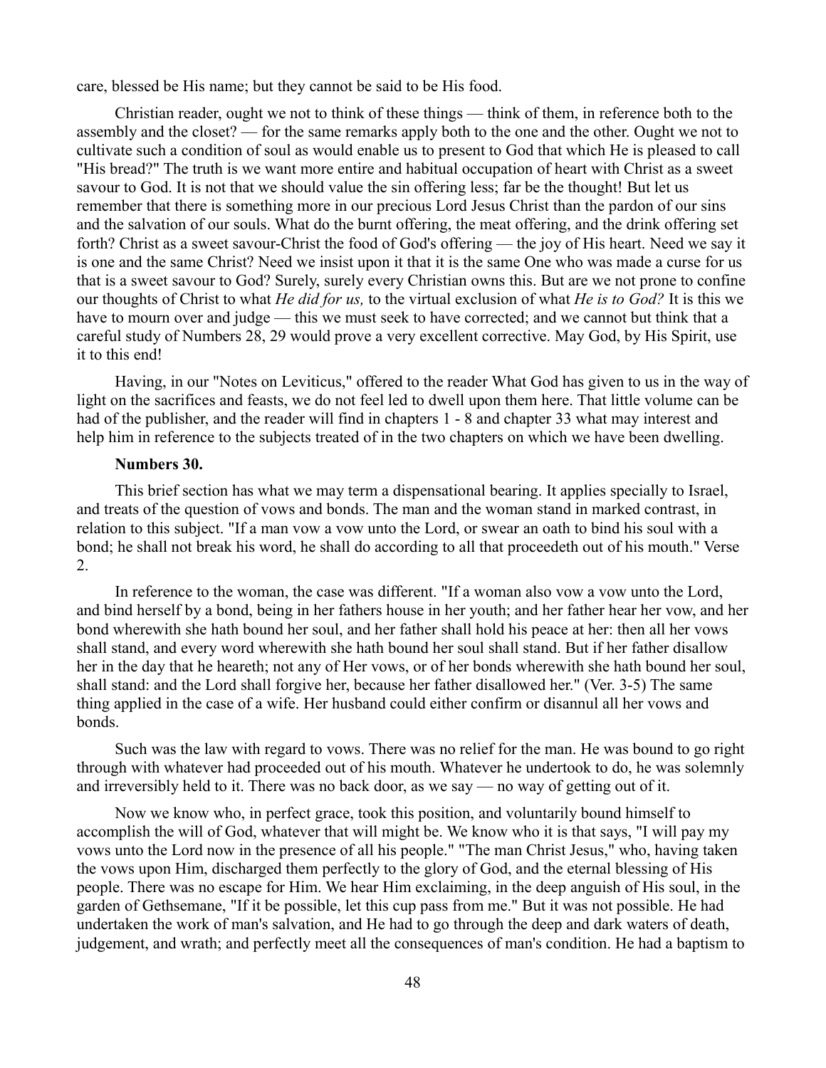care, blessed be His name; but they cannot be said to be His food.

Christian reader, ought we not to think of these things — think of them, in reference both to the assembly and the closet? — for the same remarks apply both to the one and the other. Ought we not to cultivate such a condition of soul as would enable us to present to God that which He is pleased to call "His bread?" The truth is we want more entire and habitual occupation of heart with Christ as a sweet savour to God. It is not that we should value the sin offering less; far be the thought! But let us remember that there is something more in our precious Lord Jesus Christ than the pardon of our sins and the salvation of our souls. What do the burnt offering, the meat offering, and the drink offering set forth? Christ as a sweet savour-Christ the food of God's offering — the joy of His heart. Need we say it is one and the same Christ? Need we insist upon it that it is the same One who was made a curse for us that is a sweet savour to God? Surely, surely every Christian owns this. But are we not prone to confine our thoughts of Christ to what *He did for us,* to the virtual exclusion of what *He is to God?* It is this we have to mourn over and judge — this we must seek to have corrected; and we cannot but think that a careful study of Numbers 28, 29 would prove a very excellent corrective. May God, by His Spirit, use it to this end!

Having, in our "Notes on Leviticus," offered to the reader What God has given to us in the way of light on the sacrifices and feasts, we do not feel led to dwell upon them here. That little volume can be had of the publisher, and the reader will find in chapters 1 - 8 and chapter 33 what may interest and help him in reference to the subjects treated of in the two chapters on which we have been dwelling.

**Numbers 30.**

This brief section has what we may term a dispensational bearing. It applies specially to Israel, and treats of the question of vows and bonds. The man and the woman stand in marked contrast, in relation to this subject. "If a man vow a vow unto the Lord, or swear an oath to bind his soul with a bond; he shall not break his word, he shall do according to all that proceedeth out of his mouth." Verse 2.

In reference to the woman, the case was different. "If a woman also vow a vow unto the Lord, and bind herself by a bond, being in her fathers house in her youth; and her father hear her vow, and her bond wherewith she hath bound her soul, and her father shall hold his peace at her: then all her vows shall stand, and every word wherewith she hath bound her soul shall stand. But if her father disallow her in the day that he heareth; not any of Her vows, or of her bonds wherewith she hath bound her soul, shall stand: and the Lord shall forgive her, because her father disallowed her." (Ver. 3-5) The same thing applied in the case of a wife. Her husband could either confirm or disannul all her vows and bonds.

Such was the law with regard to vows. There was no relief for the man. He was bound to go right through with whatever had proceeded out of his mouth. Whatever he undertook to do, he was solemnly and irreversibly held to it. There was no back door, as we say — no way of getting out of it.

Now we know who, in perfect grace, took this position, and voluntarily bound himself to accomplish the will of God, whatever that will might be. We know who it is that says, "I will pay my vows unto the Lord now in the presence of all his people." "The man Christ Jesus," who, having taken the vows upon Him, discharged them perfectly to the glory of God, and the eternal blessing of His people. There was no escape for Him. We hear Him exclaiming, in the deep anguish of His soul, in the garden of Gethsemane, "If it be possible, let this cup pass from me." But it was not possible. He had undertaken the work of man's salvation, and He had to go through the deep and dark waters of death, judgement, and wrath; and perfectly meet all the consequences of man's condition. He had a baptism to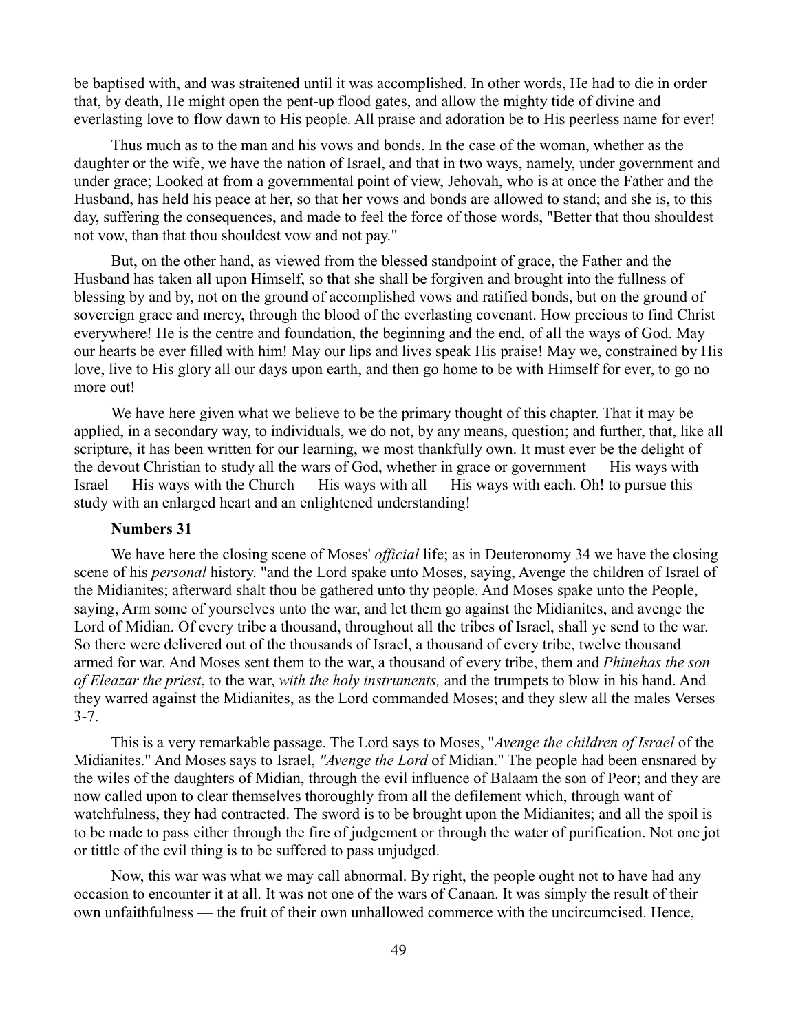be baptised with, and was straitened until it was accomplished. In other words, He had to die in order that, by death, He might open the pent-up flood gates, and allow the mighty tide of divine and everlasting love to flow dawn to His people. All praise and adoration be to His peerless name for ever!

Thus much as to the man and his vows and bonds. In the case of the woman, whether as the daughter or the wife, we have the nation of Israel, and that in two ways, namely, under government and under grace; Looked at from a governmental point of view, Jehovah, who is at once the Father and the Husband, has held his peace at her, so that her vows and bonds are allowed to stand; and she is, to this day, suffering the consequences, and made to feel the force of those words, "Better that thou shouldest not vow, than that thou shouldest vow and not pay."

But, on the other hand, as viewed from the blessed standpoint of grace, the Father and the Husband has taken all upon Himself, so that she shall be forgiven and brought into the fullness of blessing by and by, not on the ground of accomplished vows and ratified bonds, but on the ground of sovereign grace and mercy, through the blood of the everlasting covenant. How precious to find Christ everywhere! He is the centre and foundation, the beginning and the end, of all the ways of God. May our hearts be ever filled with him! May our lips and lives speak His praise! May we, constrained by His love, live to His glory all our days upon earth, and then go home to be with Himself for ever, to go no more out!

We have here given what we believe to be the primary thought of this chapter. That it may be applied, in a secondary way, to individuals, we do not, by any means, question; and further, that, like all scripture, it has been written for our learning, we most thankfully own. It must ever be the delight of the devout Christian to study all the wars of God, whether in grace or government — His ways with Israel — His ways with the Church — His ways with all — His ways with each. Oh! to pursue this study with an enlarged heart and an enlightened understanding!

**Numbers 31**

We have here the closing scene of Moses' *official* life; as in Deuteronomy 34 we have the closing scene of his *personal* history. "and the Lord spake unto Moses, saying, Avenge the children of Israel of the Midianites; afterward shalt thou be gathered unto thy people. And Moses spake unto the People, saying, Arm some of yourselves unto the war, and let them go against the Midianites, and avenge the Lord of Midian. Of every tribe a thousand, throughout all the tribes of Israel, shall ye send to the war. So there were delivered out of the thousands of Israel, a thousand of every tribe, twelve thousand armed for war. And Moses sent them to the war, a thousand of every tribe, them and *Phinehas the son of Eleazar the priest*, to the war, *with the holy instruments,* and the trumpets to blow in his hand. And they warred against the Midianites, as the Lord commanded Moses; and they slew all the males Verses 3-7.

This is a very remarkable passage. The Lord says to Moses, "*Avenge the children of Israel* of the Midianites." And Moses says to Israel, *"Avenge the Lord* of Midian." The people had been ensnared by the wiles of the daughters of Midian, through the evil influence of Balaam the son of Peor; and they are now called upon to clear themselves thoroughly from all the defilement which, through want of watchfulness, they had contracted. The sword is to be brought upon the Midianites; and all the spoil is to be made to pass either through the fire of judgement or through the water of purification. Not one jot or tittle of the evil thing is to be suffered to pass unjudged.

Now, this war was what we may call abnormal. By right, the people ought not to have had any occasion to encounter it at all. It was not one of the wars of Canaan. It was simply the result of their own unfaithfulness — the fruit of their own unhallowed commerce with the uncircumcised. Hence,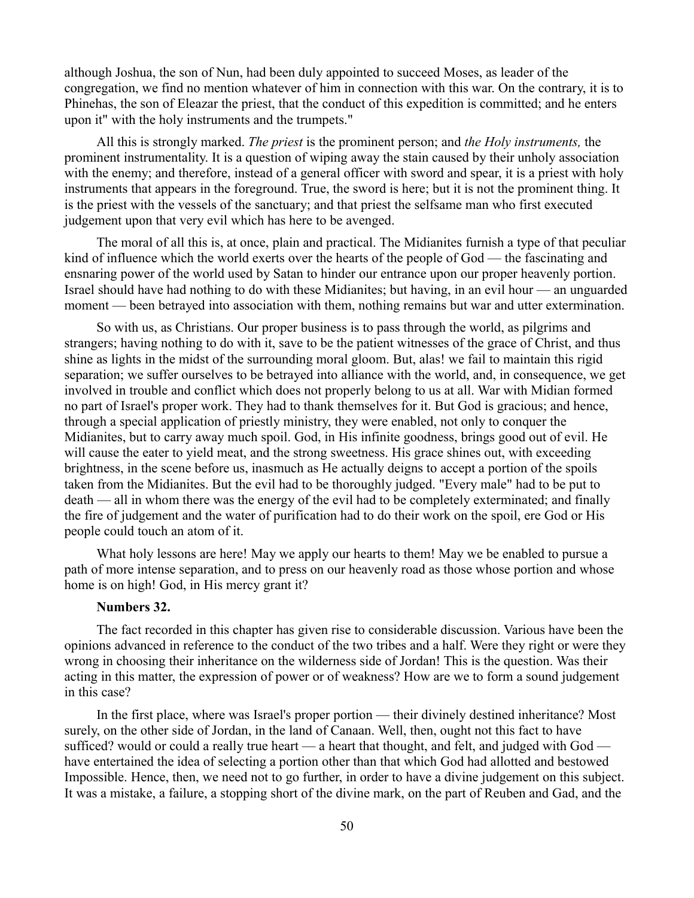although Joshua, the son of Nun, had been duly appointed to succeed Moses, as leader of the congregation, we find no mention whatever of him in connection with this war. On the contrary, it is to Phinehas, the son of Eleazar the priest, that the conduct of this expedition is committed; and he enters upon it" with the holy instruments and the trumpets."

All this is strongly marked. *The priest* is the prominent person; and *the Holy instruments,* the prominent instrumentality. It is a question of wiping away the stain caused by their unholy association with the enemy; and therefore, instead of a general officer with sword and spear, it is a priest with holy instruments that appears in the foreground. True, the sword is here; but it is not the prominent thing. It is the priest with the vessels of the sanctuary; and that priest the selfsame man who first executed judgement upon that very evil which has here to be avenged.

The moral of all this is, at once, plain and practical. The Midianites furnish a type of that peculiar kind of influence which the world exerts over the hearts of the people of God — the fascinating and ensnaring power of the world used by Satan to hinder our entrance upon our proper heavenly portion. Israel should have had nothing to do with these Midianites; but having, in an evil hour — an unguarded moment — been betrayed into association with them, nothing remains but war and utter extermination.

So with us, as Christians. Our proper business is to pass through the world, as pilgrims and strangers; having nothing to do with it, save to be the patient witnesses of the grace of Christ, and thus shine as lights in the midst of the surrounding moral gloom. But, alas! we fail to maintain this rigid separation; we suffer ourselves to be betrayed into alliance with the world, and, in consequence, we get involved in trouble and conflict which does not properly belong to us at all. War with Midian formed no part of Israel's proper work. They had to thank themselves for it. But God is gracious; and hence, through a special application of priestly ministry, they were enabled, not only to conquer the Midianites, but to carry away much spoil. God, in His infinite goodness, brings good out of evil. He will cause the eater to yield meat, and the strong sweetness. His grace shines out, with exceeding brightness, in the scene before us, inasmuch as He actually deigns to accept a portion of the spoils taken from the Midianites. But the evil had to be thoroughly judged. "Every male" had to be put to death — all in whom there was the energy of the evil had to be completely exterminated; and finally the fire of judgement and the water of purification had to do their work on the spoil, ere God or His people could touch an atom of it.

What holy lessons are here! May we apply our hearts to them! May we be enabled to pursue a path of more intense separation, and to press on our heavenly road as those whose portion and whose home is on high! God, in His mercy grant it?

**Numbers 32.**

The fact recorded in this chapter has given rise to considerable discussion. Various have been the opinions advanced in reference to the conduct of the two tribes and a half. Were they right or were they wrong in choosing their inheritance on the wilderness side of Jordan! This is the question. Was their acting in this matter, the expression of power or of weakness? How are we to form a sound judgement in this case?

In the first place, where was Israel's proper portion — their divinely destined inheritance? Most surely, on the other side of Jordan, in the land of Canaan. Well, then, ought not this fact to have sufficed? would or could a really true heart — a heart that thought, and felt, and judged with God — have entertained the idea of selecting a portion other than that which God had allotted and bestowed Impossible. Hence, then, we need not to go further, in order to have a divine judgement on this subject. It was a mistake, a failure, a stopping short of the divine mark, on the part of Reuben and Gad, and the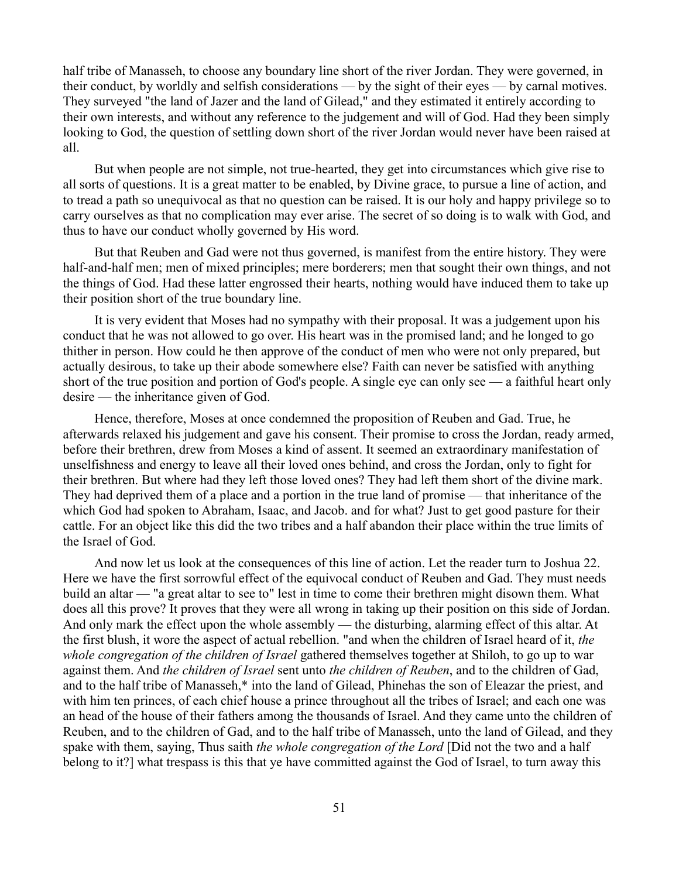half tribe of Manasseh, to choose any boundary line short of the river Jordan. They were governed, in their conduct, by worldly and selfish considerations — by the sight of their eyes — by carnal motives. They surveyed "the land of Jazer and the land of Gilead," and they estimated it entirely according to their own interests, and without any reference to the judgement and will of God. Had they been simply looking to God, the question of settling down short of the river Jordan would never have been raised at all.

But when people are not simple, not true-hearted, they get into circumstances which give rise to all sorts of questions. It is a great matter to be enabled, by Divine grace, to pursue a line of action, and to tread a path so unequivocal as that no question can be raised. It is our holy and happy privilege so to carry ourselves as that no complication may ever arise. The secret of so doing is to walk with God, and thus to have our conduct wholly governed by His word.

But that Reuben and Gad were not thus governed, is manifest from the entire history. They were half-and-half men; men of mixed principles; mere borderers; men that sought their own things, and not the things of God. Had these latter engrossed their hearts, nothing would have induced them to take up their position short of the true boundary line.

It is very evident that Moses had no sympathy with their proposal. It was a judgement upon his conduct that he was not allowed to go over. His heart was in the promised land; and he longed to go thither in person. How could he then approve of the conduct of men who were not only prepared, but actually desirous, to take up their abode somewhere else? Faith can never be satisfied with anything short of the true position and portion of God's people. A single eye can only see — a faithful heart only desire — the inheritance given of God.

Hence, therefore, Moses at once condemned the proposition of Reuben and Gad. True, he afterwards relaxed his judgement and gave his consent. Their promise to cross the Jordan, ready armed, before their brethren, drew from Moses a kind of assent. It seemed an extraordinary manifestation of unselfishness and energy to leave all their loved ones behind, and cross the Jordan, only to fight for their brethren. But where had they left those loved ones? They had left them short of the divine mark. They had deprived them of a place and a portion in the true land of promise — that inheritance of the which God had spoken to Abraham, Isaac, and Jacob. and for what? Just to get good pasture for their cattle. For an object like this did the two tribes and a half abandon their place within the true limits of the Israel of God.

And now let us look at the consequences of this line of action. Let the reader turn to Joshua 22. Here we have the first sorrowful effect of the equivocal conduct of Reuben and Gad. They must needs build an altar — "a great altar to see to" lest in time to come their brethren might disown them. What does all this prove? It proves that they were all wrong in taking up their position on this side of Jordan. And only mark the effect upon the whole assembly — the disturbing, alarming effect of this altar. At the first blush, it wore the aspect of actual rebellion. "and when the children of Israel heard of it, *the whole congregation of the children of Israel* gathered themselves together at Shiloh, to go up to war against them. And *the children of Israel* sent unto *the children of Reuben*, and to the children of Gad, and to the half tribe of Manasseh,* into the land of Gilead, Phinehas the son of Eleazar the priest, and with him ten princes, of each chief house a prince throughout all the tribes of Israel; and each one was an head of the house of their fathers among the thousands of Israel. And they came unto the children of Reuben, and to the children of Gad, and to the half tribe of Manasseh, unto the land of Gilead, and they spake with them, saying, Thus saith *the whole congregation of the Lord* [Did not the two and a half belong to it?] what trespass is this that ye have committed against the God of Israel, to turn away this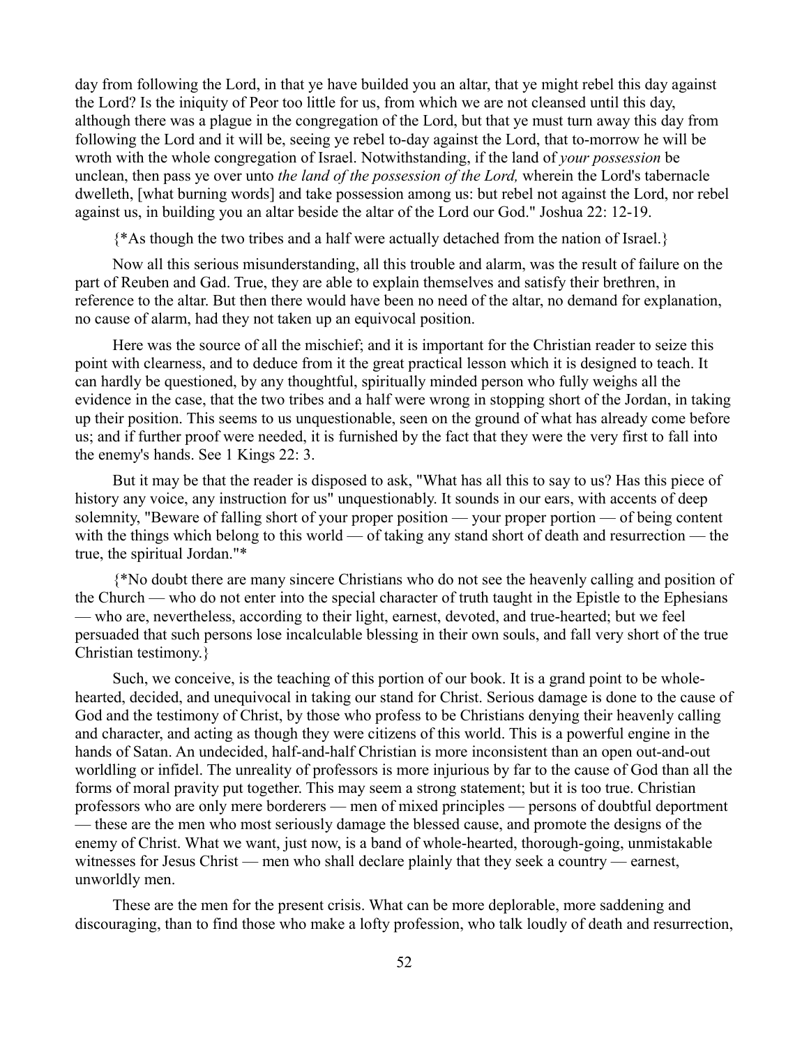day from following the Lord, in that ye have builded you an altar, that ye might rebel this day against the Lord? Is the iniquity of Peor too little for us, from which we are not cleansed until this day, although there was a plague in the congregation of the Lord, but that ye must turn away this day from following the Lord and it will be, seeing ye rebel to-day against the Lord, that to-morrow he will be wroth with the whole congregation of Israel. Notwithstanding, if the land of *your possession* be unclean, then pass ye over unto *the land of the possession of the Lord,* wherein the Lord's tabernacle dwelleth, [what burning words] and take possession among us: but rebel not against the Lord, nor rebel against us, in building you an altar beside the altar of the Lord our God." Joshua 22: 12-19.

{*As though the two tribes and a half were actually detached from the nation of Israel.}

Now all this serious misunderstanding, all this trouble and alarm, was the result of failure on the part of Reuben and Gad. True, they are able to explain themselves and satisfy their brethren, in reference to the altar. But then there would have been no need of the altar, no demand for explanation, no cause of alarm, had they not taken up an equivocal position.

Here was the source of all the mischief; and it is important for the Christian reader to seize this point with clearness, and to deduce from it the great practical lesson which it is designed to teach. It can hardly be questioned, by any thoughtful, spiritually minded person who fully weighs all the evidence in the case, that the two tribes and a half were wrong in stopping short of the Jordan, in taking up their position. This seems to us unquestionable, seen on the ground of what has already come before us; and if further proof were needed, it is furnished by the fact that they were the very first to fall into the enemy's hands. See 1 Kings 22: 3.

But it may be that the reader is disposed to ask, "What has all this to say to us? Has this piece of history any voice, any instruction for us" unquestionably. It sounds in our ears, with accents of deep solemnity, "Beware of falling short of your proper position — your proper portion — of being content with the things which belong to this world — of taking any stand short of death and resurrection — the true, the spiritual Jordan."*

{*No doubt there are many sincere Christians who do not see the heavenly calling and position of the Church — who do not enter into the special character of truth taught in the Epistle to the Ephesians — who are, nevertheless, according to their light, earnest, devoted, and true-hearted; but we feel persuaded that such persons lose incalculable blessing in their own souls, and fall very short of the true Christian testimony.}

Such, we conceive, is the teaching of this portion of our book. It is a grand point to be whole-hearted, decided, and unequivocal in taking our stand for Christ. Serious damage is done to the cause of God and the testimony of Christ, by those who profess to be Christians denying their heavenly calling and character, and acting as though they were citizens of this world. This is a powerful engine in the hands of Satan. An undecided, half-and-half Christian is more inconsistent than an open out-and-out worldling or infidel. The unreality of professors is more injurious by far to the cause of God than all the forms of moral pravity put together. This may seem a strong statement; but it is too true. Christian professors who are only mere borderers — men of mixed principles — persons of doubtful deportment — these are the men who most seriously damage the blessed cause, and promote the designs of the enemy of Christ. What we want, just now, is a band of whole-hearted, thorough-going, unmistakable witnesses for Jesus Christ — men who shall declare plainly that they seek a country — earnest, unworldly men.

These are the men for the present crisis. What can be more deplorable, more saddening and discouraging, than to find those who make a lofty profession, who talk loudly of death and resurrection,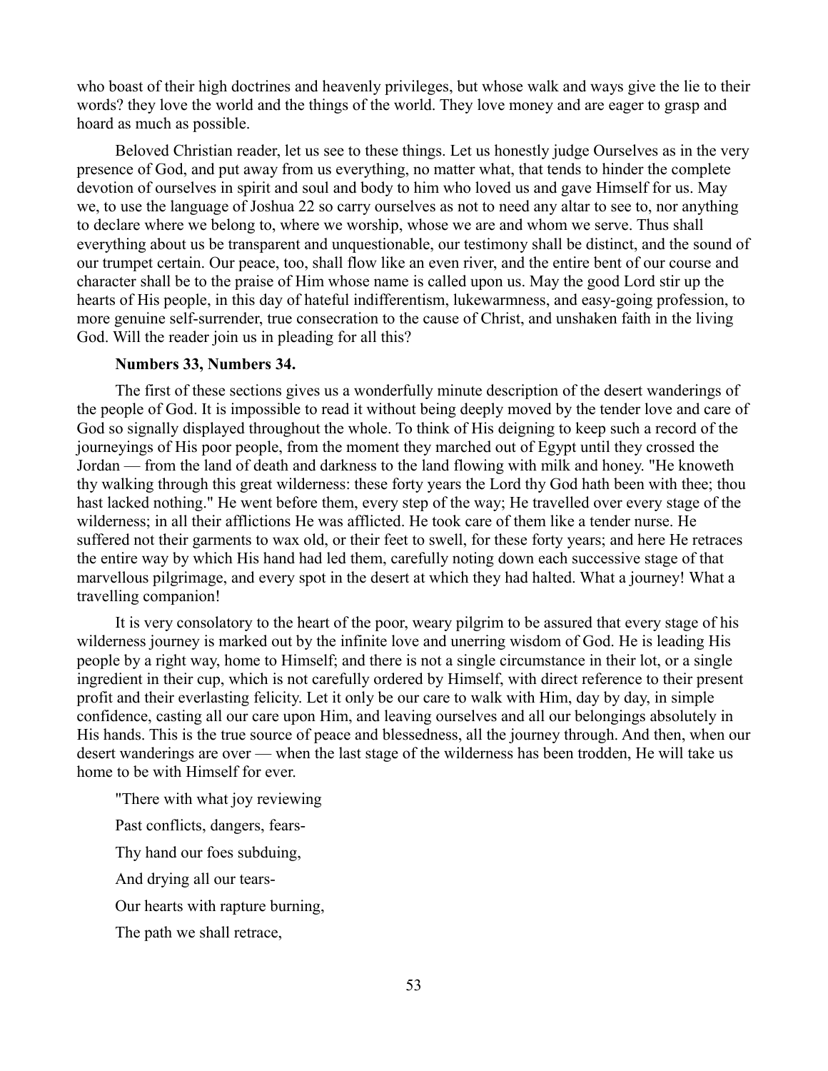who boast of their high doctrines and heavenly privileges, but whose walk and ways give the lie to their words? they love the world and the things of the world. They love money and are eager to grasp and hoard as much as possible.

Beloved Christian reader, let us see to these things. Let us honestly judge Ourselves as in the very presence of God, and put away from us everything, no matter what, that tends to hinder the complete devotion of ourselves in spirit and soul and body to him who loved us and gave Himself for us. May we, to use the language of Joshua 22 so carry ourselves as not to need any altar to see to, nor anything to declare where we belong to, where we worship, whose we are and whom we serve. Thus shall everything about us be transparent and unquestionable, our testimony shall be distinct, and the sound of our trumpet certain. Our peace, too, shall flow like an even river, and the entire bent of our course and character shall be to the praise of Him whose name is called upon us. May the good Lord stir up the hearts of His people, in this day of hateful indifferentism, lukewarmness, and easy-going profession, to more genuine self-surrender, true consecration to the cause of Christ, and unshaken faith in the living God. Will the reader join us in pleading for all this?

**Numbers 33, Numbers 34.**

The first of these sections gives us a wonderfully minute description of the desert wanderings of the people of God. It is impossible to read it without being deeply moved by the tender love and care of God so signally displayed throughout the whole. To think of His deigning to keep such a record of the journeyings of His poor people, from the moment they marched out of Egypt until they crossed the Jordan — from the land of death and darkness to the land flowing with milk and honey. "He knoweth thy walking through this great wilderness: these forty years the Lord thy God hath been with thee; thou hast lacked nothing." He went before them, every step of the way; He travelled over every stage of the wilderness; in all their afflictions He was afflicted. He took care of them like a tender nurse. He suffered not their garments to wax old, or their feet to swell, for these forty years; and here He retraces the entire way by which His hand had led them, carefully noting down each successive stage of that marvellous pilgrimage, and every spot in the desert at which they had halted. What a journey! What a travelling companion!

It is very consolatory to the heart of the poor, weary pilgrim to be assured that every stage of his wilderness journey is marked out by the infinite love and unerring wisdom of God. He is leading His people by a right way, home to Himself; and there is not a single circumstance in their lot, or a single ingredient in their cup, which is not carefully ordered by Himself, with direct reference to their present profit and their everlasting felicity. Let it only be our care to walk with Him, day by day, in simple confidence, casting all our care upon Him, and leaving ourselves and all our belongings absolutely in His hands. This is the true source of peace and blessedness, all the journey through. And then, when our desert wanderings are over — when the last stage of the wilderness has been trodden, He will take us home to be with Himself for ever.

"There with what joy reviewing

Past conflicts, dangers, fears-

Thy hand our foes subduing,

And drying all our tears-

Our hearts with rapture burning,

The path we shall retrace,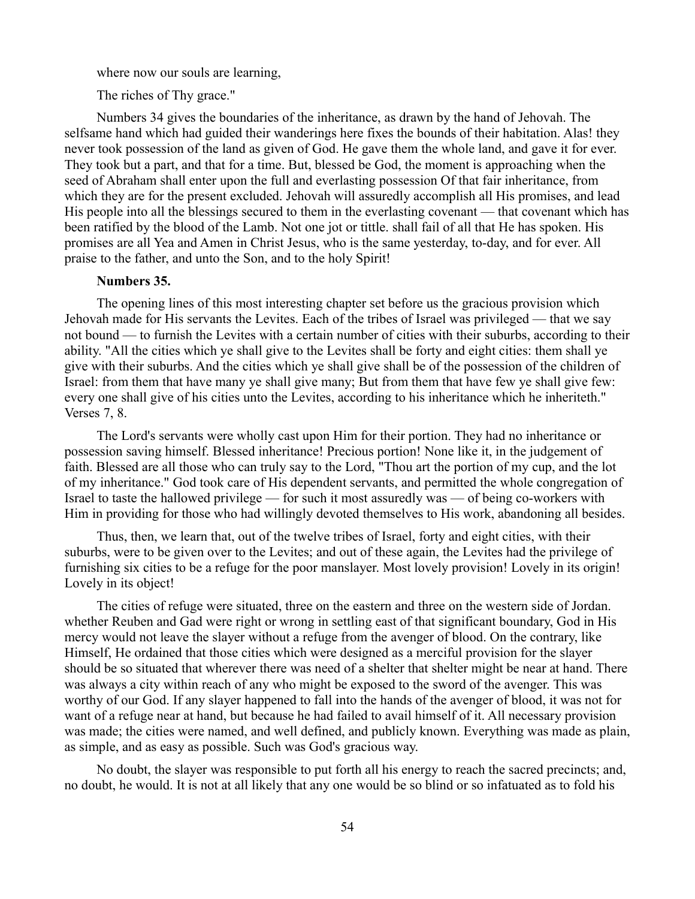where now our souls are learning,

The riches of Thy grace."

Numbers 34 gives the boundaries of the inheritance, as drawn by the hand of Jehovah. The selfsame hand which had guided their wanderings here fixes the bounds of their habitation. Alas! they never took possession of the land as given of God. He gave them the whole land, and gave it for ever. They took but a part, and that for a time. But, blessed be God, the moment is approaching when the seed of Abraham shall enter upon the full and everlasting possession Of that fair inheritance, from which they are for the present excluded. Jehovah will assuredly accomplish all His promises, and lead His people into all the blessings secured to them in the everlasting covenant — that covenant which has been ratified by the blood of the Lamb. Not one jot or tittle. shall fail of all that He has spoken. His promises are all Yea and Amen in Christ Jesus, who is the same yesterday, to-day, and for ever. All praise to the father, and unto the Son, and to the holy Spirit!

**Numbers 35.**

The opening lines of this most interesting chapter set before us the gracious provision which Jehovah made for His servants the Levites. Each of the tribes of Israel was privileged — that we say not bound — to furnish the Levites with a certain number of cities with their suburbs, according to their ability. "All the cities which ye shall give to the Levites shall be forty and eight cities: them shall ye give with their suburbs. And the cities which ye shall give shall be of the possession of the children of Israel: from them that have many ye shall give many; But from them that have few ye shall give few: every one shall give of his cities unto the Levites, according to his inheritance which he inheriteth." Verses 7, 8.

The Lord's servants were wholly cast upon Him for their portion. They had no inheritance or possession saving himself. Blessed inheritance! Precious portion! None like it, in the judgement of faith. Blessed are all those who can truly say to the Lord, "Thou art the portion of my cup, and the lot of my inheritance." God took care of His dependent servants, and permitted the whole congregation of Israel to taste the hallowed privilege — for such it most assuredly was — of being co-workers with Him in providing for those who had willingly devoted themselves to His work, abandoning all besides.

Thus, then, we learn that, out of the twelve tribes of Israel, forty and eight cities, with their suburbs, were to be given over to the Levites; and out of these again, the Levites had the privilege of furnishing six cities to be a refuge for the poor manslayer. Most lovely provision! Lovely in its origin! Lovely in its object!

The cities of refuge were situated, three on the eastern and three on the western side of Jordan. whether Reuben and Gad were right or wrong in settling east of that significant boundary, God in His mercy would not leave the slayer without a refuge from the avenger of blood. On the contrary, like Himself, He ordained that those cities which were designed as a merciful provision for the slayer should be so situated that wherever there was need of a shelter that shelter might be near at hand. There was always a city within reach of any who might be exposed to the sword of the avenger. This was worthy of our God. If any slayer happened to fall into the hands of the avenger of blood, it was not for want of a refuge near at hand, but because he had failed to avail himself of it. All necessary provision was made; the cities were named, and well defined, and publicly known. Everything was made as plain, as simple, and as easy as possible. Such was God's gracious way.

No doubt, the slayer was responsible to put forth all his energy to reach the sacred precincts; and, no doubt, he would. It is not at all likely that any one would be so blind or so infatuated as to fold his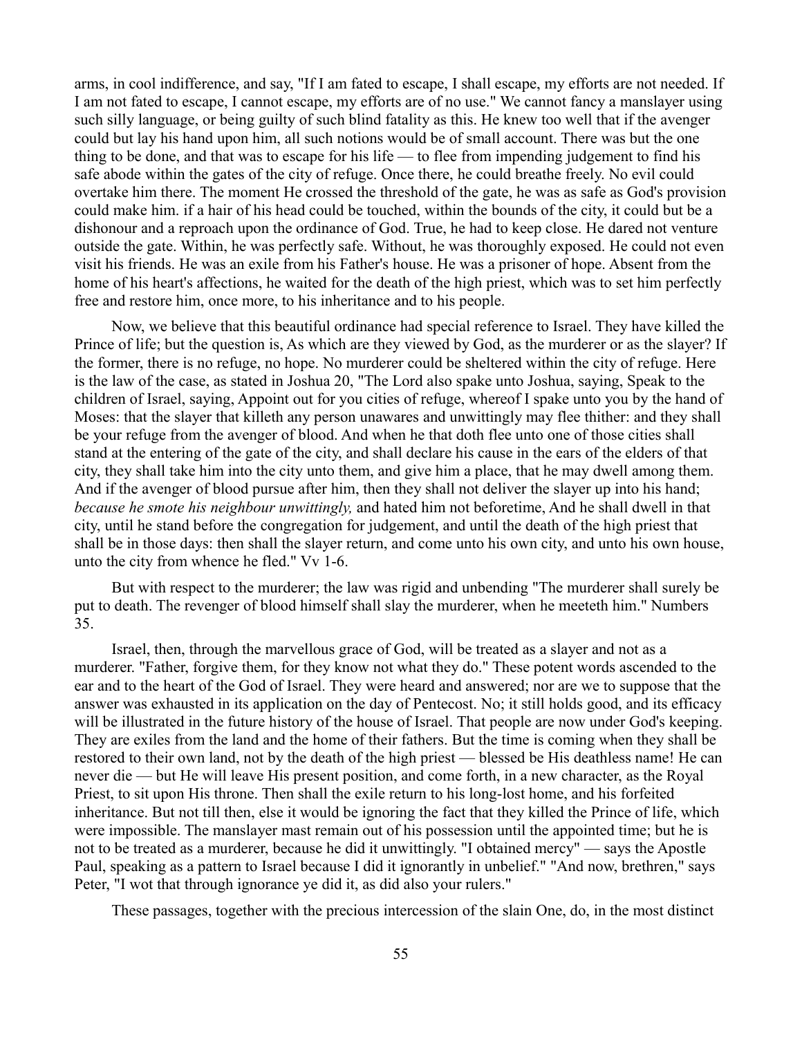arms, in cool indifference, and say, "If I am fated to escape, I shall escape, my efforts are not needed. If I am not fated to escape, I cannot escape, my efforts are of no use." We cannot fancy a manslayer using such silly language, or being guilty of such blind fatality as this. He knew too well that if the avenger could but lay his hand upon him, all such notions would be of small account. There was but the one thing to be done, and that was to escape for his life — to flee from impending judgement to find his safe abode within the gates of the city of refuge. Once there, he could breathe freely. No evil could overtake him there. The moment He crossed the threshold of the gate, he was as safe as God's provision could make him. if a hair of his head could be touched, within the bounds of the city, it could but be a dishonour and a reproach upon the ordinance of God. True, he had to keep close. He dared not venture outside the gate. Within, he was perfectly safe. Without, he was thoroughly exposed. He could not even visit his friends. He was an exile from his Father's house. He was a prisoner of hope. Absent from the home of his heart's affections, he waited for the death of the high priest, which was to set him perfectly free and restore him, once more, to his inheritance and to his people.

Now, we believe that this beautiful ordinance had special reference to Israel. They have killed the Prince of life; but the question is, As which are they viewed by God, as the murderer or as the slayer? If the former, there is no refuge, no hope. No murderer could be sheltered within the city of refuge. Here is the law of the case, as stated in Joshua 20, "The Lord also spake unto Joshua, saying, Speak to the children of Israel, saying, Appoint out for you cities of refuge, whereof I spake unto you by the hand of Moses: that the slayer that killeth any person unawares and unwittingly may flee thither: and they shall be your refuge from the avenger of blood. And when he that doth flee unto one of those cities shall stand at the entering of the gate of the city, and shall declare his cause in the ears of the elders of that city, they shall take him into the city unto them, and give him a place, that he may dwell among them. And if the avenger of blood pursue after him, then they shall not deliver the slayer up into his hand; *because he smote his neighbour unwittingly,* and hated him not beforetime, And he shall dwell in that city, until he stand before the congregation for judgement, and until the death of the high priest that shall be in those days: then shall the slayer return, and come unto his own city, and unto his own house, unto the city from whence he fled." Vv 1-6.

But with respect to the murderer; the law was rigid and unbending "The murderer shall surely be put to death. The revenger of blood himself shall slay the murderer, when he meeteth him." Numbers 35.

Israel, then, through the marvellous grace of God, will be treated as a slayer and not as a murderer. "Father, forgive them, for they know not what they do." These potent words ascended to the ear and to the heart of the God of Israel. They were heard and answered; nor are we to suppose that the answer was exhausted in its application on the day of Pentecost. No; it still holds good, and its efficacy will be illustrated in the future history of the house of Israel. That people are now under God's keeping. They are exiles from the land and the home of their fathers. But the time is coming when they shall be restored to their own land, not by the death of the high priest — blessed be His deathless name! He can never die — but He will leave His present position, and come forth, in a new character, as the Royal Priest, to sit upon His throne. Then shall the exile return to his long-lost home, and his forfeited inheritance. But not till then, else it would be ignoring the fact that they killed the Prince of life, which were impossible. The manslayer mast remain out of his possession until the appointed time; but he is not to be treated as a murderer, because he did it unwittingly. "I obtained mercy" — says the Apostle Paul, speaking as a pattern to Israel because I did it ignorantly in unbelief." "And now, brethren," says Peter, "I wot that through ignorance ye did it, as did also your rulers."

These passages, together with the precious intercession of the slain One, do, in the most distinct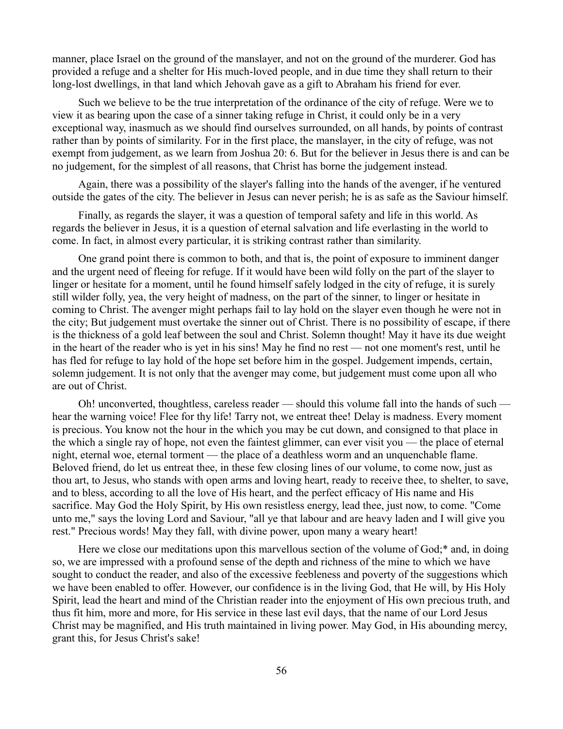manner, place Israel on the ground of the manslayer, and not on the ground of the murderer. God has provided a refuge and a shelter for His much-loved people, and in due time they shall return to their long-lost dwellings, in that land which Jehovah gave as a gift to Abraham his friend for ever.

Such we believe to be the true interpretation of the ordinance of the city of refuge. Were we to view it as bearing upon the case of a sinner taking refuge in Christ, it could only be in a very exceptional way, inasmuch as we should find ourselves surrounded, on all hands, by points of contrast rather than by points of similarity. For in the first place, the manslayer, in the city of refuge, was not exempt from judgement, as we learn from Joshua 20: 6. But for the believer in Jesus there is and can be no judgement, for the simplest of all reasons, that Christ has borne the judgement instead.

Again, there was a possibility of the slayer's falling into the hands of the avenger, if he ventured outside the gates of the city. The believer in Jesus can never perish; he is as safe as the Saviour himself.

Finally, as regards the slayer, it was a question of temporal safety and life in this world. As regards the believer in Jesus, it is a question of eternal salvation and life everlasting in the world to come. In fact, in almost every particular, it is striking contrast rather than similarity.

One grand point there is common to both, and that is, the point of exposure to imminent danger and the urgent need of fleeing for refuge. If it would have been wild folly on the part of the slayer to linger or hesitate for a moment, until he found himself safely lodged in the city of refuge, it is surely still wilder folly, yea, the very height of madness, on the part of the sinner, to linger or hesitate in coming to Christ. The avenger might perhaps fail to lay hold on the slayer even though he were not in the city; But judgement must overtake the sinner out of Christ. There is no possibility of escape, if there is the thickness of a gold leaf between the soul and Christ. Solemn thought! May it have its due weight in the heart of the reader who is yet in his sins! May he find no rest — not one moment's rest, until he has fled for refuge to lay hold of the hope set before him in the gospel. Judgement impends, certain, solemn judgement. It is not only that the avenger may come, but judgement must come upon all who are out of Christ.

Oh! unconverted, thoughtless, careless reader — should this volume fall into the hands of such — hear the warning voice! Flee for thy life! Tarry not, we entreat thee! Delay is madness. Every moment is precious. You know not the hour in the which you may be cut down, and consigned to that place in the which a single ray of hope, not even the faintest glimmer, can ever visit you — the place of eternal night, eternal woe, eternal torment — the place of a deathless worm and an unquenchable flame. Beloved friend, do let us entreat thee, in these few closing lines of our volume, to come now, just as thou art, to Jesus, who stands with open arms and loving heart, ready to receive thee, to shelter, to save, and to bless, according to all the love of His heart, and the perfect efficacy of His name and His sacrifice. May God the Holy Spirit, by His own resistless energy, lead thee, just now, to come. "Come unto me," says the loving Lord and Saviour, "all ye that labour and are heavy laden and I will give you rest." Precious words! May they fall, with divine power, upon many a weary heart!

Here we close our meditations upon this marvellous section of the volume of God;* and, in doing so, we are impressed with a profound sense of the depth and richness of the mine to which we have sought to conduct the reader, and also of the excessive feebleness and poverty of the suggestions which we have been enabled to offer. However, our confidence is in the living God, that He will, by His Holy Spirit, lead the heart and mind of the Christian reader into the enjoyment of His own precious truth, and thus fit him, more and more, for His service in these last evil days, that the name of our Lord Jesus Christ may be magnified, and His truth maintained in living power. May God, in His abounding mercy, grant this, for Jesus Christ's sake!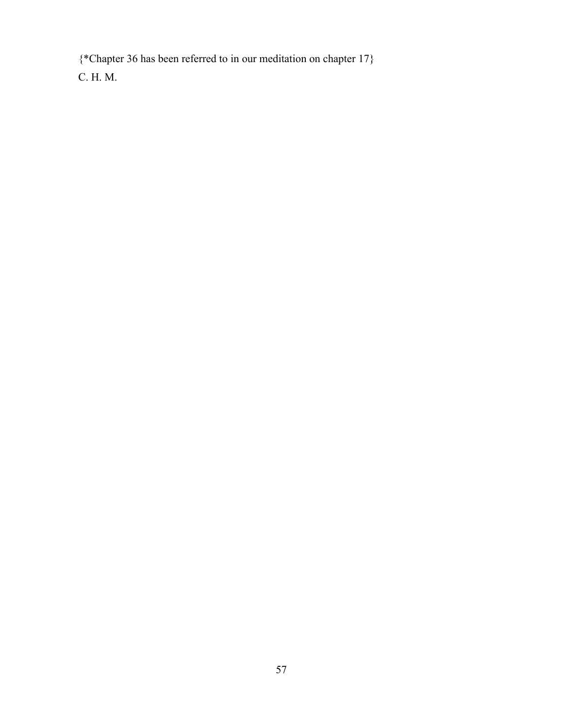{*Chapter 36 has been referred to in our meditation on chapter 17}

C. H. M.